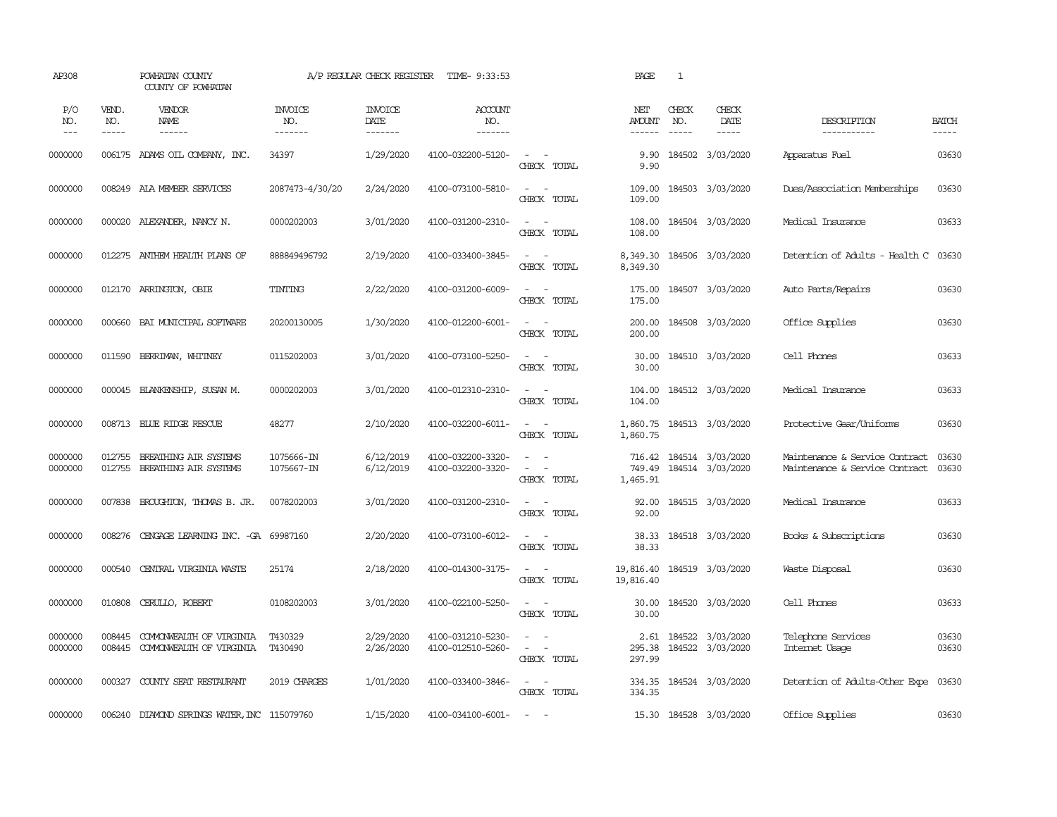AP308 POWHATAN COUNTY A/P REGULAR CHECK REGISTER TIME- 9:33:53 PAGE 1
COUNTY OF POWHATAN

| P/O NO. | VEND. NO. | VENDOR NAME | INVOICE NO. | INVOICE DATE | ACCOUNT NO. | | NET AMOUNT | CHECK NO. | CHECK DATE | DESCRIPTION | BATCH |
|---|---|---|---|---|---|---|---|---|---|---|---|
| 0000000 | 006175 | ADAMS OIL COMPANY, INC. | 34397 | 1/29/2020 | 4100-032200-5120- | - - | 9.90 | 184502 | 3/03/2020 | Apparatus Fuel | 03630 |
| | | | | | | CHECK TOTAL | 9.90 | | | | |
| 0000000 | 008249 | AIA MEMBER SERVICES | 2087473-4/30/20 | 2/24/2020 | 4100-073100-5810- | - - | 109.00 | 184503 | 3/03/2020 | Dues/Association Memberships | 03630 |
| | | | | | | CHECK TOTAL | 109.00 | | | | |
| 0000000 | 000020 | ALEXANDER, NANCY N. | 0000202003 | 3/01/2020 | 4100-031200-2310- | - - | 108.00 | 184504 | 3/03/2020 | Medical Insurance | 03633 |
| | | | | | | CHECK TOTAL | 108.00 | | | | |
| 0000000 | 012275 | ANTHEM HEALTH PLANS OF | 888849496792 | 2/19/2020 | 4100-033400-3845- | - - | 8,349.30 | 184506 | 3/03/2020 | Detention of Adults - Health C | 03630 |
| | | | | | | CHECK TOTAL | 8,349.30 | | | | |
| 0000000 | 012170 | ARRINGTON, OBIE | TINTING | 2/22/2020 | 4100-031200-6009- | - - | 175.00 | 184507 | 3/03/2020 | Auto Parts/Repairs | 03630 |
| | | | | | | CHECK TOTAL | 175.00 | | | | |
| 0000000 | 000660 | BAI MUNICIPAL SOFTWARE | 20200130005 | 1/30/2020 | 4100-012200-6001- | - - | 200.00 | 184508 | 3/03/2020 | Office Supplies | 03630 |
| | | | | | | CHECK TOTAL | 200.00 | | | | |
| 0000000 | 011590 | BERRIMAN, WHITNEY | 0115202003 | 3/01/2020 | 4100-073100-5250- | - - | 30.00 | 184510 | 3/03/2020 | Cell Phones | 03633 |
| | | | | | | CHECK TOTAL | 30.00 | | | | |
| 0000000 | 000045 | BLANKENSHIP, SUSAN M. | 0000202003 | 3/01/2020 | 4100-012310-2310- | - - | 104.00 | 184512 | 3/03/2020 | Medical Insurance | 03633 |
| | | | | | | CHECK TOTAL | 104.00 | | | | |
| 0000000 | 008713 | BLUE RIDGE RESCUE | 48277 | 2/10/2020 | 4100-032200-6011- | - - | 1,860.75 | 184513 | 3/03/2020 | Protective Gear/Uniforms | 03630 |
| | | | | | | CHECK TOTAL | 1,860.75 | | | | |
| 0000000 | 012755 | BREATHING AIR SYSTEMS | 1075666-IN | 6/12/2019 | 4100-032200-3320- | - - | 716.42 | 184514 | 3/03/2020 | Maintenance & Service Contract | 03630 |
| 0000000 | 012755 | BREATHING AIR SYSTEMS | 1075667-IN | 6/12/2019 | 4100-032200-3320- | - - | 749.49 | 184514 | 3/03/2020 | Maintenance & Service Contract | 03630 |
| | | | | | | CHECK TOTAL | 1,465.91 | | | | |
| 0000000 | 007838 | BROUGHTON, THOMAS B. JR. | 0078202003 | 3/01/2020 | 4100-031200-2310- | - - | 92.00 | 184515 | 3/03/2020 | Medical Insurance | 03633 |
| | | | | | | CHECK TOTAL | 92.00 | | | | |
| 0000000 | 008276 | CENGAGE LEARNING INC. -GA | 69987160 | 2/20/2020 | 4100-073100-6012- | - - | 38.33 | 184518 | 3/03/2020 | Books & Subscriptions | 03630 |
| | | | | | | CHECK TOTAL | 38.33 | | | | |
| 0000000 | 000540 | CENTRAL VIRGINIA WASTE | 25174 | 2/18/2020 | 4100-014300-3175- | - - | 19,816.40 | 184519 | 3/03/2020 | Waste Disposal | 03630 |
| | | | | | | CHECK TOTAL | 19,816.40 | | | | |
| 0000000 | 010808 | CERULLO, ROBERT | 0108202003 | 3/01/2020 | 4100-022100-5250- | - - | 30.00 | 184520 | 3/03/2020 | Cell Phones | 03633 |
| | | | | | | CHECK TOTAL | 30.00 | | | | |
| 0000000 | 008445 | COMMONWEALTH OF VIRGINIA | T430329 | 2/29/2020 | 4100-031210-5230- | - - | 2.61 | 184522 | 3/03/2020 | Telephone Services | 03630 |
| 0000000 | 008445 | COMMONWEALTH OF VIRGINIA | T430490 | 2/26/2020 | 4100-012510-5260- | - - | 295.38 | 184522 | 3/03/2020 | Internet Usage | 03630 |
| | | | | | | CHECK TOTAL | 297.99 | | | | |
| 0000000 | 000327 | COUNTY SEAT RESTAURANT | 2019 CHARGES | 1/01/2020 | 4100-033400-3846- | - - | 334.35 | 184524 | 3/03/2020 | Detention of Adults-Other Expe | 03630 |
| | | | | | | CHECK TOTAL | 334.35 | | | | |
| 0000000 | 006240 | DIAMOND SPRINGS WATER,INC | 115079760 | 1/15/2020 | 4100-034100-6001- | - - | 15.30 | 184528 | 3/03/2020 | Office Supplies | 03630 |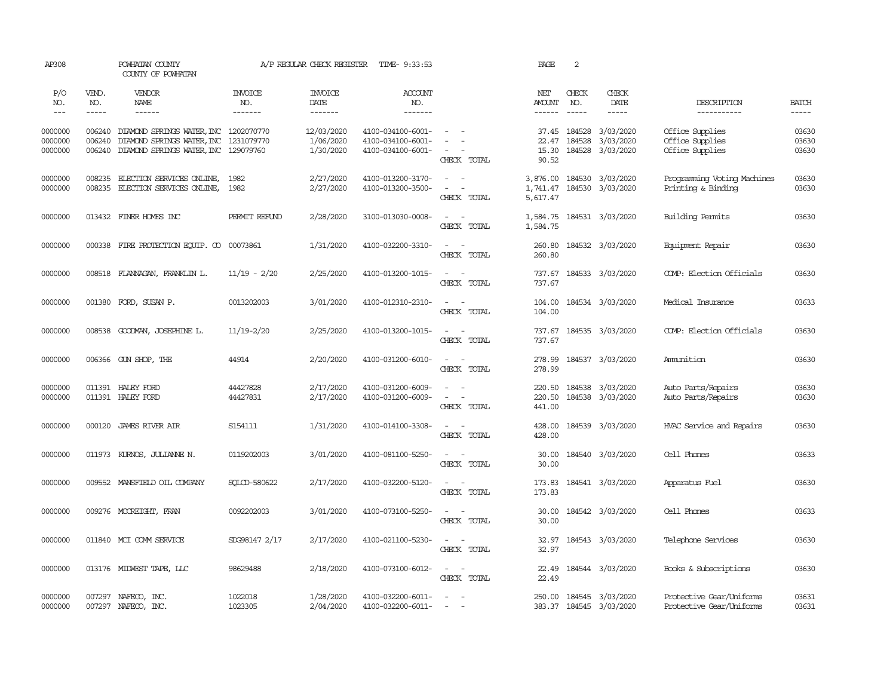AP308 POWHATAN COUNTY A/P REGULAR CHECK REGISTER TIME- 9:33:53 PAGE 2

COUNTY OF POWHATAN

| P/O NO. | VEND. NO. | VENDOR NAME | INVOICE NO. | INVOICE DATE | ACCOUNT NO. | | NET AMOUNT | CHECK NO. | CHECK DATE | DESCRIPTION | BATCH |
|---|---|---|---|---|---|---|---|---|---|---|---|
| --- | ----- | ------ | ------- | ------- | ------- | | ------ | ----- | ----- | ----------- | ----- |
| 0000000 | 006240 | DIAMOND SPRINGS WATER,INC | 1202070770 | 12/03/2020 | 4100-034100-6001- | - - | 37.45 | 184528 | 3/03/2020 | Office Supplies | 03630 |
| 0000000 | 006240 | DIAMOND SPRINGS WATER,INC | 1231079770 | 1/06/2020 | 4100-034100-6001- | - - | 22.47 | 184528 | 3/03/2020 | Office Supplies | 03630 |
| 0000000 | 006240 | DIAMOND SPRINGS WATER,INC | 129079760 | 1/30/2020 | 4100-034100-6001- | - - | 15.30 | 184528 | 3/03/2020 | Office Supplies | 03630 |
| | | | | | | CHECK TOTAL | 90.52 | | | | |
| 0000000 | 008235 | ELECTION SERVICES ONLINE, | 1982 | 2/27/2020 | 4100-013200-3170- | - - | 3,876.00 | 184530 | 3/03/2020 | Programming Voting Machines | 03630 |
| 0000000 | 008235 | ELECTION SERVICES ONLINE, | 1982 | 2/27/2020 | 4100-013200-3500- | - - | 1,741.47 | 184530 | 3/03/2020 | Printing & Binding | 03630 |
| | | | | | | CHECK TOTAL | 5,617.47 | | | | |
| 0000000 | 013432 | FINER HOMES INC | PERMIT REFUND | 2/28/2020 | 3100-013030-0008- | - - | 1,584.75 | 184531 | 3/03/2020 | Building Permits | 03630 |
| | | | | | | CHECK TOTAL | 1,584.75 | | | | |
| 0000000 | 000338 | FIRE PROTECTION EQUIP. CO | 00073861 | 1/31/2020 | 4100-032200-3310- | - - | 260.80 | 184532 | 3/03/2020 | Equipment Repair | 03630 |
| | | | | | | CHECK TOTAL | 260.80 | | | | |
| 0000000 | 008518 | FLANNAGAN, FRANKLIN L. | 11/19 - 2/20 | 2/25/2020 | 4100-013200-1015- | - - | 737.67 | 184533 | 3/03/2020 | COMP: Election Officials | 03630 |
| | | | | | | CHECK TOTAL | 737.67 | | | | |
| 0000000 | 001380 | FORD, SUSAN P. | 0013202003 | 3/01/2020 | 4100-012310-2310- | - - | 104.00 | 184534 | 3/03/2020 | Medical Insurance | 03633 |
| | | | | | | CHECK TOTAL | 104.00 | | | | |
| 0000000 | 008538 | GOODMAN, JOSEPHINE L. | 11/19-2/20 | 2/25/2020 | 4100-013200-1015- | - - | 737.67 | 184535 | 3/03/2020 | COMP: Election Officials | 03630 |
| | | | | | | CHECK TOTAL | 737.67 | | | | |
| 0000000 | 006366 | GUN SHOP, THE | 44914 | 2/20/2020 | 4100-031200-6010- | - - | 278.99 | 184537 | 3/03/2020 | Ammunition | 03630 |
| | | | | | | CHECK TOTAL | 278.99 | | | | |
| 0000000 | 011391 | HALEY FORD | 44427828 | 2/17/2020 | 4100-031200-6009- | - - | 220.50 | 184538 | 3/03/2020 | Auto Parts/Repairs | 03630 |
| 0000000 | 011391 | HALEY FORD | 44427831 | 2/17/2020 | 4100-031200-6009- | - - | 220.50 | 184538 | 3/03/2020 | Auto Parts/Repairs | 03630 |
| | | | | | | CHECK TOTAL | 441.00 | | | | |
| 0000000 | 000120 | JAMES RIVER AIR | S154111 | 1/31/2020 | 4100-014100-3308- | - - | 428.00 | 184539 | 3/03/2020 | HVAC Service and Repairs | 03630 |
| | | | | | | CHECK TOTAL | 428.00 | | | | |
| 0000000 | 011973 | KURNOS, JULIANNE N. | 0119202003 | 3/01/2020 | 4100-081100-5250- | - - | 30.00 | 184540 | 3/03/2020 | Cell Phones | 03633 |
| | | | | | | CHECK TOTAL | 30.00 | | | | |
| 0000000 | 009552 | MANSFIELD OIL COMPANY | SQLCD-580622 | 2/17/2020 | 4100-032200-5120- | - - | 173.83 | 184541 | 3/03/2020 | Apparatus Fuel | 03630 |
| | | | | | | CHECK TOTAL | 173.83 | | | | |
| 0000000 | 009276 | MCCREIGHT, FRAN | 0092202003 | 3/01/2020 | 4100-073100-5250- | - - | 30.00 | 184542 | 3/03/2020 | Cell Phones | 03633 |
| | | | | | | CHECK TOTAL | 30.00 | | | | |
| 0000000 | 011840 | MCI COMM SERVICE | SDG98147 2/17 | 2/17/2020 | 4100-021100-5230- | - - | 32.97 | 184543 | 3/03/2020 | Telephone Services | 03630 |
| | | | | | | CHECK TOTAL | 32.97 | | | | |
| 0000000 | 013176 | MIDWEST TAPE, LLC | 98629488 | 2/18/2020 | 4100-073100-6012- | - - | 22.49 | 184544 | 3/03/2020 | Books & Subscriptions | 03630 |
| | | | | | | CHECK TOTAL | 22.49 | | | | |
| 0000000 | 007297 | NAFECO, INC. | 1022018 | 1/28/2020 | 4100-032200-6011- | - - | 250.00 | 184545 | 3/03/2020 | Protective Gear/Uniforms | 03631 |
| 0000000 | 007297 | NAFECO, INC. | 1023305 | 2/04/2020 | 4100-032200-6011- | - - | 383.37 | 184545 | 3/03/2020 | Protective Gear/Uniforms | 03631 |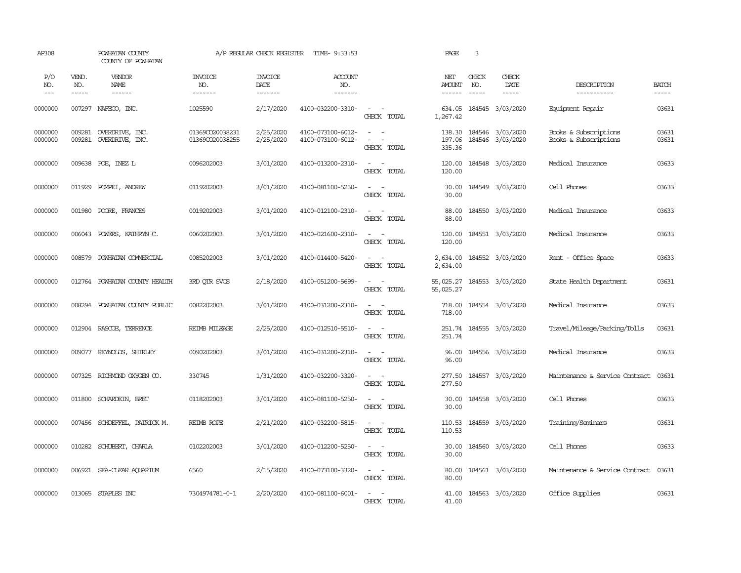AP308 POWHATAN COUNTY A/P REGULAR CHECK REGISTER TIME- 9:33:53

COUNTY OF POWHATAN

| P/O NO. | VEND. NO. | VENDOR NAME | INVOICE NO. | INVOICE DATE | ACCOUNT NO. | | NET AMOUNT | CHECK NO. | CHECK DATE | DESCRIPTION | BATCH |
|---|---|---|---|---|---|---|---|---|---|---|---|
| --- | ----- | ------ | ------- | ------- | ------- | | ------ | ----- | ----- | ----------- | ----- |
| 0000000 | 007297 | NAFECO, INC. | 1025590 | 2/17/2020 | 4100-032200-3310- | - - | 634.05 | 184545 | 3/03/2020 | Equipment Repair | 03631 |
| | | | | | | CHECK TOTAL | 1,267.42 | | | | |
| 0000000 | 009281 | OVERDRIVE, INC. | 01369CO20038231 | 2/25/2020 | 4100-073100-6012- | - - | 138.30 | 184546 | 3/03/2020 | Books & Subscriptions | 03631 |
| 0000000 | 009281 | OVERDRIVE, INC. | 01369CO20038255 | 2/25/2020 | 4100-073100-6012- | - - | 197.06 | 184546 | 3/03/2020 | Books & Subscriptions | 03631 |
| | | | | | | CHECK TOTAL | 335.36 | | | | |
| 0000000 | 009638 | POE, INEZ L | 0096202003 | 3/01/2020 | 4100-013200-2310- | - - | 120.00 | 184548 | 3/03/2020 | Medical Insurance | 03633 |
| | | | | | | CHECK TOTAL | 120.00 | | | | |
| 0000000 | 011929 | POMPEI, ANDREW | 0119202003 | 3/01/2020 | 4100-081100-5250- | - - | 30.00 | 184549 | 3/03/2020 | Cell Phones | 03633 |
| | | | | | | CHECK TOTAL | 30.00 | | | | |
| 0000000 | 001980 | POORE, FRANCES | 0019202003 | 3/01/2020 | 4100-012100-2310- | - - | 88.00 | 184550 | 3/03/2020 | Medical Insurance | 03633 |
| | | | | | | CHECK TOTAL | 88.00 | | | | |
| 0000000 | 006043 | POWERS, KATHRYN C. | 0060202003 | 3/01/2020 | 4100-021600-2310- | - - | 120.00 | 184551 | 3/03/2020 | Medical Insurance | 03633 |
| | | | | | | CHECK TOTAL | 120.00 | | | | |
| 0000000 | 008579 | POWHATAN COMMERCIAL | 0085202003 | 3/01/2020 | 4100-014400-5420- | - - | 2,634.00 | 184552 | 3/03/2020 | Rent - Office Space | 03633 |
| | | | | | | CHECK TOTAL | 2,634.00 | | | | |
| 0000000 | 012764 | POWHATAN COUNTY HEALTH | 3RD QTR SVCS | 2/18/2020 | 4100-051200-5699- | - - | 55,025.27 | 184553 | 3/03/2020 | State Health Department | 03631 |
| | | | | | | CHECK TOTAL | 55,025.27 | | | | |
| 0000000 | 008294 | POWHATAN COUNTY PUBLIC | 0082202003 | 3/01/2020 | 4100-031200-2310- | - - | 718.00 | 184554 | 3/03/2020 | Medical Insurance | 03633 |
| | | | | | | CHECK TOTAL | 718.00 | | | | |
| 0000000 | 012904 | RASCOE, TERRENCE | REIMB MILEAGE | 2/25/2020 | 4100-012510-5510- | - - | 251.74 | 184555 | 3/03/2020 | Travel/Mileage/Parking/Tolls | 03631 |
| | | | | | | CHECK TOTAL | 251.74 | | | | |
| 0000000 | 009077 | REYNOLDS, SHIRLEY | 0090202003 | 3/01/2020 | 4100-031200-2310- | - - | 96.00 | 184556 | 3/03/2020 | Medical Insurance | 03633 |
| | | | | | | CHECK TOTAL | 96.00 | | | | |
| 0000000 | 007325 | RICHMOND OXYGEN CO. | 330745 | 1/31/2020 | 4100-032200-3320- | - - | 277.50 | 184557 | 3/03/2020 | Maintenance & Service Contract | 03631 |
| | | | | | | CHECK TOTAL | 277.50 | | | | |
| 0000000 | 011800 | SCHARDEIN, BRET | 0118202003 | 3/01/2020 | 4100-081100-5250- | - - | 30.00 | 184558 | 3/03/2020 | Cell Phones | 03633 |
| | | | | | | CHECK TOTAL | 30.00 | | | | |
| 0000000 | 007456 | SCHOEFFEL, PATRICK M. | REIMB ROPE | 2/21/2020 | 4100-032200-5815- | - - | 110.53 | 184559 | 3/03/2020 | Training/Seminars | 03631 |
| | | | | | | CHECK TOTAL | 110.53 | | | | |
| 0000000 | 010282 | SCHUBERT, CHARLA | 0102202003 | 3/01/2020 | 4100-012200-5250- | - - | 30.00 | 184560 | 3/03/2020 | Cell Phones | 03633 |
| | | | | | | CHECK TOTAL | 30.00 | | | | |
| 0000000 | 006921 | SEA-CLEAR AQUARIUM | 6560 | 2/15/2020 | 4100-073100-3320- | - - | 80.00 | 184561 | 3/03/2020 | Maintenance & Service Contract | 03631 |
| | | | | | | CHECK TOTAL | 80.00 | | | | |
| 0000000 | 013065 | STAPLES INC | 7304974781-0-1 | 2/20/2020 | 4100-081100-6001- | - - | 41.00 | 184563 | 3/03/2020 | Office Supplies | 03631 |
| | | | | | | CHECK TOTAL | 41.00 | | | | |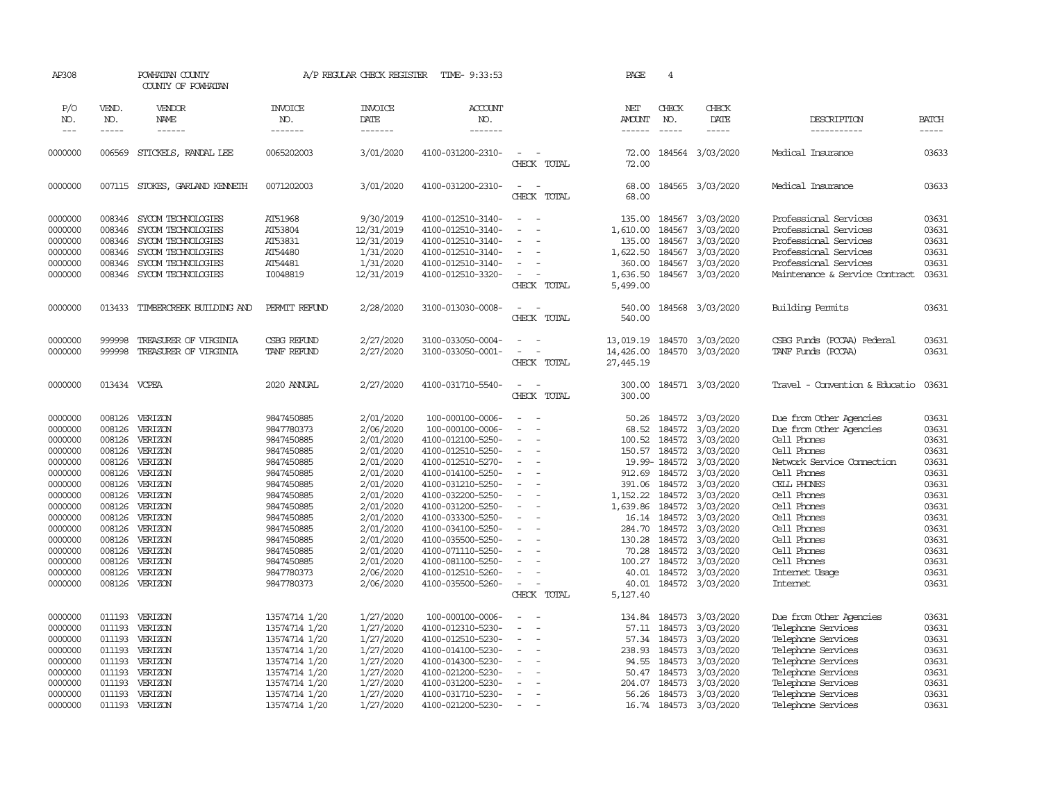AP308 POWHATAN COUNTY A/P REGULAR CHECK REGISTER TIME- 9:33:53 PAGE 4

COUNTY OF POWHATAN

| P/O NO. | VEND. NO. | VENDOR NAME | INVOICE NO. | INVOICE DATE | ACCOUNT NO. | | NET AMOUNT | CHECK NO. | CHECK DATE | DESCRIPTION | BATCH |
|---|---|---|---|---|---|---|---|---|---|---|---|
| --- | ----- | ------ | ------- | ------- | ------- | | ------ | ----- | ----- | ----------- | ----- |
| 0000000 | 006569 | STICKELS, RANDAL LEE | 0065202003 | 3/01/2020 | 4100-031200-2310- | - - | 72.00 | 184564 | 3/03/2020 | Medical Insurance | 03633 |
| | | | | | | CHECK TOTAL | 72.00 | | | | |
| 0000000 | 007115 | STOKES, GARLAND KENNETH | 0071202003 | 3/01/2020 | 4100-031200-2310- | - - | 68.00 | 184565 | 3/03/2020 | Medical Insurance | 03633 |
| | | | | | | CHECK TOTAL | 68.00 | | | | |
| 0000000 | 008346 | SYCOM TECHNOLOGIES | AT51968 | 9/30/2019 | 4100-012510-3140- | - - | 135.00 | 184567 | 3/03/2020 | Professional Services | 03631 |
| 0000000 | 008346 | SYCOM TECHNOLOGIES | AT53804 | 12/31/2019 | 4100-012510-3140- | - - | 1,610.00 | 184567 | 3/03/2020 | Professional Services | 03631 |
| 0000000 | 008346 | SYCOM TECHNOLOGIES | AT53831 | 12/31/2019 | 4100-012510-3140- | - - | 135.00 | 184567 | 3/03/2020 | Professional Services | 03631 |
| 0000000 | 008346 | SYCOM TECHNOLOGIES | AT54480 | 1/31/2020 | 4100-012510-3140- | - - | 1,622.50 | 184567 | 3/03/2020 | Professional Services | 03631 |
| 0000000 | 008346 | SYCOM TECHNOLOGIES | AT54481 | 1/31/2020 | 4100-012510-3140- | - - | 360.00 | 184567 | 3/03/2020 | Professional Services | 03631 |
| 0000000 | 008346 | SYCOM TECHNOLOGIES | I0048819 | 12/31/2019 | 4100-012510-3320- | - - | 1,636.50 | 184567 | 3/03/2020 | Maintenance & Service Contract | 03631 |
| | | | | | | CHECK TOTAL | 5,499.00 | | | | |
| 0000000 | 013433 | TIMBERCREEK BUILDING AND | PERMIT REFUND | 2/28/2020 | 3100-013030-0008- | - - | 540.00 | 184568 | 3/03/2020 | Building Permits | 03631 |
| | | | | | | CHECK TOTAL | 540.00 | | | | |
| 0000000 | 999998 | TREASURER OF VIRGINIA | CSBG REFUND | 2/27/2020 | 3100-033050-0004- | - - | 13,019.19 | 184570 | 3/03/2020 | CSBG Funds (PCCAA) Federal | 03631 |
| 0000000 | 999998 | TREASURER OF VIRGINIA | TANF REFUND | 2/27/2020 | 3100-033050-0001- | - - | 14,426.00 | 184570 | 3/03/2020 | TANF Funds (PCCAA) | 03631 |
| | | | | | | CHECK TOTAL | 27,445.19 | | | | |
| 0000000 | 013434 | VCPEA | 2020 ANNUAL | 2/27/2020 | 4100-031710-5540- | - - | 300.00 | 184571 | 3/03/2020 | Travel - Convention & Educatio | 03631 |
| | | | | | | CHECK TOTAL | 300.00 | | | | |
| 0000000 | 008126 | VERIZON | 9847450885 | 2/01/2020 | 100-000100-0006- | - - | 50.26 | 184572 | 3/03/2020 | Due from Other Agencies | 03631 |
| 0000000 | 008126 | VERIZON | 9847780373 | 2/06/2020 | 100-000100-0006- | - - | 68.52 | 184572 | 3/03/2020 | Due from Other Agencies | 03631 |
| 0000000 | 008126 | VERIZON | 9847450885 | 2/01/2020 | 4100-012100-5250- | - - | 100.52 | 184572 | 3/03/2020 | Cell Phones | 03631 |
| 0000000 | 008126 | VERIZON | 9847450885 | 2/01/2020 | 4100-012510-5250- | - - | 150.57 | 184572 | 3/03/2020 | Cell Phones | 03631 |
| 0000000 | 008126 | VERIZON | 9847450885 | 2/01/2020 | 4100-012510-5270- | - - | 19.99- | 184572 | 3/03/2020 | Network Service Connection | 03631 |
| 0000000 | 008126 | VERIZON | 9847450885 | 2/01/2020 | 4100-014100-5250- | - - | 912.69 | 184572 | 3/03/2020 | Cell Phones | 03631 |
| 0000000 | 008126 | VERIZON | 9847450885 | 2/01/2020 | 4100-031210-5250- | - - | 391.06 | 184572 | 3/03/2020 | CELL PHONES | 03631 |
| 0000000 | 008126 | VERIZON | 9847450885 | 2/01/2020 | 4100-032200-5250- | - - | 1,152.22 | 184572 | 3/03/2020 | Cell Phones | 03631 |
| 0000000 | 008126 | VERIZON | 9847450885 | 2/01/2020 | 4100-031200-5250- | - - | 1,639.86 | 184572 | 3/03/2020 | Cell Phones | 03631 |
| 0000000 | 008126 | VERIZON | 9847450885 | 2/01/2020 | 4100-033300-5250- | - - | 16.14 | 184572 | 3/03/2020 | Cell Phones | 03631 |
| 0000000 | 008126 | VERIZON | 9847450885 | 2/01/2020 | 4100-034100-5250- | - - | 284.70 | 184572 | 3/03/2020 | Cell Phones | 03631 |
| 0000000 | 008126 | VERIZON | 9847450885 | 2/01/2020 | 4100-035500-5250- | - - | 130.28 | 184572 | 3/03/2020 | Cell Phones | 03631 |
| 0000000 | 008126 | VERIZON | 9847450885 | 2/01/2020 | 4100-071110-5250- | - - | 70.28 | 184572 | 3/03/2020 | Cell Phones | 03631 |
| 0000000 | 008126 | VERIZON | 9847450885 | 2/01/2020 | 4100-081100-5250- | - - | 100.27 | 184572 | 3/03/2020 | Cell Phones | 03631 |
| 0000000 | 008126 | VERIZON | 9847780373 | 2/06/2020 | 4100-012510-5260- | - - | 40.01 | 184572 | 3/03/2020 | Internet Usage | 03631 |
| 0000000 | 008126 | VERIZON | 9847780373 | 2/06/2020 | 4100-035500-5260- | - - | 40.01 | 184572 | 3/03/2020 | Internet | 03631 |
| | | | | | | CHECK TOTAL | 5,127.40 | | | | |
| 0000000 | 011193 | VERIZON | 13574714 1/20 | 1/27/2020 | 100-000100-0006- | - - | 134.84 | 184573 | 3/03/2020 | Due from Other Agencies | 03631 |
| 0000000 | 011193 | VERIZON | 13574714 1/20 | 1/27/2020 | 4100-012310-5230- | - - | 57.11 | 184573 | 3/03/2020 | Telephone Services | 03631 |
| 0000000 | 011193 | VERIZON | 13574714 1/20 | 1/27/2020 | 4100-012510-5230- | - - | 57.34 | 184573 | 3/03/2020 | Telephone Services | 03631 |
| 0000000 | 011193 | VERIZON | 13574714 1/20 | 1/27/2020 | 4100-014100-5230- | - - | 238.93 | 184573 | 3/03/2020 | Telephone Services | 03631 |
| 0000000 | 011193 | VERIZON | 13574714 1/20 | 1/27/2020 | 4100-014300-5230- | - - | 94.55 | 184573 | 3/03/2020 | Telephone Services | 03631 |
| 0000000 | 011193 | VERIZON | 13574714 1/20 | 1/27/2020 | 4100-021200-5230- | - - | 50.47 | 184573 | 3/03/2020 | Telephone Services | 03631 |
| 0000000 | 011193 | VERIZON | 13574714 1/20 | 1/27/2020 | 4100-031200-5230- | - - | 204.07 | 184573 | 3/03/2020 | Telephone Services | 03631 |
| 0000000 | 011193 | VERIZON | 13574714 1/20 | 1/27/2020 | 4100-031710-5230- | - - | 56.26 | 184573 | 3/03/2020 | Telephone Services | 03631 |
| 0000000 | 011193 | VERIZON | 13574714 1/20 | 1/27/2020 | 4100-021200-5230- | - - | 16.74 | 184573 | 3/03/2020 | Telephone Services | 03631 |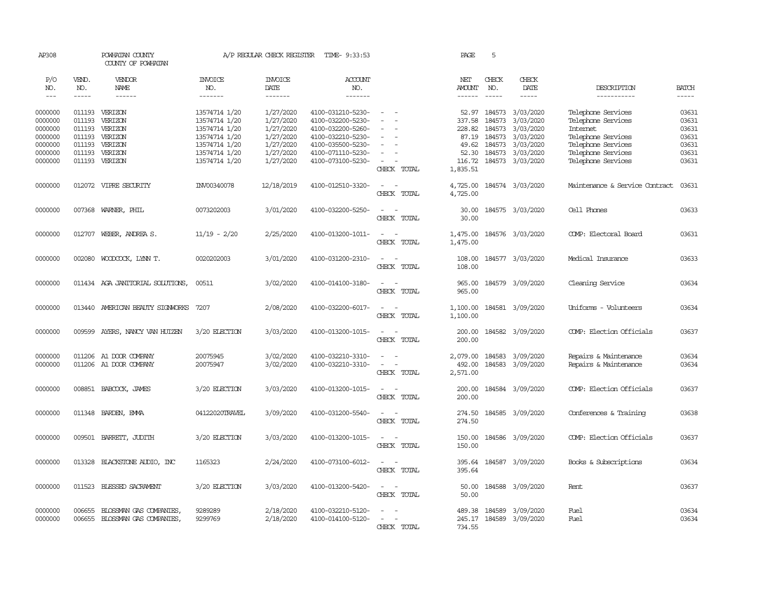AP308 POWHATAN COUNTY A/P REGULAR CHECK REGISTER TIME- 9:33:53 PAGE 5

COUNTY OF POWHATAN

| P/O NO. | VEND. NO. | VENDOR NAME | INVOICE NO. | INVOICE DATE | ACCOUNT NO. | | NET AMOUNT | CHECK NO. | CHECK DATE | DESCRIPTION | BATCH |
|---|---|---|---|---|---|---|---|---|---|---|---|
| --- | ----- | ------ | ------- | ------- | ------- | | ------ | ----- | ----- | ----------- | ----- |
| 0000000 | 011193 | VERIZON | 13574714 1/20 | 1/27/2020 | 4100-031210-5230- | - - | 52.97 | 184573 | 3/03/2020 | Telephone Services | 03631 |
| 0000000 | 011193 | VERIZON | 13574714 1/20 | 1/27/2020 | 4100-032200-5230- | - - | 337.58 | 184573 | 3/03/2020 | Telephone Services | 03631 |
| 0000000 | 011193 | VERIZON | 13574714 1/20 | 1/27/2020 | 4100-032200-5260- | - - | 228.82 | 184573 | 3/03/2020 | Internet | 03631 |
| 0000000 | 011193 | VERIZON | 13574714 1/20 | 1/27/2020 | 4100-032210-5230- | - - | 87.19 | 184573 | 3/03/2020 | Telephone Services | 03631 |
| 0000000 | 011193 | VERIZON | 13574714 1/20 | 1/27/2020 | 4100-035500-5230- | - - | 49.62 | 184573 | 3/03/2020 | Telephone Services | 03631 |
| 0000000 | 011193 | VERIZON | 13574714 1/20 | 1/27/2020 | 4100-071110-5230- | - - | 52.30 | 184573 | 3/03/2020 | Telephone Services | 03631 |
| 0000000 | 011193 | VERIZON | 13574714 1/20 | 1/27/2020 | 4100-073100-5230- | - - | 116.72 | 184573 | 3/03/2020 | Telephone Services | 03631 |
| | | | | | | CHECK TOTAL | 1,835.51 | | | | |
| 0000000 | 012072 | VIPRE SECURITY | INV00340078 | 12/18/2019 | 4100-012510-3320- | - - | 4,725.00 | 184574 | 3/03/2020 | Maintenance & Service Contract | 03631 |
| | | | | | | CHECK TOTAL | 4,725.00 | | | | |
| 0000000 | 007368 | WARNER, PHIL | 0073202003 | 3/01/2020 | 4100-032200-5250- | - - | 30.00 | 184575 | 3/03/2020 | Cell Phones | 03633 |
| | | | | | | CHECK TOTAL | 30.00 | | | | |
| 0000000 | 012707 | WEBER, ANDREA S. | 11/19 - 2/20 | 2/25/2020 | 4100-013200-1011- | - - | 1,475.00 | 184576 | 3/03/2020 | COMP: Electoral Board | 03631 |
| | | | | | | CHECK TOTAL | 1,475.00 | | | | |
| 0000000 | 002080 | WOODCOCK, LYNN T. | 0020202003 | 3/01/2020 | 4100-031200-2310- | - - | 108.00 | 184577 | 3/03/2020 | Medical Insurance | 03633 |
| | | | | | | CHECK TOTAL | 108.00 | | | | |
| 0000000 | 011434 | AGA JANITORIAL SOLUTIONS, | 00511 | 3/02/2020 | 4100-014100-3180- | - - | 965.00 | 184579 | 3/09/2020 | Cleaning Service | 03634 |
| | | | | | | CHECK TOTAL | 965.00 | | | | |
| 0000000 | 013440 | AMERICAN BEAUTY SIGNWORKS | 7207 | 2/08/2020 | 4100-032200-6017- | - - | 1,100.00 | 184581 | 3/09/2020 | Uniforms - Volunteers | 03634 |
| | | | | | | CHECK TOTAL | 1,100.00 | | | | |
| 0000000 | 009599 | AYERS, NANCY VAN HUIZEN | 3/20 ELECTION | 3/03/2020 | 4100-013200-1015- | - - | 200.00 | 184582 | 3/09/2020 | COMP: Election Officials | 03637 |
| | | | | | | CHECK TOTAL | 200.00 | | | | |
| 0000000 | 011206 | A1 DOOR COMPANY | 20075945 | 3/02/2020 | 4100-032210-3310- | - - | 2,079.00 | 184583 | 3/09/2020 | Repairs & Maintenance | 03634 |
| 0000000 | 011206 | A1 DOOR COMPANY | 20075947 | 3/02/2020 | 4100-032210-3310- | - - | 492.00 | 184583 | 3/09/2020 | Repairs & Maintenance | 03634 |
| | | | | | | CHECK TOTAL | 2,571.00 | | | | |
| 0000000 | 008851 | BABCOCK, JAMES | 3/20 ELECTION | 3/03/2020 | 4100-013200-1015- | - - | 200.00 | 184584 | 3/09/2020 | COMP: Election Officials | 03637 |
| | | | | | | CHECK TOTAL | 200.00 | | | | |
| 0000000 | 011348 | BARDEN, EMMA | 04122020TRAVEL | 3/09/2020 | 4100-031200-5540- | - - | 274.50 | 184585 | 3/09/2020 | Conferences & Training | 03638 |
| | | | | | | CHECK TOTAL | 274.50 | | | | |
| 0000000 | 009501 | BARRETT, JUDITH | 3/20 ELECTION | 3/03/2020 | 4100-013200-1015- | - - | 150.00 | 184586 | 3/09/2020 | COMP: Election Officials | 03637 |
| | | | | | | CHECK TOTAL | 150.00 | | | | |
| 0000000 | 013328 | BLACKSTONE AUDIO, INC | 1165323 | 2/24/2020 | 4100-073100-6012- | - - | 395.64 | 184587 | 3/09/2020 | Books & Subscriptions | 03634 |
| | | | | | | CHECK TOTAL | 395.64 | | | | |
| 0000000 | 011523 | BLESSED SACRAMENT | 3/20 ELECTION | 3/03/2020 | 4100-013200-5420- | - - | 50.00 | 184588 | 3/09/2020 | Rent | 03637 |
| | | | | | | CHECK TOTAL | 50.00 | | | | |
| 0000000 | 006655 | BLOSSMAN GAS COMPANIES, | 9289289 | 2/18/2020 | 4100-032210-5120- | - - | 489.38 | 184589 | 3/09/2020 | Fuel | 03634 |
| 0000000 | 006655 | BLOSSMAN GAS COMPANIES, | 9299769 | 2/18/2020 | 4100-014100-5120- | - - | 245.17 | 184589 | 3/09/2020 | Fuel | 03634 |
| | | | | | | CHECK TOTAL | 734.55 | | | | |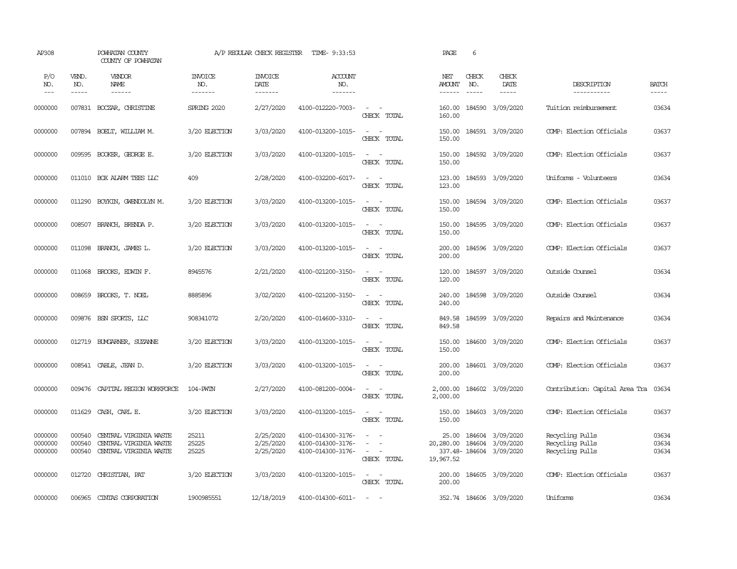AP308 POWHATAN COUNTY A/P REGULAR CHECK REGISTER TIME- 9:33:53 PAGE 6

COUNTY OF POWHATAN

| P/O NO. | VEND. NO. | VENDOR NAME | INVOICE NO. | INVOICE DATE | ACCOUNT NO. | | NET AMOUNT | CHECK NO. | CHECK DATE | DESCRIPTION | BATCH |
|---|---|---|---|---|---|---|---|---|---|---|---|
| 0000000 | 007831 | BOCZAR, CHRISTINE | SPRING 2020 | 2/27/2020 | 4100-012220-7003- | - - | 160.00 | 184590 | 3/09/2020 | Tuition reimbursement | 03634 |
| | | | | | | CHECK TOTAL | 160.00 | | | | |
| 0000000 | 007894 | BOELT, WILLIAM M. | 3/20 ELECTION | 3/03/2020 | 4100-013200-1015- | - - | 150.00 | 184591 | 3/09/2020 | COMP: Election Officials | 03637 |
| | | | | | | CHECK TOTAL | 150.00 | | | | |
| 0000000 | 009595 | BOOKER, GEORGE E. | 3/20 ELECTION | 3/03/2020 | 4100-013200-1015- | - - | 150.00 | 184592 | 3/09/2020 | COMP: Election Officials | 03637 |
| | | | | | | CHECK TOTAL | 150.00 | | | | |
| 0000000 | 011010 | BOX ALARM TEES LLC | 409 | 2/28/2020 | 4100-032200-6017- | - - | 123.00 | 184593 | 3/09/2020 | Uniforms - Volunteers | 03634 |
| | | | | | | CHECK TOTAL | 123.00 | | | | |
| 0000000 | 011290 | BOYKIN, GWENDOLYN M. | 3/20 ELECTION | 3/03/2020 | 4100-013200-1015- | - - | 150.00 | 184594 | 3/09/2020 | COMP: Election Officials | 03637 |
| | | | | | | CHECK TOTAL | 150.00 | | | | |
| 0000000 | 008507 | BRANCH, BRENDA P. | 3/20 ELECTION | 3/03/2020 | 4100-013200-1015- | - - | 150.00 | 184595 | 3/09/2020 | COMP: Election Officials | 03637 |
| | | | | | | CHECK TOTAL | 150.00 | | | | |
| 0000000 | 011098 | BRANCH, JAMES L. | 3/20 ELECTION | 3/03/2020 | 4100-013200-1015- | - - | 200.00 | 184596 | 3/09/2020 | COMP: Election Officials | 03637 |
| | | | | | | CHECK TOTAL | 200.00 | | | | |
| 0000000 | 011068 | BROOKS, EDWIN F. | 8945576 | 2/21/2020 | 4100-021200-3150- | - - | 120.00 | 184597 | 3/09/2020 | Outside Counsel | 03634 |
| | | | | | | CHECK TOTAL | 120.00 | | | | |
| 0000000 | 008659 | BROOKS, T. NOEL | 8885896 | 3/02/2020 | 4100-021200-3150- | - - | 240.00 | 184598 | 3/09/2020 | Outside Counsel | 03634 |
| | | | | | | CHECK TOTAL | 240.00 | | | | |
| 0000000 | 009876 | BSN SPORTS, LLC | 908341072 | 2/20/2020 | 4100-014600-3310- | - - | 849.58 | 184599 | 3/09/2020 | Repairs and Maintenance | 03634 |
| | | | | | | CHECK TOTAL | 849.58 | | | | |
| 0000000 | 012719 | BUMGARNER, SUZANNE | 3/20 ELECTION | 3/03/2020 | 4100-013200-1015- | - - | 150.00 | 184600 | 3/09/2020 | COMP: Election Officials | 03637 |
| | | | | | | CHECK TOTAL | 150.00 | | | | |
| 0000000 | 008541 | CABLE, JEAN D. | 3/20 ELECTION | 3/03/2020 | 4100-013200-1015- | - - | 200.00 | 184601 | 3/09/2020 | COMP: Election Officials | 03637 |
| | | | | | | CHECK TOTAL | 200.00 | | | | |
| 0000000 | 009476 | CAPITAL REGION WORKFORCE | 104-PWTN | 2/27/2020 | 4100-081200-0004- | - - | 2,000.00 | 184602 | 3/09/2020 | Contribution: Capital Area Tra | 03634 |
| | | | | | | CHECK TOTAL | 2,000.00 | | | | |
| 0000000 | 011629 | CASH, CARL E. | 3/20 ELECTION | 3/03/2020 | 4100-013200-1015- | - - | 150.00 | 184603 | 3/09/2020 | COMP: Election Officials | 03637 |
| | | | | | | CHECK TOTAL | 150.00 | | | | |
| 0000000 | 000540 | CENTRAL VIRGINIA WASTE | 25211 | 2/25/2020 | 4100-014300-3176- | - - | 25.00 | 184604 | 3/09/2020 | Recycling Pulls | 03634 |
| 0000000 | 000540 | CENTRAL VIRGINIA WASTE | 25225 | 2/25/2020 | 4100-014300-3176- | - - | 20,280.00 | 184604 | 3/09/2020 | Recycling Pulls | 03634 |
| 0000000 | 000540 | CENTRAL VIRGINIA WASTE | 25225 | 2/25/2020 | 4100-014300-3176- | - - | 337.48- | 184604 | 3/09/2020 | Recycling Pulls | 03634 |
| | | | | | | CHECK TOTAL | 19,967.52 | | | | |
| 0000000 | 012720 | CHRISTIAN, PAT | 3/20 ELECTION | 3/03/2020 | 4100-013200-1015- | - - | 200.00 | 184605 | 3/09/2020 | COMP: Election Officials | 03637 |
| | | | | | | CHECK TOTAL | 200.00 | | | | |
| 0000000 | 006965 | CINTAS CORPORATION | 1900985551 | 12/18/2019 | 4100-014300-6011- | - - | 352.74 | 184606 | 3/09/2020 | Uniforms | 03634 |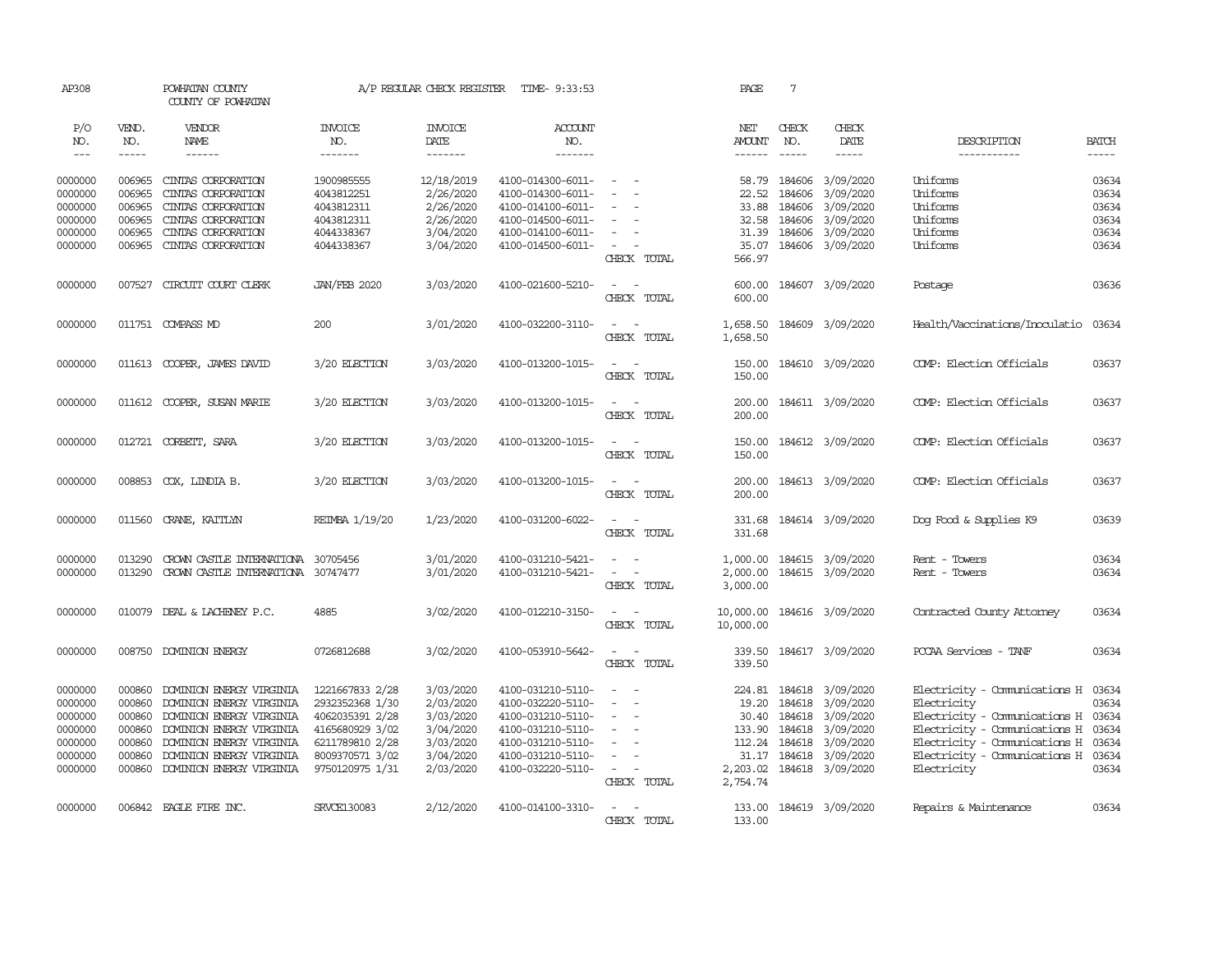AP308 POWHATAN COUNTY A/P REGULAR CHECK REGISTER TIME- 9:33:53 PAGE 7

COUNTY OF POWHATAN

| P/O NO. | VEND. NO. | VENDOR NAME | INVOICE NO. | INVOICE DATE | ACCOUNT NO. | | NET AMOUNT | CHECK NO. | CHECK DATE | DESCRIPTION | BATCH |
|---|---|---|---|---|---|---|---|---|---|---|---|
| --- | ----- | ------ | ------- | ------- | ------- | | ------ | ----- | ----- | ----------- | ----- |
| 0000000 | 006965 | CINTAS CORPORATION | 1900985555 | 12/18/2019 | 4100-014300-6011- | - - | 58.79 | 184606 | 3/09/2020 | Uniforms | 03634 |
| 0000000 | 006965 | CINTAS CORPORATION | 4043812251 | 2/26/2020 | 4100-014300-6011- | - - | 22.52 | 184606 | 3/09/2020 | Uniforms | 03634 |
| 0000000 | 006965 | CINTAS CORPORATION | 4043812311 | 2/26/2020 | 4100-014100-6011- | - - | 33.88 | 184606 | 3/09/2020 | Uniforms | 03634 |
| 0000000 | 006965 | CINTAS CORPORATION | 4043812311 | 2/26/2020 | 4100-014500-6011- | - - | 32.58 | 184606 | 3/09/2020 | Uniforms | 03634 |
| 0000000 | 006965 | CINTAS CORPORATION | 4044338367 | 3/04/2020 | 4100-014100-6011- | - - | 31.39 | 184606 | 3/09/2020 | Uniforms | 03634 |
| 0000000 | 006965 | CINTAS CORPORATION | 4044338367 | 3/04/2020 | 4100-014500-6011- | - - | 35.07 | 184606 | 3/09/2020 | Uniforms | 03634 |
| | | | | | | CHECK TOTAL | 566.97 | | | | |
| 0000000 | 007527 | CIRCUIT COURT CLERK | JAN/FEB 2020 | 3/03/2020 | 4100-021600-5210- | - - | 600.00 | 184607 | 3/09/2020 | Postage | 03636 |
| | | | | | | CHECK TOTAL | 600.00 | | | | |
| 0000000 | 011751 | COMPASS MD | 200 | 3/01/2020 | 4100-032200-3110- | - - | 1,658.50 | 184609 | 3/09/2020 | Health/Vaccinations/Inoculatio | 03634 |
| | | | | | | CHECK TOTAL | 1,658.50 | | | | |
| 0000000 | 011613 | COOPER, JAMES DAVID | 3/20 ELECTION | 3/03/2020 | 4100-013200-1015- | - - | 150.00 | 184610 | 3/09/2020 | COMP: Election Officials | 03637 |
| | | | | | | CHECK TOTAL | 150.00 | | | | |
| 0000000 | 011612 | COOPER, SUSAN MARIE | 3/20 ELECTION | 3/03/2020 | 4100-013200-1015- | - - | 200.00 | 184611 | 3/09/2020 | COMP: Election Officials | 03637 |
| | | | | | | CHECK TOTAL | 200.00 | | | | |
| 0000000 | 012721 | CORBETT, SARA | 3/20 ELECTION | 3/03/2020 | 4100-013200-1015- | - - | 150.00 | 184612 | 3/09/2020 | COMP: Election Officials | 03637 |
| | | | | | | CHECK TOTAL | 150.00 | | | | |
| 0000000 | 008853 | COX, LINDIA B. | 3/20 ELECTION | 3/03/2020 | 4100-013200-1015- | - - | 200.00 | 184613 | 3/09/2020 | COMP: Election Officials | 03637 |
| | | | | | | CHECK TOTAL | 200.00 | | | | |
| 0000000 | 011560 | CRANE, KAITLYN | REIMBA 1/19/20 | 1/23/2020 | 4100-031200-6022- | - - | 331.68 | 184614 | 3/09/2020 | Dog Food & Supplies K9 | 03639 |
| | | | | | | CHECK TOTAL | 331.68 | | | | |
| 0000000 | 013290 | CROWN CASTLE INTERNATIONA | 30705456 | 3/01/2020 | 4100-031210-5421- | - - | 1,000.00 | 184615 | 3/09/2020 | Rent - Towers | 03634 |
| 0000000 | 013290 | CROWN CASTLE INTERNATIONA | 30747477 | 3/01/2020 | 4100-031210-5421- | - - | 2,000.00 | 184615 | 3/09/2020 | Rent - Towers | 03634 |
| | | | | | | CHECK TOTAL | 3,000.00 | | | | |
| 0000000 | 010079 | DEAL & LACHENEY P.C. | 4885 | 3/02/2020 | 4100-012210-3150- | - - | 10,000.00 | 184616 | 3/09/2020 | Contracted County Attorney | 03634 |
| | | | | | | CHECK TOTAL | 10,000.00 | | | | |
| 0000000 | 008750 | DOMINION ENERGY | 0726812688 | 3/02/2020 | 4100-053910-5642- | - - | 339.50 | 184617 | 3/09/2020 | PCCAA Services - TANF | 03634 |
| | | | | | | CHECK TOTAL | 339.50 | | | | |
| 0000000 | 000860 | DOMINION ENERGY VIRGINIA | 1221667833 2/28 | 3/03/2020 | 4100-031210-5110- | - - | 224.81 | 184618 | 3/09/2020 | Electricity - Communications H | 03634 |
| 0000000 | 000860 | DOMINION ENERGY VIRGINIA | 2932352368 1/30 | 2/03/2020 | 4100-032220-5110- | - - | 19.20 | 184618 | 3/09/2020 | Electricity | 03634 |
| 0000000 | 000860 | DOMINION ENERGY VIRGINIA | 4062035391 2/28 | 3/03/2020 | 4100-031210-5110- | - - | 30.40 | 184618 | 3/09/2020 | Electricity - Communications H | 03634 |
| 0000000 | 000860 | DOMINION ENERGY VIRGINIA | 4165680929 3/02 | 3/04/2020 | 4100-031210-5110- | - - | 133.90 | 184618 | 3/09/2020 | Electricity - Communications H | 03634 |
| 0000000 | 000860 | DOMINION ENERGY VIRGINIA | 6211789810 2/28 | 3/03/2020 | 4100-031210-5110- | - - | 112.24 | 184618 | 3/09/2020 | Electricity - Communications H | 03634 |
| 0000000 | 000860 | DOMINION ENERGY VIRGINIA | 8009370571 3/02 | 3/04/2020 | 4100-031210-5110- | - - | 31.17 | 184618 | 3/09/2020 | Electricity - Communications H | 03634 |
| 0000000 | 000860 | DOMINION ENERGY VIRGINIA | 9750120975 1/31 | 2/03/2020 | 4100-032220-5110- | - - | 2,203.02 | 184618 | 3/09/2020 | Electricity | 03634 |
| | | | | | | CHECK TOTAL | 2,754.74 | | | | |
| 0000000 | 006842 | EAGLE FIRE INC. | SRVCE130083 | 2/12/2020 | 4100-014100-3310- | - - | 133.00 | 184619 | 3/09/2020 | Repairs & Maintenance | 03634 |
| | | | | | | CHECK TOTAL | 133.00 | | | | |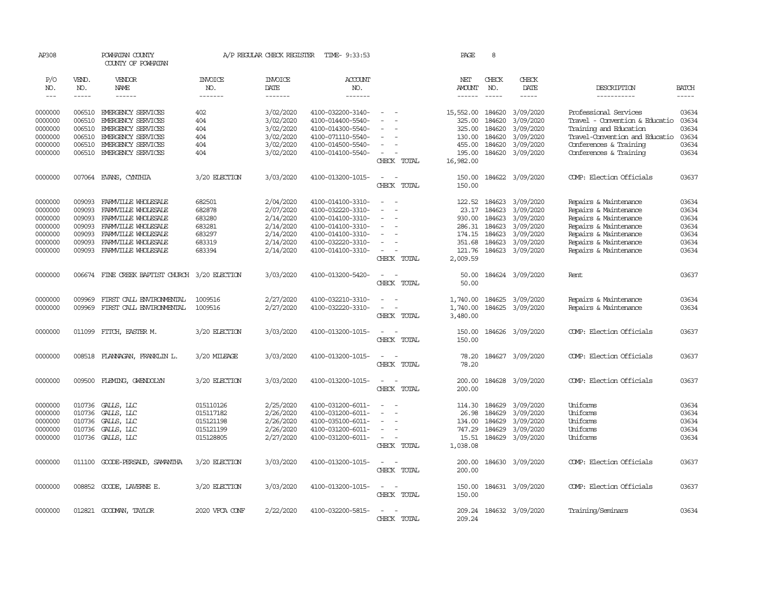AP308 POWHATAN COUNTY A/P REGULAR CHECK REGISTER TIME- 9:33:53 PAGE 8

COUNTY OF POWHATAN

| P/O NO. | VEND. NO. | VENDOR NAME | INVOICE NO. | INVOICE DATE | ACCOUNT NO. | | NET AMOUNT | CHECK NO. | CHECK DATE | DESCRIPTION | BATCH |
|---|---|---|---|---|---|---|---|---|---|---|---|
| --- | ----- | ------ | ------- | ------- | ------- | | ------ | ----- | ----- | ----------- | ----- |
| 0000000 | 006510 | EMERGENCY SERVICES | 402 | 3/02/2020 | 4100-032200-3140- | - - | 15,552.00 | 184620 | 3/09/2020 | Professional Services | 03634 |
| 0000000 | 006510 | EMERGENCY SERVICES | 404 | 3/02/2020 | 4100-014400-5540- | - - | 325.00 | 184620 | 3/09/2020 | Travel - Convention & Educatio | 03634 |
| 0000000 | 006510 | EMERGENCY SERVICES | 404 | 3/02/2020 | 4100-014300-5540- | - - | 325.00 | 184620 | 3/09/2020 | Training and Education | 03634 |
| 0000000 | 006510 | EMERGENCY SERVICES | 404 | 3/02/2020 | 4100-071110-5540- | - - | 130.00 | 184620 | 3/09/2020 | Travel-Convention and Educatio | 03634 |
| 0000000 | 006510 | EMERGENCY SERVICES | 404 | 3/02/2020 | 4100-014500-5540- | - - | 455.00 | 184620 | 3/09/2020 | Conferences & Training | 03634 |
| 0000000 | 006510 | EMERGENCY SERVICES | 404 | 3/02/2020 | 4100-014100-5540- | - - | 195.00 | 184620 | 3/09/2020 | Conferences & Training | 03634 |
| | | | | | | CHECK TOTAL | 16,982.00 | | | | |
| 0000000 | 007064 | EVANS, CYNTHIA | 3/20 ELECTION | 3/03/2020 | 4100-013200-1015- | - - | 150.00 | 184622 | 3/09/2020 | COMP: Election Officials | 03637 |
| | | | | | | CHECK TOTAL | 150.00 | | | | |
| 0000000 | 009093 | FARMVILLE WHOLESALE | 682501 | 2/04/2020 | 4100-014100-3310- | - - | 122.52 | 184623 | 3/09/2020 | Repairs & Maintenance | 03634 |
| 0000000 | 009093 | FARMVILLE WHOLESALE | 682878 | 2/07/2020 | 4100-032220-3310- | - - | 23.17 | 184623 | 3/09/2020 | Repairs & Maintenance | 03634 |
| 0000000 | 009093 | FARMVILLE WHOLESALE | 683280 | 2/14/2020 | 4100-014100-3310- | - - | 930.00 | 184623 | 3/09/2020 | Repairs & Maintenance | 03634 |
| 0000000 | 009093 | FARMVILLE WHOLESALE | 683281 | 2/14/2020 | 4100-014100-3310- | - - | 286.31 | 184623 | 3/09/2020 | Repairs & Maintenance | 03634 |
| 0000000 | 009093 | FARMVILLE WHOLESALE | 683297 | 2/14/2020 | 4100-014100-3310- | - - | 174.15 | 184623 | 3/09/2020 | Repairs & Maintenance | 03634 |
| 0000000 | 009093 | FARMVILLE WHOLESALE | 683319 | 2/14/2020 | 4100-032220-3310- | - - | 351.68 | 184623 | 3/09/2020 | Repairs & Maintenance | 03634 |
| 0000000 | 009093 | FARMVILLE WHOLESALE | 683394 | 2/14/2020 | 4100-014100-3310- | - - | 121.76 | 184623 | 3/09/2020 | Repairs & Maintenance | 03634 |
| | | | | | | CHECK TOTAL | 2,009.59 | | | | |
| 0000000 | 006674 | FINE CREEK BAPTIST CHURCH | 3/20 ELECTION | 3/03/2020 | 4100-013200-5420- | - - | 50.00 | 184624 | 3/09/2020 | Rent | 03637 |
| | | | | | | CHECK TOTAL | 50.00 | | | | |
| 0000000 | 009969 | FIRST CALL ENVIRONMENTAL | 1009516 | 2/27/2020 | 4100-032210-3310- | - - | 1,740.00 | 184625 | 3/09/2020 | Repairs & Maintenance | 03634 |
| 0000000 | 009969 | FIRST CALL ENVIRONMENTAL | 1009516 | 2/27/2020 | 4100-032220-3310- | - - | 1,740.00 | 184625 | 3/09/2020 | Repairs & Maintenance | 03634 |
| | | | | | | CHECK TOTAL | 3,480.00 | | | | |
| 0000000 | 011099 | FITCH, EASTER M. | 3/20 ELECTION | 3/03/2020 | 4100-013200-1015- | - - | 150.00 | 184626 | 3/09/2020 | COMP: Election Officials | 03637 |
| | | | | | | CHECK TOTAL | 150.00 | | | | |
| 0000000 | 008518 | FLANAGAN, FRANKLIN L. | 3/20 MILEAGE | 3/03/2020 | 4100-013200-1015- | - - | 78.20 | 184627 | 3/09/2020 | COMP: Election Officials | 03637 |
| | | | | | | CHECK TOTAL | 78.20 | | | | |
| 0000000 | 009500 | FLEMING, GWENDOLYN | 3/20 ELECTION | 3/03/2020 | 4100-013200-1015- | - - | 200.00 | 184628 | 3/09/2020 | COMP: Election Officials | 03637 |
| | | | | | | CHECK TOTAL | 200.00 | | | | |
| 0000000 | 010736 | GALLS, LLC | 015110126 | 2/25/2020 | 4100-031200-6011- | - - | 114.30 | 184629 | 3/09/2020 | Uniforms | 03634 |
| 0000000 | 010736 | GALLS, LLC | 015117182 | 2/26/2020 | 4100-031200-6011- | - - | 26.98 | 184629 | 3/09/2020 | Uniforms | 03634 |
| 0000000 | 010736 | GALLS, LLC | 015121198 | 2/26/2020 | 4100-035100-6011- | - - | 134.00 | 184629 | 3/09/2020 | Uniforms | 03634 |
| 0000000 | 010736 | GALLS, LLC | 015121199 | 2/26/2020 | 4100-031200-6011- | - - | 747.29 | 184629 | 3/09/2020 | Uniforms | 03634 |
| 0000000 | 010736 | GALLS, LLC | 015128805 | 2/27/2020 | 4100-031200-6011- | - - | 15.51 | 184629 | 3/09/2020 | Uniforms | 03634 |
| | | | | | | CHECK TOTAL | 1,038.08 | | | | |
| 0000000 | 011100 | GOODE-PERSAUD, SAMANTHA | 3/20 ELECTION | 3/03/2020 | 4100-013200-1015- | - - | 200.00 | 184630 | 3/09/2020 | COMP: Election Officials | 03637 |
| | | | | | | CHECK TOTAL | 200.00 | | | | |
| 0000000 | 008852 | GOODE, LAVERNE E. | 3/20 ELECTION | 3/03/2020 | 4100-013200-1015- | - - | 150.00 | 184631 | 3/09/2020 | COMP: Election Officials | 03637 |
| | | | | | | CHECK TOTAL | 150.00 | | | | |
| 0000000 | 012821 | GOODMAN, TAYLOR | 2020 VFCA CONF | 2/22/2020 | 4100-032200-5815- | - - | 209.24 | 184632 | 3/09/2020 | Training/Seminars | 03634 |
| | | | | | | CHECK TOTAL | 209.24 | | | | |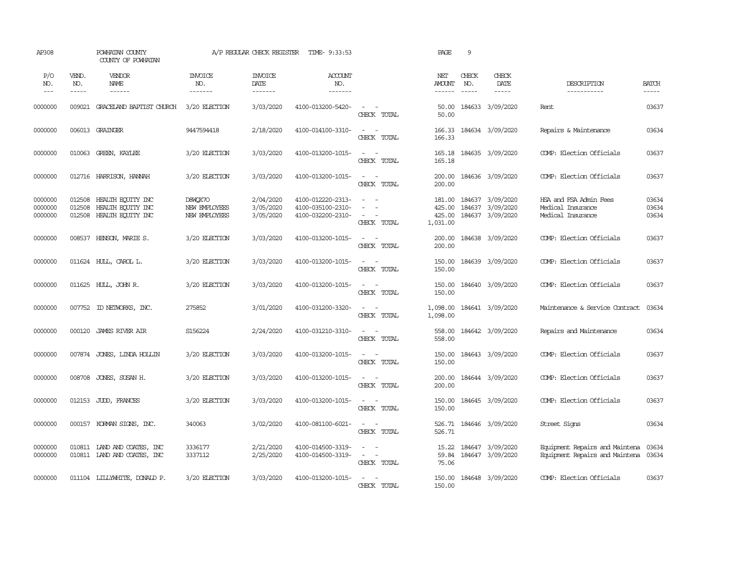AP308 POWHATAN COUNTY A/P REGULAR CHECK REGISTER TIME- 9:33:53 PAGE 9

COUNTY OF POWHATAN

| P/O NO. | VEND. NO. | VENDOR NAME | INVOICE NO. | INVOICE DATE | ACCOUNT NO. | | NET AMOUNT | CHECK NO. | CHECK DATE | DESCRIPTION | BATCH |
|---|---|---|---|---|---|---|---|---|---|---|---|
| 0000000 | 009021 | GRACELAND BAPTIST CHURCH | 3/20 ELECTION | 3/03/2020 | 4100-013200-5420- | - - | 50.00 | 184633 | 3/09/2020 | Rent | 03637 |
| | | | | | | CHECK TOTAL | 50.00 | | | | |
| 0000000 | 006013 | GRAINGER | 9447594418 | 2/18/2020 | 4100-014100-3310- | - - | 166.33 | 184634 | 3/09/2020 | Repairs & Maintenance | 03634 |
| | | | | | | CHECK TOTAL | 166.33 | | | | |
| 0000000 | 010063 | GREEN, KAYLEE | 3/20 ELECTION | 3/03/2020 | 4100-013200-1015- | - - | 165.18 | 184635 | 3/09/2020 | COMP: Election Officials | 03637 |
| | | | | | | CHECK TOTAL | 165.18 | | | | |
| 0000000 | 012716 | HARRISON, HANNAH | 3/20 ELECTION | 3/03/2020 | 4100-013200-1015- | - - | 200.00 | 184636 | 3/09/2020 | COMP: Election Officials | 03637 |
| | | | | | | CHECK TOTAL | 200.00 | | | | |
| 0000000 | 012508 | HEALTH EQUITY INC | D8WQX7O | 2/04/2020 | 4100-012220-2313- | - - | 181.00 | 184637 | 3/09/2020 | HSA and FSA Admin Fees | 03634 |
| 0000000 | 012508 | HEALTH EQUITY INC | NEW EMPLOYEES | 3/05/2020 | 4100-035100-2310- | - - | 425.00 | 184637 | 3/09/2020 | Medical Insurance | 03634 |
| 0000000 | 012508 | HEALTH EQUITY INC | NEW EMPLOYEES | 3/05/2020 | 4100-032200-2310- | - - | 425.00 | 184637 | 3/09/2020 | Medical Insurance | 03634 |
| | | | | | | CHECK TOTAL | 1,031.00 | | | | |
| 0000000 | 008537 | HENSON, MARIE S. | 3/20 ELECTION | 3/03/2020 | 4100-013200-1015- | - - | 200.00 | 184638 | 3/09/2020 | COMP: Election Officials | 03637 |
| | | | | | | CHECK TOTAL | 200.00 | | | | |
| 0000000 | 011624 | HULL, CAROL L. | 3/20 ELECTION | 3/03/2020 | 4100-013200-1015- | - - | 150.00 | 184639 | 3/09/2020 | COMP: Election Officials | 03637 |
| | | | | | | CHECK TOTAL | 150.00 | | | | |
| 0000000 | 011625 | HULL, JOHN R. | 3/20 ELECTION | 3/03/2020 | 4100-013200-1015- | - - | 150.00 | 184640 | 3/09/2020 | COMP: Election Officials | 03637 |
| | | | | | | CHECK TOTAL | 150.00 | | | | |
| 0000000 | 007752 | ID NETWORKS, INC. | 275852 | 3/01/2020 | 4100-031200-3320- | - - | 1,098.00 | 184641 | 3/09/2020 | Maintenance & Service Contract | 03634 |
| | | | | | | CHECK TOTAL | 1,098.00 | | | | |
| 0000000 | 000120 | JAMES RIVER AIR | S156224 | 2/24/2020 | 4100-031210-3310- | - - | 558.00 | 184642 | 3/09/2020 | Repairs and Maintenance | 03634 |
| | | | | | | CHECK TOTAL | 558.00 | | | | |
| 0000000 | 007874 | JONES, LINDA HOLLIN | 3/20 ELECTION | 3/03/2020 | 4100-013200-1015- | - - | 150.00 | 184643 | 3/09/2020 | COMP: Election Officials | 03637 |
| | | | | | | CHECK TOTAL | 150.00 | | | | |
| 0000000 | 008708 | JONES, SUSAN H. | 3/20 ELECTION | 3/03/2020 | 4100-013200-1015- | - - | 200.00 | 184644 | 3/09/2020 | COMP: Election Officials | 03637 |
| | | | | | | CHECK TOTAL | 200.00 | | | | |
| 0000000 | 012153 | JUDD, FRANCES | 3/20 ELECTION | 3/03/2020 | 4100-013200-1015- | - - | 150.00 | 184645 | 3/09/2020 | COMP: Election Officials | 03637 |
| | | | | | | CHECK TOTAL | 150.00 | | | | |
| 0000000 | 000157 | KORMAN SIGNS, INC. | 340063 | 3/02/2020 | 4100-081100-6021- | - - | 526.71 | 184646 | 3/09/2020 | Street Signs | 03634 |
| | | | | | | CHECK TOTAL | 526.71 | | | | |
| 0000000 | 010811 | LAND AND COATES, INC | 3336177 | 2/21/2020 | 4100-014500-3319- | - - | 15.22 | 184647 | 3/09/2020 | Equipment Repairs and Maintena | 03634 |
| 0000000 | 010811 | LAND AND COATES, INC | 3337112 | 2/25/2020 | 4100-014500-3319- | - - | 59.84 | 184647 | 3/09/2020 | Equipment Repairs and Maintena | 03634 |
| | | | | | | CHECK TOTAL | 75.06 | | | | |
| 0000000 | 011104 | LILLYWHITE, DONALD P. | 3/20 ELECTION | 3/03/2020 | 4100-013200-1015- | - - | 150.00 | 184648 | 3/09/2020 | COMP: Election Officials | 03637 |
| | | | | | | CHECK TOTAL | 150.00 | | | | |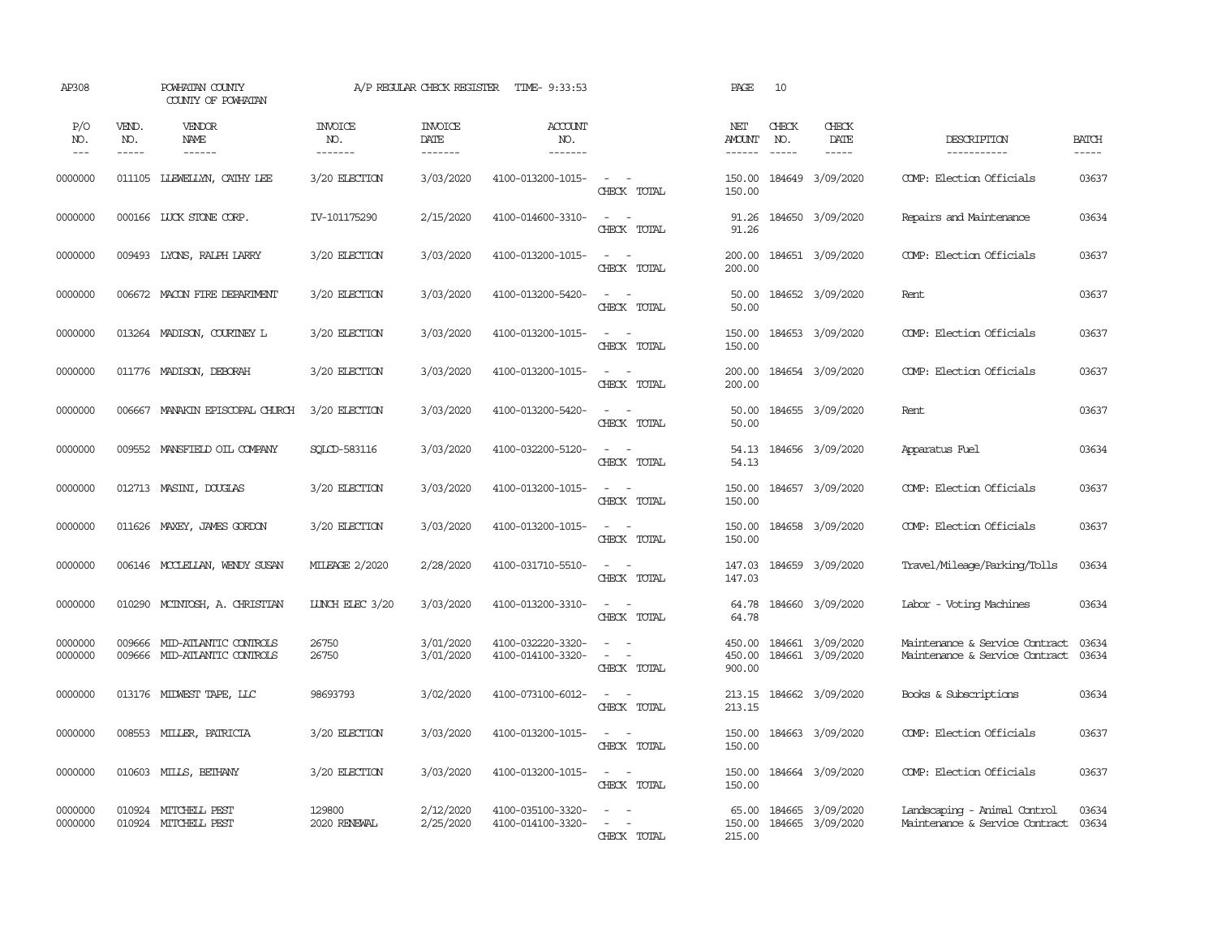AP308 POWHATAN COUNTY A/P REGULAR CHECK REGISTER TIME- 9:33:53 PAGE 10
COUNTY OF POWHATAN

| P/O NO. | VEND. NO. | VENDOR NAME | INVOICE NO. | INVOICE DATE | ACCOUNT NO. | | NET AMOUNT | CHECK NO. | CHECK DATE | DESCRIPTION | BATCH |
|---|---|---|---|---|---|---|---|---|---|---|---|
| 0000000 | 011105 | LLEWELLYN, CATHY LEE | 3/20 ELECTION | 3/03/2020 | 4100-013200-1015- | - - | 150.00 | 184649 | 3/09/2020 | COMP: Election Officials | 03637 |
| | | | | | | CHECK TOTAL | 150.00 | | | | |
| 0000000 | 000166 | LUCK STONE CORP. | IV-101175290 | 2/15/2020 | 4100-014600-3310- | - - | 91.26 | 184650 | 3/09/2020 | Repairs and Maintenance | 03634 |
| | | | | | | CHECK TOTAL | 91.26 | | | | |
| 0000000 | 009493 | LYONS, RALPH LARRY | 3/20 ELECTION | 3/03/2020 | 4100-013200-1015- | - - | 200.00 | 184651 | 3/09/2020 | COMP: Election Officials | 03637 |
| | | | | | | CHECK TOTAL | 200.00 | | | | |
| 0000000 | 006672 | MACON FIRE DEPARTMENT | 3/20 ELECTION | 3/03/2020 | 4100-013200-5420- | - - | 50.00 | 184652 | 3/09/2020 | Rent | 03637 |
| | | | | | | CHECK TOTAL | 50.00 | | | | |
| 0000000 | 013264 | MADISON, COURTNEY L | 3/20 ELECTION | 3/03/2020 | 4100-013200-1015- | - - | 150.00 | 184653 | 3/09/2020 | COMP: Election Officials | 03637 |
| | | | | | | CHECK TOTAL | 150.00 | | | | |
| 0000000 | 011776 | MADISON, DEBORAH | 3/20 ELECTION | 3/03/2020 | 4100-013200-1015- | - - | 200.00 | 184654 | 3/09/2020 | COMP: Election Officials | 03637 |
| | | | | | | CHECK TOTAL | 200.00 | | | | |
| 0000000 | 006667 | MANAKIN EPISCOPAL CHURCH | 3/20 ELECTION | 3/03/2020 | 4100-013200-5420- | - - | 50.00 | 184655 | 3/09/2020 | Rent | 03637 |
| | | | | | | CHECK TOTAL | 50.00 | | | | |
| 0000000 | 009552 | MANSFIELD OIL COMPANY | SQLCD-583116 | 3/03/2020 | 4100-032200-5120- | - - | 54.13 | 184656 | 3/09/2020 | Apparatus Fuel | 03634 |
| | | | | | | CHECK TOTAL | 54.13 | | | | |
| 0000000 | 012713 | MASINI, DOUGLAS | 3/20 ELECTION | 3/03/2020 | 4100-013200-1015- | - - | 150.00 | 184657 | 3/09/2020 | COMP: Election Officials | 03637 |
| | | | | | | CHECK TOTAL | 150.00 | | | | |
| 0000000 | 011626 | MAXEY, JAMES GORDON | 3/20 ELECTION | 3/03/2020 | 4100-013200-1015- | - - | 150.00 | 184658 | 3/09/2020 | COMP: Election Officials | 03637 |
| | | | | | | CHECK TOTAL | 150.00 | | | | |
| 0000000 | 006146 | MCCLELLAN, WENDY SUSAN | MILEAGE 2/2020 | 2/28/2020 | 4100-031710-5510- | - - | 147.03 | 184659 | 3/09/2020 | Travel/Mileage/Parking/Tolls | 03634 |
| | | | | | | CHECK TOTAL | 147.03 | | | | |
| 0000000 | 010290 | MCINTOSH, A. CHRISTIAN | LUNCH ELEC 3/20 | 3/03/2020 | 4100-013200-3310- | - - | 64.78 | 184660 | 3/09/2020 | Labor - Voting Machines | 03634 |
| | | | | | | CHECK TOTAL | 64.78 | | | | |
| 0000000 | 009666 | MID-ATLANTIC CONTROLS | 26750 | 3/01/2020 | 4100-032220-3320- | - - | 450.00 | 184661 | 3/09/2020 | Maintenance & Service Contract | 03634 |
| 0000000 | 009666 | MID-ATLANTIC CONTROLS | 26750 | 3/01/2020 | 4100-014100-3320- | - - | 450.00 | 184661 | 3/09/2020 | Maintenance & Service Contract | 03634 |
| | | | | | | CHECK TOTAL | 900.00 | | | | |
| 0000000 | 013176 | MIDWEST TAPE, LLC | 98693793 | 3/02/2020 | 4100-073100-6012- | - - | 213.15 | 184662 | 3/09/2020 | Books & Subscriptions | 03634 |
| | | | | | | CHECK TOTAL | 213.15 | | | | |
| 0000000 | 008553 | MILLER, PATRICIA | 3/20 ELECTION | 3/03/2020 | 4100-013200-1015- | - - | 150.00 | 184663 | 3/09/2020 | COMP: Election Officials | 03637 |
| | | | | | | CHECK TOTAL | 150.00 | | | | |
| 0000000 | 010603 | MILLS, BETHANY | 3/20 ELECTION | 3/03/2020 | 4100-013200-1015- | - - | 150.00 | 184664 | 3/09/2020 | COMP: Election Officials | 03637 |
| | | | | | | CHECK TOTAL | 150.00 | | | | |
| 0000000 | 010924 | MITCHELL PEST | 129800 | 2/12/2020 | 4100-035100-3320- | - - | 65.00 | 184665 | 3/09/2020 | Landscaping - Animal Control | 03634 |
| 0000000 | 010924 | MITCHELL PEST | 2020 RENEWAL | 2/25/2020 | 4100-014100-3320- | - - | 150.00 | 184665 | 3/09/2020 | Maintenance & Service Contract | 03634 |
| | | | | | | CHECK TOTAL | 215.00 | | | | |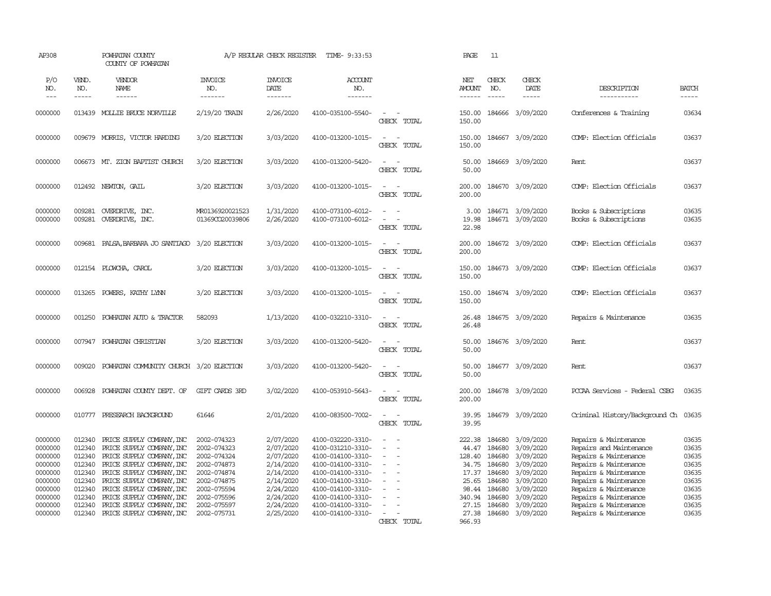AP308 POWHATAN COUNTY A/P REGULAR CHECK REGISTER TIME- 9:33:53 PAGE 11

COUNTY OF POWHATAN

| P/O NO. | VEND. NO. | VENDOR NAME | INVOICE NO. | INVOICE DATE | ACCOUNT NO. | | NET AMOUNT | CHECK NO. | CHECK DATE | DESCRIPTION | BATCH |
|---|---|---|---|---|---|---|---|---|---|---|---|
| --- | ----- | ------ | ------- | ------- | ------- | | ------ | ----- | ----- | ----------- | ----- |
| 0000000 | 013439 | MOLLIE BRUCE NORVILLE | 2/19/20 TRAIN | 2/26/2020 | 4100-035100-5540- | - - | 150.00 | 184666 | 3/09/2020 | Conferences & Training | 03634 |
| | | | | | | CHECK TOTAL | 150.00 | | | | |
| 0000000 | 009679 | MORRIS, VICTOR HARDING | 3/20 ELECTION | 3/03/2020 | 4100-013200-1015- | - - | 150.00 | 184667 | 3/09/2020 | COMP: Election Officials | 03637 |
| | | | | | | CHECK TOTAL | 150.00 | | | | |
| 0000000 | 006673 | MT. ZION BAPTIST CHURCH | 3/20 ELECTION | 3/03/2020 | 4100-013200-5420- | - - | 50.00 | 184669 | 3/09/2020 | Rent | 03637 |
| | | | | | | CHECK TOTAL | 50.00 | | | | |
| 0000000 | 012492 | NEWTON, GAIL | 3/20 ELECTION | 3/03/2020 | 4100-013200-1015- | - - | 200.00 | 184670 | 3/09/2020 | COMP: Election Officials | 03637 |
| | | | | | | CHECK TOTAL | 200.00 | | | | |
| 0000000 | 009281 | OVERDRIVE, INC. | MR0136920021523 | 1/31/2020 | 4100-073100-6012- | - - | 3.00 | 184671 | 3/09/2020 | Books & Subscriptions | 03635 |
| 0000000 | 009281 | OVERDRIVE, INC. | 01369CO20039806 | 2/26/2020 | 4100-073100-6012- | - - | 19.98 | 184671 | 3/09/2020 | Books & Subscriptions | 03635 |
| | | | | | | CHECK TOTAL | 22.98 | | | | |
| 0000000 | 009681 | PALSA,BARBARA JO SANTIAGO | 3/20 ELECTION | 3/03/2020 | 4100-013200-1015- | - - | 200.00 | 184672 | 3/09/2020 | COMP: Election Officials | 03637 |
| | | | | | | CHECK TOTAL | 200.00 | | | | |
| 0000000 | 012154 | PLOWCHA, CAROL | 3/20 ELECTION | 3/03/2020 | 4100-013200-1015- | - - | 150.00 | 184673 | 3/09/2020 | COMP: Election Officials | 03637 |
| | | | | | | CHECK TOTAL | 150.00 | | | | |
| 0000000 | 013265 | POWERS, KATHY LYNN | 3/20 ELECTION | 3/03/2020 | 4100-013200-1015- | - - | 150.00 | 184674 | 3/09/2020 | COMP: Election Officials | 03637 |
| | | | | | | CHECK TOTAL | 150.00 | | | | |
| 0000000 | 001250 | POWHATAN AUTO & TRACTOR | 582093 | 1/13/2020 | 4100-032210-3310- | - - | 26.48 | 184675 | 3/09/2020 | Repairs & Maintenance | 03635 |
| | | | | | | CHECK TOTAL | 26.48 | | | | |
| 0000000 | 007947 | POWHATAN CHRISTIAN | 3/20 ELECTION | 3/03/2020 | 4100-013200-5420- | - - | 50.00 | 184676 | 3/09/2020 | Rent | 03637 |
| | | | | | | CHECK TOTAL | 50.00 | | | | |
| 0000000 | 009020 | POWHATAN COMMUNITY CHURCH | 3/20 ELECTION | 3/03/2020 | 4100-013200-5420- | - - | 50.00 | 184677 | 3/09/2020 | Rent | 03637 |
| | | | | | | CHECK TOTAL | 50.00 | | | | |
| 0000000 | 006928 | POWHATAN COUNTY DEPT. OF | GIFT CARDS 3RD | 3/02/2020 | 4100-053910-5643- | - - | 200.00 | 184678 | 3/09/2020 | PCCAA Services - Federal CSBG | 03635 |
| | | | | | | CHECK TOTAL | 200.00 | | | | |
| 0000000 | 010777 | PRESEARCH BACKGROUND | 61646 | 2/01/2020 | 4100-083500-7002- | - - | 39.95 | 184679 | 3/09/2020 | Criminal History/Background Ch | 03635 |
| | | | | | | CHECK TOTAL | 39.95 | | | | |
| 0000000 | 012340 | PRICE SUPPLY COMPANY,INC | 2002-074323 | 2/07/2020 | 4100-032220-3310- | - - | 222.38 | 184680 | 3/09/2020 | Repairs & Maintenance | 03635 |
| 0000000 | 012340 | PRICE SUPPLY COMPANY,INC | 2002-074323 | 2/07/2020 | 4100-031210-3310- | - - | 44.47 | 184680 | 3/09/2020 | Repairs and Maintenance | 03635 |
| 0000000 | 012340 | PRICE SUPPLY COMPANY,INC | 2002-074324 | 2/07/2020 | 4100-014100-3310- | - - | 128.40 | 184680 | 3/09/2020 | Repairs & Maintenance | 03635 |
| 0000000 | 012340 | PRICE SUPPLY COMPANY,INC | 2002-074873 | 2/14/2020 | 4100-014100-3310- | - - | 34.75 | 184680 | 3/09/2020 | Repairs & Maintenance | 03635 |
| 0000000 | 012340 | PRICE SUPPLY COMPANY,INC | 2002-074874 | 2/14/2020 | 4100-014100-3310- | - - | 17.37 | 184680 | 3/09/2020 | Repairs & Maintenance | 03635 |
| 0000000 | 012340 | PRICE SUPPLY COMPANY,INC | 2002-074875 | 2/14/2020 | 4100-014100-3310- | - - | 25.65 | 184680 | 3/09/2020 | Repairs & Maintenance | 03635 |
| 0000000 | 012340 | PRICE SUPPLY COMPANY,INC | 2002-075594 | 2/24/2020 | 4100-014100-3310- | - - | 98.44 | 184680 | 3/09/2020 | Repairs & Maintenance | 03635 |
| 0000000 | 012340 | PRICE SUPPLY COMPANY,INC | 2002-075596 | 2/24/2020 | 4100-014100-3310- | - - | 340.94 | 184680 | 3/09/2020 | Repairs & Maintenance | 03635 |
| 0000000 | 012340 | PRICE SUPPLY COMPANY,INC | 2002-075597 | 2/24/2020 | 4100-014100-3310- | - - | 27.15 | 184680 | 3/09/2020 | Repairs & Maintenance | 03635 |
| 0000000 | 012340 | PRICE SUPPLY COMPANY,INC | 2002-075731 | 2/25/2020 | 4100-014100-3310- | - - | 27.38 | 184680 | 3/09/2020 | Repairs & Maintenance | 03635 |
| | | | | | | CHECK TOTAL | 966.93 | | | | |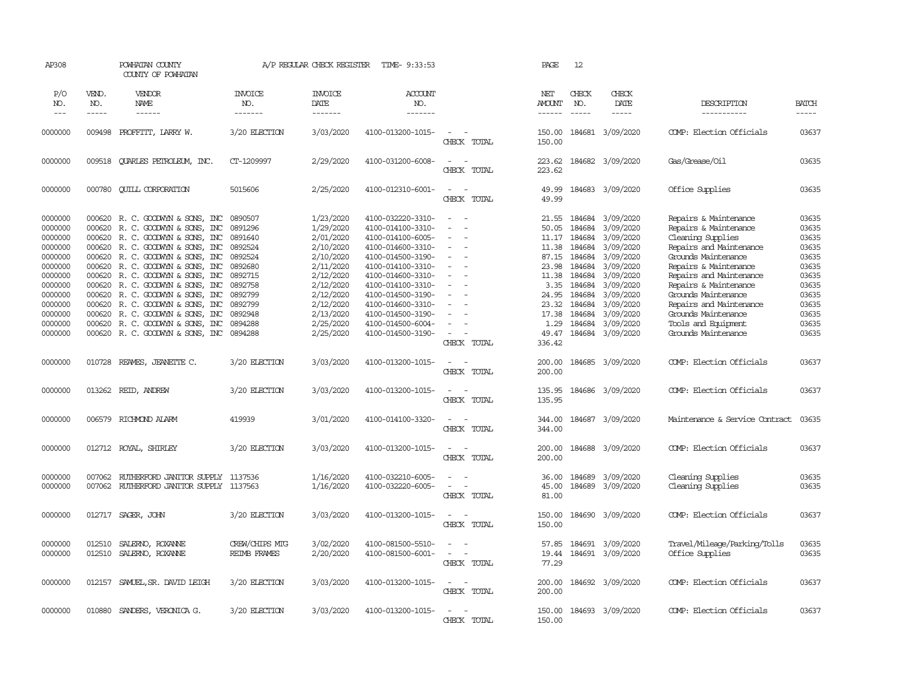AP308 POWHATAN COUNTY A/P REGULAR CHECK REGISTER TIME- 9:33:53 PAGE 12

COUNTY OF POWHATAN

| P/O NO. | VEND. NO. | VENDOR NAME | INVOICE NO. | INVOICE DATE | ACCOUNT NO. | | NET AMOUNT | CHECK NO. | CHECK DATE | DESCRIPTION | BATCH |
|---|---|---|---|---|---|---|---|---|---|---|---|
| 0000000 | 009498 | PROFFITT, LARRY W. | 3/20 ELECTION | 3/03/2020 | 4100-013200-1015- | - - | 150.00 | 184681 | 3/09/2020 | COMP: Election Officials | 03637 |
| | | | | | | CHECK TOTAL | 150.00 | | | | |
| 0000000 | 009518 | QUARLES PETROLEUM, INC. | CT-1209997 | 2/29/2020 | 4100-031200-6008- | - - | 223.62 | 184682 | 3/09/2020 | Gas/Grease/Oil | 03635 |
| | | | | | | CHECK TOTAL | 223.62 | | | | |
| 0000000 | 000780 | QUILL CORPORATION | 5015606 | 2/25/2020 | 4100-012310-6001- | - - | 49.99 | 184683 | 3/09/2020 | Office Supplies | 03635 |
| | | | | | | CHECK TOTAL | 49.99 | | | | |
| 0000000 | 000620 | R. C. GOODWYN & SONS, INC | 0890507 | 1/23/2020 | 4100-032220-3310- | - - | 21.55 | 184684 | 3/09/2020 | Repairs & Maintenance | 03635 |
| 0000000 | 000620 | R. C. GOODWYN & SONS, INC | 0891296 | 1/29/2020 | 4100-014100-3310- | - - | 50.05 | 184684 | 3/09/2020 | Repairs & Maintenance | 03635 |
| 0000000 | 000620 | R. C. GOODWYN & SONS, INC | 0891640 | 2/01/2020 | 4100-014100-6005- | - - | 11.17 | 184684 | 3/09/2020 | Cleaning Supplies | 03635 |
| 0000000 | 000620 | R. C. GOODWYN & SONS, INC | 0892524 | 2/10/2020 | 4100-014600-3310- | - - | 11.38 | 184684 | 3/09/2020 | Repairs and Maintenance | 03635 |
| 0000000 | 000620 | R. C. GOODWYN & SONS, INC | 0892524 | 2/10/2020 | 4100-014500-3190- | - - | 87.15 | 184684 | 3/09/2020 | Grounds Maintenance | 03635 |
| 0000000 | 000620 | R. C. GOODWYN & SONS, INC | 0892680 | 2/11/2020 | 4100-014100-3310- | - - | 23.98 | 184684 | 3/09/2020 | Repairs & Maintenance | 03635 |
| 0000000 | 000620 | R. C. GOODWYN & SONS, INC | 0892715 | 2/12/2020 | 4100-014600-3310- | - - | 11.38 | 184684 | 3/09/2020 | Repairs and Maintenance | 03635 |
| 0000000 | 000620 | R. C. GOODWYN & SONS, INC | 0892758 | 2/12/2020 | 4100-014100-3310- | - - | 3.35 | 184684 | 3/09/2020 | Repairs & Maintenance | 03635 |
| 0000000 | 000620 | R. C. GOODWYN & SONS, INC | 0892799 | 2/12/2020 | 4100-014500-3190- | - - | 24.95 | 184684 | 3/09/2020 | Grounds Maintenance | 03635 |
| 0000000 | 000620 | R. C. GOODWYN & SONS, INC | 0892799 | 2/12/2020 | 4100-014600-3310- | - - | 23.32 | 184684 | 3/09/2020 | Repairs and Maintenance | 03635 |
| 0000000 | 000620 | R. C. GOODWYN & SONS, INC | 0892948 | 2/13/2020 | 4100-014500-3190- | - - | 17.38 | 184684 | 3/09/2020 | Grounds Maintenance | 03635 |
| 0000000 | 000620 | R. C. GOODWYN & SONS, INC | 0894288 | 2/25/2020 | 4100-014500-6004- | - - | 1.29 | 184684 | 3/09/2020 | Tools and Equipment | 03635 |
| 0000000 | 000620 | R. C. GOODWYN & SONS, INC | 0894288 | 2/25/2020 | 4100-014500-3190- | - - | 49.47 | 184684 | 3/09/2020 | Grounds Maintenance | 03635 |
| | | | | | | CHECK TOTAL | 336.42 | | | | |
| 0000000 | 010728 | REAMES, JEANETTE C. | 3/20 ELECTION | 3/03/2020 | 4100-013200-1015- | - - | 200.00 | 184685 | 3/09/2020 | COMP: Election Officials | 03637 |
| | | | | | | CHECK TOTAL | 200.00 | | | | |
| 0000000 | 013262 | REID, ANDREW | 3/20 ELECTION | 3/03/2020 | 4100-013200-1015- | - - | 135.95 | 184686 | 3/09/2020 | COMP: Election Officials | 03637 |
| | | | | | | CHECK TOTAL | 135.95 | | | | |
| 0000000 | 006579 | RICHMOND ALARM | 419939 | 3/01/2020 | 4100-014100-3320- | - - | 344.00 | 184687 | 3/09/2020 | Maintenance & Service Contract | 03635 |
| | | | | | | CHECK TOTAL | 344.00 | | | | |
| 0000000 | 012712 | ROYAL, SHIRLEY | 3/20 ELECTION | 3/03/2020 | 4100-013200-1015- | - - | 200.00 | 184688 | 3/09/2020 | COMP: Election Officials | 03637 |
| | | | | | | CHECK TOTAL | 200.00 | | | | |
| 0000000 | 007062 | RUTHERFORD JANITOR SUPPLY | 1137536 | 1/16/2020 | 4100-032210-6005- | - - | 36.00 | 184689 | 3/09/2020 | Cleaning Supplies | 03635 |
| 0000000 | 007062 | RUTHERFORD JANITOR SUPPLY | 1137563 | 1/16/2020 | 4100-032220-6005- | - - | 45.00 | 184689 | 3/09/2020 | Cleaning Supplies | 03635 |
| | | | | | | CHECK TOTAL | 81.00 | | | | |
| 0000000 | 012717 | SAGER, JOHN | 3/20 ELECTION | 3/03/2020 | 4100-013200-1015- | - - | 150.00 | 184690 | 3/09/2020 | COMP: Election Officials | 03637 |
| | | | | | | CHECK TOTAL | 150.00 | | | | |
| 0000000 | 012510 | SALERNO, ROXANNE | CREW/CHIPS MTG | 3/02/2020 | 4100-081500-5510- | - - | 57.85 | 184691 | 3/09/2020 | Travel/Mileage/Parking/Tolls | 03635 |
| 0000000 | 012510 | SALERNO, ROXANNE | REIMB FRAMES | 2/20/2020 | 4100-081500-6001- | - - | 19.44 | 184691 | 3/09/2020 | Office Supplies | 03635 |
| | | | | | | CHECK TOTAL | 77.29 | | | | |
| 0000000 | 012157 | SAMUEL,SR. DAVID LEIGH | 3/20 ELECTION | 3/03/2020 | 4100-013200-1015- | - - | 200.00 | 184692 | 3/09/2020 | COMP: Election Officials | 03637 |
| | | | | | | CHECK TOTAL | 200.00 | | | | |
| 0000000 | 010880 | SANDERS, VERONICA G. | 3/20 ELECTION | 3/03/2020 | 4100-013200-1015- | - - | 150.00 | 184693 | 3/09/2020 | COMP: Election Officials | 03637 |
| | | | | | | CHECK TOTAL | 150.00 | | | | |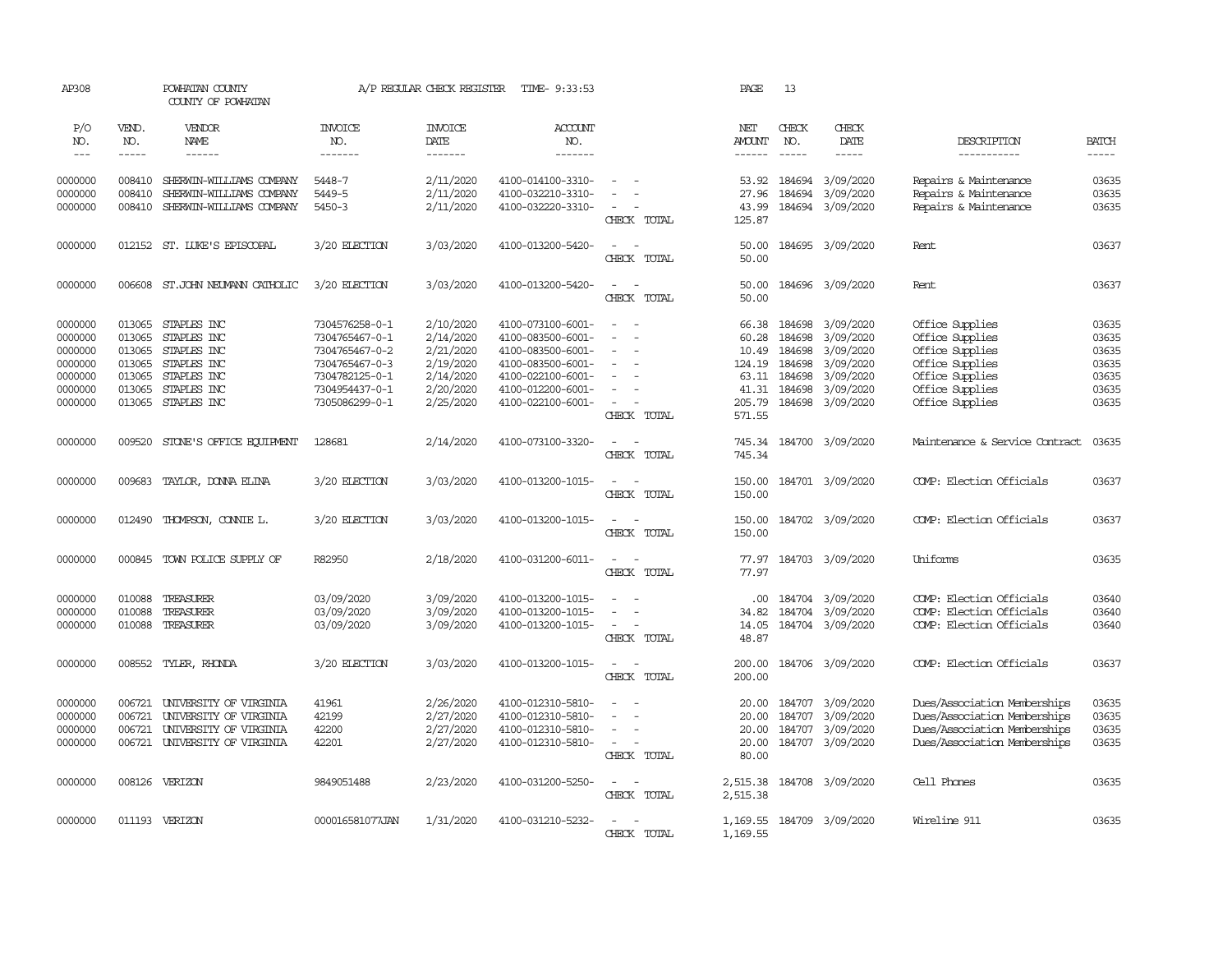AP308 POWHATAN COUNTY A/P REGULAR CHECK REGISTER TIME- 9:33:53 PAGE 13

COUNTY OF POWHATAN

| P/O NO. | VEND. NO. | VENDOR NAME | INVOICE NO. | INVOICE DATE | ACCOUNT NO. | | NET AMOUNT | CHECK NO. | CHECK DATE | DESCRIPTION | BATCH |
|---|---|---|---|---|---|---|---|---|---|---|---|
| --- | ----- | ------ | ------- | ------- | ------- | | ------ | ----- | ----- | ----------- | ----- |
| 0000000 | 008410 | SHERWIN-WILLIAMS COMPANY | 5448-7 | 2/11/2020 | 4100-014100-3310- | - - | 53.92 | 184694 | 3/09/2020 | Repairs & Maintenance | 03635 |
| 0000000 | 008410 | SHERWIN-WILLIAMS COMPANY | 5449-5 | 2/11/2020 | 4100-032210-3310- | - - | 27.96 | 184694 | 3/09/2020 | Repairs & Maintenance | 03635 |
| 0000000 | 008410 | SHERWIN-WILLIAMS COMPANY | 5450-3 | 2/11/2020 | 4100-032220-3310- | - - | 43.99 | 184694 | 3/09/2020 | Repairs & Maintenance | 03635 |
| | | | | | | CHECK TOTAL | 125.87 | | | | |
| 0000000 | 012152 | ST. LUKE'S EPISCOPAL | 3/20 ELECTION | 3/03/2020 | 4100-013200-5420- | - - | 50.00 | 184695 | 3/09/2020 | Rent | 03637 |
| | | | | | | CHECK TOTAL | 50.00 | | | | |
| 0000000 | 006608 | ST.JOHN NEUMANN CATHOLIC | 3/20 ELECTION | 3/03/2020 | 4100-013200-5420- | - - | 50.00 | 184696 | 3/09/2020 | Rent | 03637 |
| | | | | | | CHECK TOTAL | 50.00 | | | | |
| 0000000 | 013065 | STAPLES INC | 7304576258-0-1 | 2/10/2020 | 4100-073100-6001- | - - | 66.38 | 184698 | 3/09/2020 | Office Supplies | 03635 |
| 0000000 | 013065 | STAPLES INC | 7304765467-0-1 | 2/14/2020 | 4100-083500-6001- | - - | 60.28 | 184698 | 3/09/2020 | Office Supplies | 03635 |
| 0000000 | 013065 | STAPLES INC | 7304765467-0-2 | 2/21/2020 | 4100-083500-6001- | - - | 10.49 | 184698 | 3/09/2020 | Office Supplies | 03635 |
| 0000000 | 013065 | STAPLES INC | 7304765467-0-3 | 2/19/2020 | 4100-083500-6001- | - - | 124.19 | 184698 | 3/09/2020 | Office Supplies | 03635 |
| 0000000 | 013065 | STAPLES INC | 7304782125-0-1 | 2/14/2020 | 4100-022100-6001- | - - | 63.11 | 184698 | 3/09/2020 | Office Supplies | 03635 |
| 0000000 | 013065 | STAPLES INC | 7304954437-0-1 | 2/20/2020 | 4100-012200-6001- | - - | 41.31 | 184698 | 3/09/2020 | Office Supplies | 03635 |
| 0000000 | 013065 | STAPLES INC | 7305086299-0-1 | 2/25/2020 | 4100-022100-6001- | - - | 205.79 | 184698 | 3/09/2020 | Office Supplies | 03635 |
| | | | | | | CHECK TOTAL | 571.55 | | | | |
| 0000000 | 009520 | STONE'S OFFICE EQUIPMENT | 128681 | 2/14/2020 | 4100-073100-3320- | - - | 745.34 | 184700 | 3/09/2020 | Maintenance & Service Contract | 03635 |
| | | | | | | CHECK TOTAL | 745.34 | | | | |
| 0000000 | 009683 | TAYLOR, DONNA ELINA | 3/20 ELECTION | 3/03/2020 | 4100-013200-1015- | - - | 150.00 | 184701 | 3/09/2020 | COMP: Election Officials | 03637 |
| | | | | | | CHECK TOTAL | 150.00 | | | | |
| 0000000 | 012490 | THOMPSON, CONNIE L. | 3/20 ELECTION | 3/03/2020 | 4100-013200-1015- | - - | 150.00 | 184702 | 3/09/2020 | COMP: Election Officials | 03637 |
| | | | | | | CHECK TOTAL | 150.00 | | | | |
| 0000000 | 000845 | TOWN POLICE SUPPLY OF | R82950 | 2/18/2020 | 4100-031200-6011- | - - | 77.97 | 184703 | 3/09/2020 | Uniforms | 03635 |
| | | | | | | CHECK TOTAL | 77.97 | | | | |
| 0000000 | 010088 | TREASURER | 03/09/2020 | 3/09/2020 | 4100-013200-1015- | - - | .00 | 184704 | 3/09/2020 | COMP: Election Officials | 03640 |
| 0000000 | 010088 | TREASURER | 03/09/2020 | 3/09/2020 | 4100-013200-1015- | - - | 34.82 | 184704 | 3/09/2020 | COMP: Election Officials | 03640 |
| 0000000 | 010088 | TREASURER | 03/09/2020 | 3/09/2020 | 4100-013200-1015- | - - | 14.05 | 184704 | 3/09/2020 | COMP: Election Officials | 03640 |
| | | | | | | CHECK TOTAL | 48.87 | | | | |
| 0000000 | 008552 | TYLER, RHONDA | 3/20 ELECTION | 3/03/2020 | 4100-013200-1015- | - - | 200.00 | 184706 | 3/09/2020 | COMP: Election Officials | 03637 |
| | | | | | | CHECK TOTAL | 200.00 | | | | |
| 0000000 | 006721 | UNIVERSITY OF VIRGINIA | 41961 | 2/26/2020 | 4100-012310-5810- | - - | 20.00 | 184707 | 3/09/2020 | Dues/Association Memberships | 03635 |
| 0000000 | 006721 | UNIVERSITY OF VIRGINIA | 42199 | 2/27/2020 | 4100-012310-5810- | - - | 20.00 | 184707 | 3/09/2020 | Dues/Association Memberships | 03635 |
| 0000000 | 006721 | UNIVERSITY OF VIRGINIA | 42200 | 2/27/2020 | 4100-012310-5810- | - - | 20.00 | 184707 | 3/09/2020 | Dues/Association Memberships | 03635 |
| 0000000 | 006721 | UNIVERSITY OF VIRGINIA | 42201 | 2/27/2020 | 4100-012310-5810- | - - | 20.00 | 184707 | 3/09/2020 | Dues/Association Memberships | 03635 |
| | | | | | | CHECK TOTAL | 80.00 | | | | |
| 0000000 | 008126 | VERIZON | 9849051488 | 2/23/2020 | 4100-031200-5250- | - - | 2,515.38 | 184708 | 3/09/2020 | Cell Phones | 03635 |
| | | | | | | CHECK TOTAL | 2,515.38 | | | | |
| 0000000 | 011193 | VERIZON | 000016581077JAN | 1/31/2020 | 4100-031210-5232- | - - | 1,169.55 | 184709 | 3/09/2020 | Wireline 911 | 03635 |
| | | | | | | CHECK TOTAL | 1,169.55 | | | | |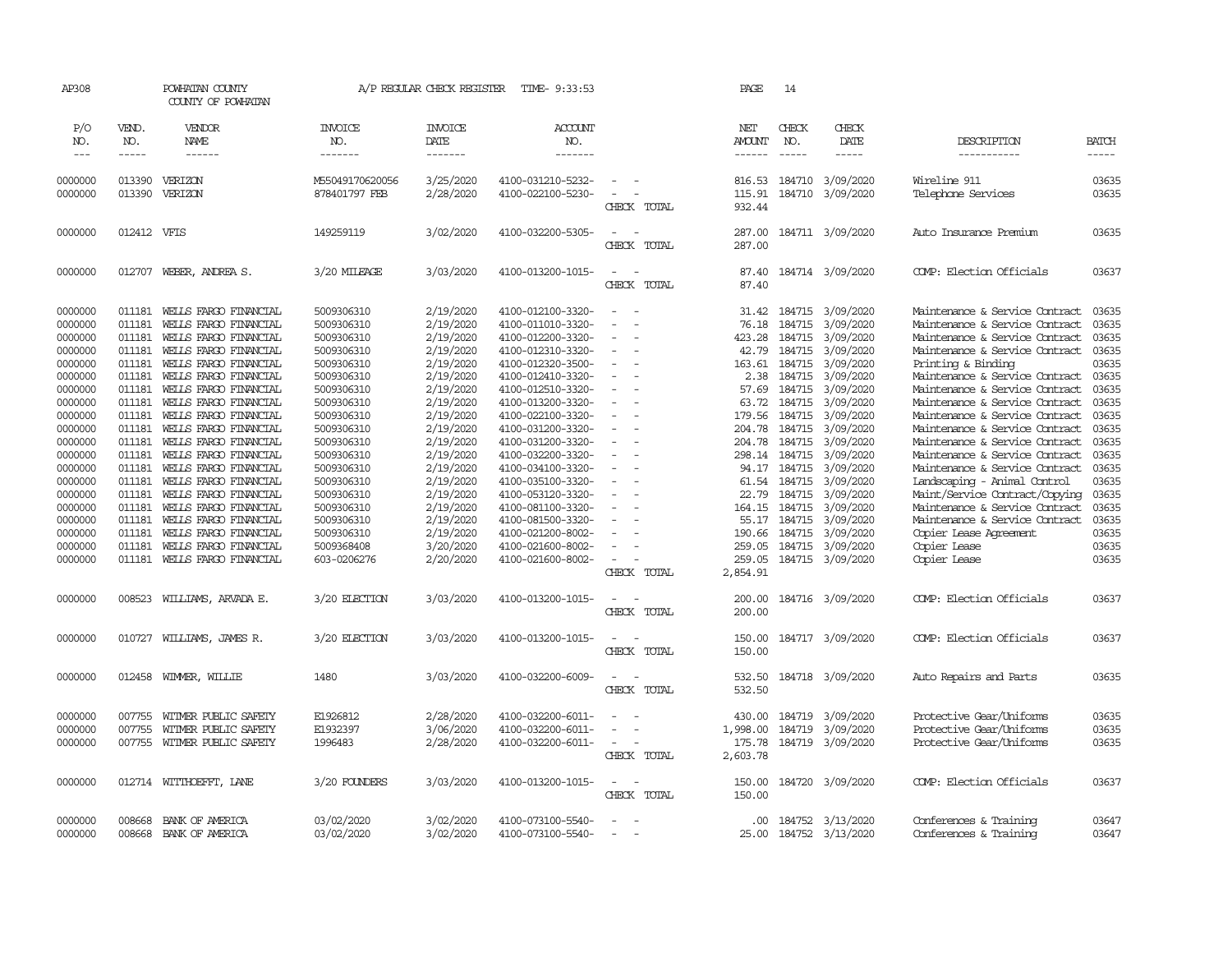AP308 POWHATAN COUNTY COUNTY OF POWHATAN A/P REGULAR CHECK REGISTER TIME- 9:33:53 PAGE 14

| P/O NO. | VEND. NO. | VENDOR NAME | INVOICE NO. | INVOICE DATE | ACCOUNT NO. | | NET AMOUNT | CHECK NO. | CHECK DATE | DESCRIPTION | BATCH |
|---|---|---|---|---|---|---|---|---|---|---|---|
| --- | ----- | ------ | ------- | ------- | ------- | | ------ | ----- | ----- | ----------- | ----- |
| 0000000 | 013390 | VERIZON | M55049170620056 | 3/25/2020 | 4100-031210-5232- | - - | 816.53 | 184710 | 3/09/2020 | Wireline 911 | 03635 |
| 0000000 | 013390 | VERIZON | 878401797 FEB | 2/28/2020 | 4100-022100-5230- | - - | 115.91 | 184710 | 3/09/2020 | Telephone Services | 03635 |
| | | | | | | CHECK TOTAL | 932.44 | | | | |
| 0000000 | 012412 | VFIS | 149259119 | 3/02/2020 | 4100-032200-5305- | - - | 287.00 | 184711 | 3/09/2020 | Auto Insurance Premium | 03635 |
| | | | | | | CHECK TOTAL | 287.00 | | | | |
| 0000000 | 012707 | WEBER, ANDREA S. | 3/20 MILEAGE | 3/03/2020 | 4100-013200-1015- | - - | 87.40 | 184714 | 3/09/2020 | COMP: Election Officials | 03637 |
| | | | | | | CHECK TOTAL | 87.40 | | | | |
| 0000000 | 011181 | WELLS FARGO FINANCIAL | 5009306310 | 2/19/2020 | 4100-012100-3320- | - - | 31.42 | 184715 | 3/09/2020 | Maintenance & Service Contract | 03635 |
| 0000000 | 011181 | WELLS FARGO FINANCIAL | 5009306310 | 2/19/2020 | 4100-011010-3320- | - - | 76.18 | 184715 | 3/09/2020 | Maintenance & Service Contract | 03635 |
| 0000000 | 011181 | WELLS FARGO FINANCIAL | 5009306310 | 2/19/2020 | 4100-012200-3320- | - - | 423.28 | 184715 | 3/09/2020 | Maintenance & Service Contract | 03635 |
| 0000000 | 011181 | WELLS FARGO FINANCIAL | 5009306310 | 2/19/2020 | 4100-012310-3320- | - - | 42.79 | 184715 | 3/09/2020 | Maintenance & Service Contract | 03635 |
| 0000000 | 011181 | WELLS FARGO FINANCIAL | 5009306310 | 2/19/2020 | 4100-012320-3500- | - - | 163.61 | 184715 | 3/09/2020 | Printing & Binding | 03635 |
| 0000000 | 011181 | WELLS FARGO FINANCIAL | 5009306310 | 2/19/2020 | 4100-012410-3320- | - - | 2.38 | 184715 | 3/09/2020 | Maintenance & Service Contract | 03635 |
| 0000000 | 011181 | WELLS FARGO FINANCIAL | 5009306310 | 2/19/2020 | 4100-012510-3320- | - - | 57.69 | 184715 | 3/09/2020 | Maintenance & Service Contract | 03635 |
| 0000000 | 011181 | WELLS FARGO FINANCIAL | 5009306310 | 2/19/2020 | 4100-013200-3320- | - - | 63.72 | 184715 | 3/09/2020 | Maintenance & Service Contract | 03635 |
| 0000000 | 011181 | WELLS FARGO FINANCIAL | 5009306310 | 2/19/2020 | 4100-022100-3320- | - - | 179.56 | 184715 | 3/09/2020 | Maintenance & Service Contract | 03635 |
| 0000000 | 011181 | WELLS FARGO FINANCIAL | 5009306310 | 2/19/2020 | 4100-031200-3320- | - - | 204.78 | 184715 | 3/09/2020 | Maintenance & Service Contract | 03635 |
| 0000000 | 011181 | WELLS FARGO FINANCIAL | 5009306310 | 2/19/2020 | 4100-031200-3320- | - - | 204.78 | 184715 | 3/09/2020 | Maintenance & Service Contract | 03635 |
| 0000000 | 011181 | WELLS FARGO FINANCIAL | 5009306310 | 2/19/2020 | 4100-032200-3320- | - - | 298.14 | 184715 | 3/09/2020 | Maintenance & Service Contract | 03635 |
| 0000000 | 011181 | WELLS FARGO FINANCIAL | 5009306310 | 2/19/2020 | 4100-034100-3320- | - - | 94.17 | 184715 | 3/09/2020 | Maintenance & Service Contract | 03635 |
| 0000000 | 011181 | WELLS FARGO FINANCIAL | 5009306310 | 2/19/2020 | 4100-035100-3320- | - - | 61.54 | 184715 | 3/09/2020 | Landscaping - Animal Control | 03635 |
| 0000000 | 011181 | WELLS FARGO FINANCIAL | 5009306310 | 2/19/2020 | 4100-053120-3320- | - - | 22.79 | 184715 | 3/09/2020 | Maint/Service Contract/Copying | 03635 |
| 0000000 | 011181 | WELLS FARGO FINANCIAL | 5009306310 | 2/19/2020 | 4100-081100-3320- | - - | 164.15 | 184715 | 3/09/2020 | Maintenance & Service Contract | 03635 |
| 0000000 | 011181 | WELLS FARGO FINANCIAL | 5009306310 | 2/19/2020 | 4100-081500-3320- | - - | 55.17 | 184715 | 3/09/2020 | Maintenance & Service Contract | 03635 |
| 0000000 | 011181 | WELLS FARGO FINANCIAL | 5009306310 | 2/19/2020 | 4100-021200-8002- | - - | 190.66 | 184715 | 3/09/2020 | Copier Lease Agreement | 03635 |
| 0000000 | 011181 | WELLS FARGO FINANCIAL | 5009368408 | 3/20/2020 | 4100-021600-8002- | - - | 259.05 | 184715 | 3/09/2020 | Copier Lease | 03635 |
| 0000000 | 011181 | WELLS FARGO FINANCIAL | 603-0206276 | 2/20/2020 | 4100-021600-8002- | - - | 259.05 | 184715 | 3/09/2020 | Copier Lease | 03635 |
| | | | | | | CHECK TOTAL | 2,854.91 | | | | |
| 0000000 | 008523 | WILLIAMS, ARVADA E. | 3/20 ELECTION | 3/03/2020 | 4100-013200-1015- | - - | 200.00 | 184716 | 3/09/2020 | COMP: Election Officials | 03637 |
| | | | | | | CHECK TOTAL | 200.00 | | | | |
| 0000000 | 010727 | WILLIAMS, JAMES R. | 3/20 ELECTION | 3/03/2020 | 4100-013200-1015- | - - | 150.00 | 184717 | 3/09/2020 | COMP: Election Officials | 03637 |
| | | | | | | CHECK TOTAL | 150.00 | | | | |
| 0000000 | 012458 | WIMMER, WILLIE | 1480 | 3/03/2020 | 4100-032200-6009- | - - | 532.50 | 184718 | 3/09/2020 | Auto Repairs and Parts | 03635 |
| | | | | | | CHECK TOTAL | 532.50 | | | | |
| 0000000 | 007755 | WITMER PUBLIC SAFETY | E1926812 | 2/28/2020 | 4100-032200-6011- | - - | 430.00 | 184719 | 3/09/2020 | Protective Gear/Uniforms | 03635 |
| 0000000 | 007755 | WITMER PUBLIC SAFETY | E1932397 | 3/06/2020 | 4100-032200-6011- | - - | 1,998.00 | 184719 | 3/09/2020 | Protective Gear/Uniforms | 03635 |
| 0000000 | 007755 | WITMER PUBLIC SAFETY | 1996483 | 2/28/2020 | 4100-032200-6011- | - - | 175.78 | 184719 | 3/09/2020 | Protective Gear/Uniforms | 03635 |
| | | | | | | CHECK TOTAL | 2,603.78 | | | | |
| 0000000 | 012714 | WITTHOEFFT, LANE | 3/20 FOUNDERS | 3/03/2020 | 4100-013200-1015- | - - | 150.00 | 184720 | 3/09/2020 | COMP: Election Officials | 03637 |
| | | | | | | CHECK TOTAL | 150.00 | | | | |
| 0000000 | 008668 | BANK OF AMERICA | 03/02/2020 | 3/02/2020 | 4100-073100-5540- | - - | .00 | 184752 | 3/13/2020 | Conferences & Training | 03647 |
| 0000000 | 008668 | BANK OF AMERICA | 03/02/2020 | 3/02/2020 | 4100-073100-5540- | - - | 25.00 | 184752 | 3/13/2020 | Conferences & Training | 03647 |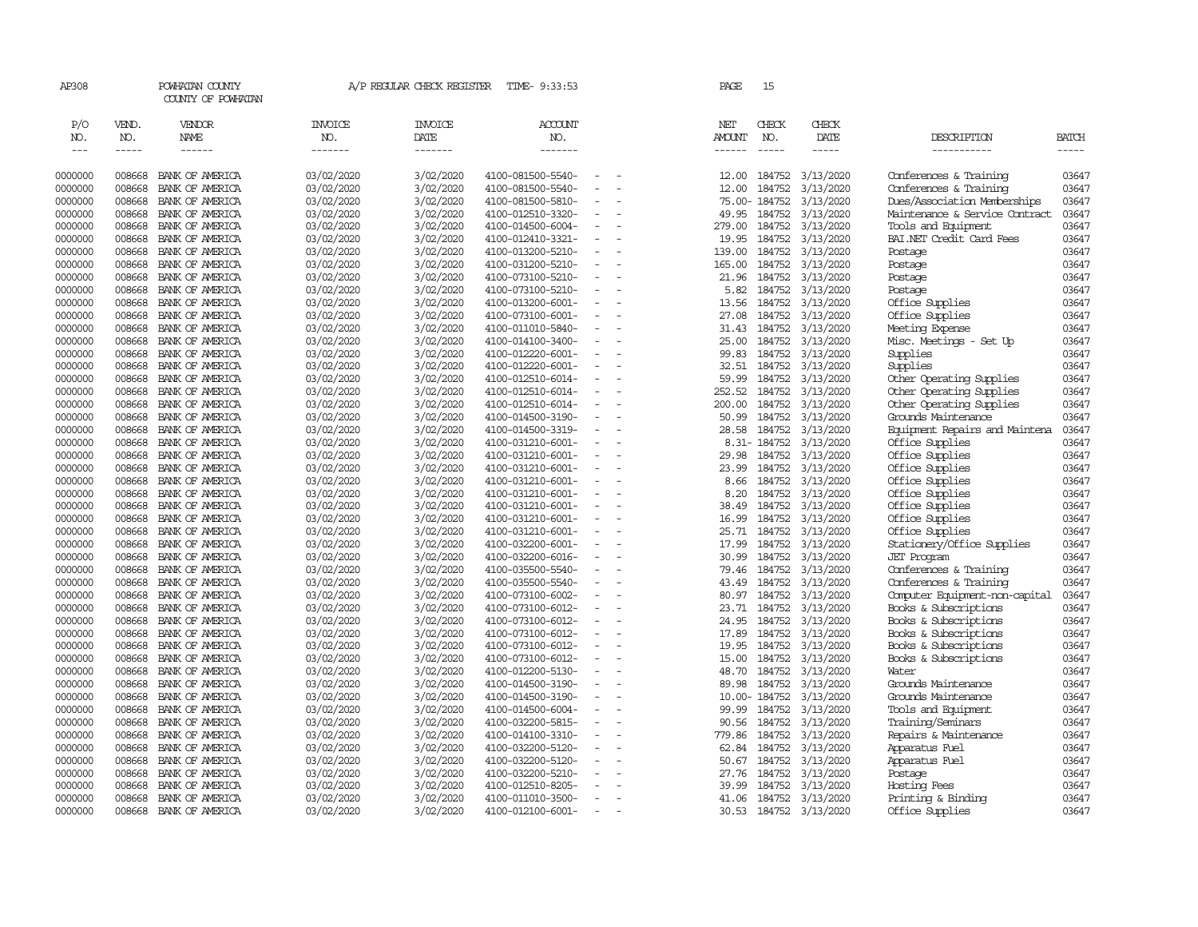AP308 POWHATAN COUNTY A/P REGULAR CHECK REGISTER TIME- 9:33:53 PAGE 15

COUNTY OF POWHATAN

| P/O NO. | VEND. NO. | VENDOR NAME | INVOICE NO. | INVOICE DATE | ACCOUNT NO. | NET AMOUNT | CHECK NO. | CHECK DATE | DESCRIPTION | BATCH |
|---|---|---|---|---|---|---|---|---|---|---|
| 0000000 | 008668 | BANK OF AMERICA | 03/02/2020 | 3/02/2020 | 4100-081500-5540- - - | 12.00 | 184752 | 3/13/2020 | Conferences & Training | 03647 |
| 0000000 | 008668 | BANK OF AMERICA | 03/02/2020 | 3/02/2020 | 4100-081500-5540- - - | 12.00 | 184752 | 3/13/2020 | Conferences & Training | 03647 |
| 0000000 | 008668 | BANK OF AMERICA | 03/02/2020 | 3/02/2020 | 4100-081500-5810- - - | 75.00- | 184752 | 3/13/2020 | Dues/Association Memberships | 03647 |
| 0000000 | 008668 | BANK OF AMERICA | 03/02/2020 | 3/02/2020 | 4100-012510-3320- - - | 49.95 | 184752 | 3/13/2020 | Maintenance & Service Contract | 03647 |
| 0000000 | 008668 | BANK OF AMERICA | 03/02/2020 | 3/02/2020 | 4100-014500-6004- - - | 279.00 | 184752 | 3/13/2020 | Tools and Equipment | 03647 |
| 0000000 | 008668 | BANK OF AMERICA | 03/02/2020 | 3/02/2020 | 4100-012410-3321- - - | 19.95 | 184752 | 3/13/2020 | BAI.NET Credit Card Fees | 03647 |
| 0000000 | 008668 | BANK OF AMERICA | 03/02/2020 | 3/02/2020 | 4100-013200-5210- - - | 139.00 | 184752 | 3/13/2020 | Postage | 03647 |
| 0000000 | 008668 | BANK OF AMERICA | 03/02/2020 | 3/02/2020 | 4100-031200-5210- - - | 165.00 | 184752 | 3/13/2020 | Postage | 03647 |
| 0000000 | 008668 | BANK OF AMERICA | 03/02/2020 | 3/02/2020 | 4100-073100-5210- - - | 21.96 | 184752 | 3/13/2020 | Postage | 03647 |
| 0000000 | 008668 | BANK OF AMERICA | 03/02/2020 | 3/02/2020 | 4100-073100-5210- - - | 5.82 | 184752 | 3/13/2020 | Postage | 03647 |
| 0000000 | 008668 | BANK OF AMERICA | 03/02/2020 | 3/02/2020 | 4100-013200-6001- - - | 13.56 | 184752 | 3/13/2020 | Office Supplies | 03647 |
| 0000000 | 008668 | BANK OF AMERICA | 03/02/2020 | 3/02/2020 | 4100-073100-6001- - - | 27.08 | 184752 | 3/13/2020 | Office Supplies | 03647 |
| 0000000 | 008668 | BANK OF AMERICA | 03/02/2020 | 3/02/2020 | 4100-011010-5840- - - | 31.43 | 184752 | 3/13/2020 | Meeting Expense | 03647 |
| 0000000 | 008668 | BANK OF AMERICA | 03/02/2020 | 3/02/2020 | 4100-014100-3400- - - | 25.00 | 184752 | 3/13/2020 | Misc. Meetings - Set Up | 03647 |
| 0000000 | 008668 | BANK OF AMERICA | 03/02/2020 | 3/02/2020 | 4100-012220-6001- - - | 99.83 | 184752 | 3/13/2020 | Supplies | 03647 |
| 0000000 | 008668 | BANK OF AMERICA | 03/02/2020 | 3/02/2020 | 4100-012220-6001- - - | 32.51 | 184752 | 3/13/2020 | Supplies | 03647 |
| 0000000 | 008668 | BANK OF AMERICA | 03/02/2020 | 3/02/2020 | 4100-012510-6014- - - | 59.99 | 184752 | 3/13/2020 | Other Operating Supplies | 03647 |
| 0000000 | 008668 | BANK OF AMERICA | 03/02/2020 | 3/02/2020 | 4100-012510-6014- - - | 252.52 | 184752 | 3/13/2020 | Other Operating Supplies | 03647 |
| 0000000 | 008668 | BANK OF AMERICA | 03/02/2020 | 3/02/2020 | 4100-012510-6014- - - | 200.00 | 184752 | 3/13/2020 | Other Operating Supplies | 03647 |
| 0000000 | 008668 | BANK OF AMERICA | 03/02/2020 | 3/02/2020 | 4100-014500-3190- - - | 50.99 | 184752 | 3/13/2020 | Grounds Maintenance | 03647 |
| 0000000 | 008668 | BANK OF AMERICA | 03/02/2020 | 3/02/2020 | 4100-014500-3319- - - | 28.58 | 184752 | 3/13/2020 | Equipment Repairs and Maintena | 03647 |
| 0000000 | 008668 | BANK OF AMERICA | 03/02/2020 | 3/02/2020 | 4100-031210-6001- - - | 8.31- | 184752 | 3/13/2020 | Office Supplies | 03647 |
| 0000000 | 008668 | BANK OF AMERICA | 03/02/2020 | 3/02/2020 | 4100-031210-6001- - - | 29.98 | 184752 | 3/13/2020 | Office Supplies | 03647 |
| 0000000 | 008668 | BANK OF AMERICA | 03/02/2020 | 3/02/2020 | 4100-031210-6001- - - | 23.99 | 184752 | 3/13/2020 | Office Supplies | 03647 |
| 0000000 | 008668 | BANK OF AMERICA | 03/02/2020 | 3/02/2020 | 4100-031210-6001- - - | 8.66 | 184752 | 3/13/2020 | Office Supplies | 03647 |
| 0000000 | 008668 | BANK OF AMERICA | 03/02/2020 | 3/02/2020 | 4100-031210-6001- - - | 8.20 | 184752 | 3/13/2020 | Office Supplies | 03647 |
| 0000000 | 008668 | BANK OF AMERICA | 03/02/2020 | 3/02/2020 | 4100-031210-6001- - - | 38.49 | 184752 | 3/13/2020 | Office Supplies | 03647 |
| 0000000 | 008668 | BANK OF AMERICA | 03/02/2020 | 3/02/2020 | 4100-031210-6001- - - | 16.99 | 184752 | 3/13/2020 | Office Supplies | 03647 |
| 0000000 | 008668 | BANK OF AMERICA | 03/02/2020 | 3/02/2020 | 4100-031210-6001- - - | 25.71 | 184752 | 3/13/2020 | Office Supplies | 03647 |
| 0000000 | 008668 | BANK OF AMERICA | 03/02/2020 | 3/02/2020 | 4100-032200-6001- - - | 17.99 | 184752 | 3/13/2020 | Stationery/Office Supplies | 03647 |
| 0000000 | 008668 | BANK OF AMERICA | 03/02/2020 | 3/02/2020 | 4100-032200-6016- - - | 30.99 | 184752 | 3/13/2020 | JET Program | 03647 |
| 0000000 | 008668 | BANK OF AMERICA | 03/02/2020 | 3/02/2020 | 4100-035500-5540- - - | 79.46 | 184752 | 3/13/2020 | Conferences & Training | 03647 |
| 0000000 | 008668 | BANK OF AMERICA | 03/02/2020 | 3/02/2020 | 4100-035500-5540- - - | 43.49 | 184752 | 3/13/2020 | Conferences & Training | 03647 |
| 0000000 | 008668 | BANK OF AMERICA | 03/02/2020 | 3/02/2020 | 4100-073100-6002- - - | 80.97 | 184752 | 3/13/2020 | Computer Equipment-non-capital | 03647 |
| 0000000 | 008668 | BANK OF AMERICA | 03/02/2020 | 3/02/2020 | 4100-073100-6012- - - | 23.71 | 184752 | 3/13/2020 | Books & Subscriptions | 03647 |
| 0000000 | 008668 | BANK OF AMERICA | 03/02/2020 | 3/02/2020 | 4100-073100-6012- - - | 24.95 | 184752 | 3/13/2020 | Books & Subscriptions | 03647 |
| 0000000 | 008668 | BANK OF AMERICA | 03/02/2020 | 3/02/2020 | 4100-073100-6012- - - | 17.89 | 184752 | 3/13/2020 | Books & Subscriptions | 03647 |
| 0000000 | 008668 | BANK OF AMERICA | 03/02/2020 | 3/02/2020 | 4100-073100-6012- - - | 19.95 | 184752 | 3/13/2020 | Books & Subscriptions | 03647 |
| 0000000 | 008668 | BANK OF AMERICA | 03/02/2020 | 3/02/2020 | 4100-073100-6012- - - | 15.00 | 184752 | 3/13/2020 | Books & Subscriptions | 03647 |
| 0000000 | 008668 | BANK OF AMERICA | 03/02/2020 | 3/02/2020 | 4100-012200-5130- - - | 48.70 | 184752 | 3/13/2020 | Water | 03647 |
| 0000000 | 008668 | BANK OF AMERICA | 03/02/2020 | 3/02/2020 | 4100-014500-3190- - - | 89.98 | 184752 | 3/13/2020 | Grounds Maintenance | 03647 |
| 0000000 | 008668 | BANK OF AMERICA | 03/02/2020 | 3/02/2020 | 4100-014500-3190- - - | 10.00- | 184752 | 3/13/2020 | Grounds Maintenance | 03647 |
| 0000000 | 008668 | BANK OF AMERICA | 03/02/2020 | 3/02/2020 | 4100-014500-6004- - - | 99.99 | 184752 | 3/13/2020 | Tools and Equipment | 03647 |
| 0000000 | 008668 | BANK OF AMERICA | 03/02/2020 | 3/02/2020 | 4100-032200-5815- - - | 90.56 | 184752 | 3/13/2020 | Training/Seminars | 03647 |
| 0000000 | 008668 | BANK OF AMERICA | 03/02/2020 | 3/02/2020 | 4100-014100-3310- - - | 779.86 | 184752 | 3/13/2020 | Repairs & Maintenance | 03647 |
| 0000000 | 008668 | BANK OF AMERICA | 03/02/2020 | 3/02/2020 | 4100-032200-5120- - - | 62.84 | 184752 | 3/13/2020 | Apparatus Fuel | 03647 |
| 0000000 | 008668 | BANK OF AMERICA | 03/02/2020 | 3/02/2020 | 4100-032200-5120- - - | 50.67 | 184752 | 3/13/2020 | Apparatus Fuel | 03647 |
| 0000000 | 008668 | BANK OF AMERICA | 03/02/2020 | 3/02/2020 | 4100-032200-5210- - - | 27.76 | 184752 | 3/13/2020 | Postage | 03647 |
| 0000000 | 008668 | BANK OF AMERICA | 03/02/2020 | 3/02/2020 | 4100-012510-8205- - - | 39.99 | 184752 | 3/13/2020 | Hosting Fees | 03647 |
| 0000000 | 008668 | BANK OF AMERICA | 03/02/2020 | 3/02/2020 | 4100-011010-3500- - - | 41.06 | 184752 | 3/13/2020 | Printing & Binding | 03647 |
| 0000000 | 008668 | BANK OF AMERICA | 03/02/2020 | 3/02/2020 | 4100-012100-6001- - - | 30.53 | 184752 | 3/13/2020 | Office Supplies | 03647 |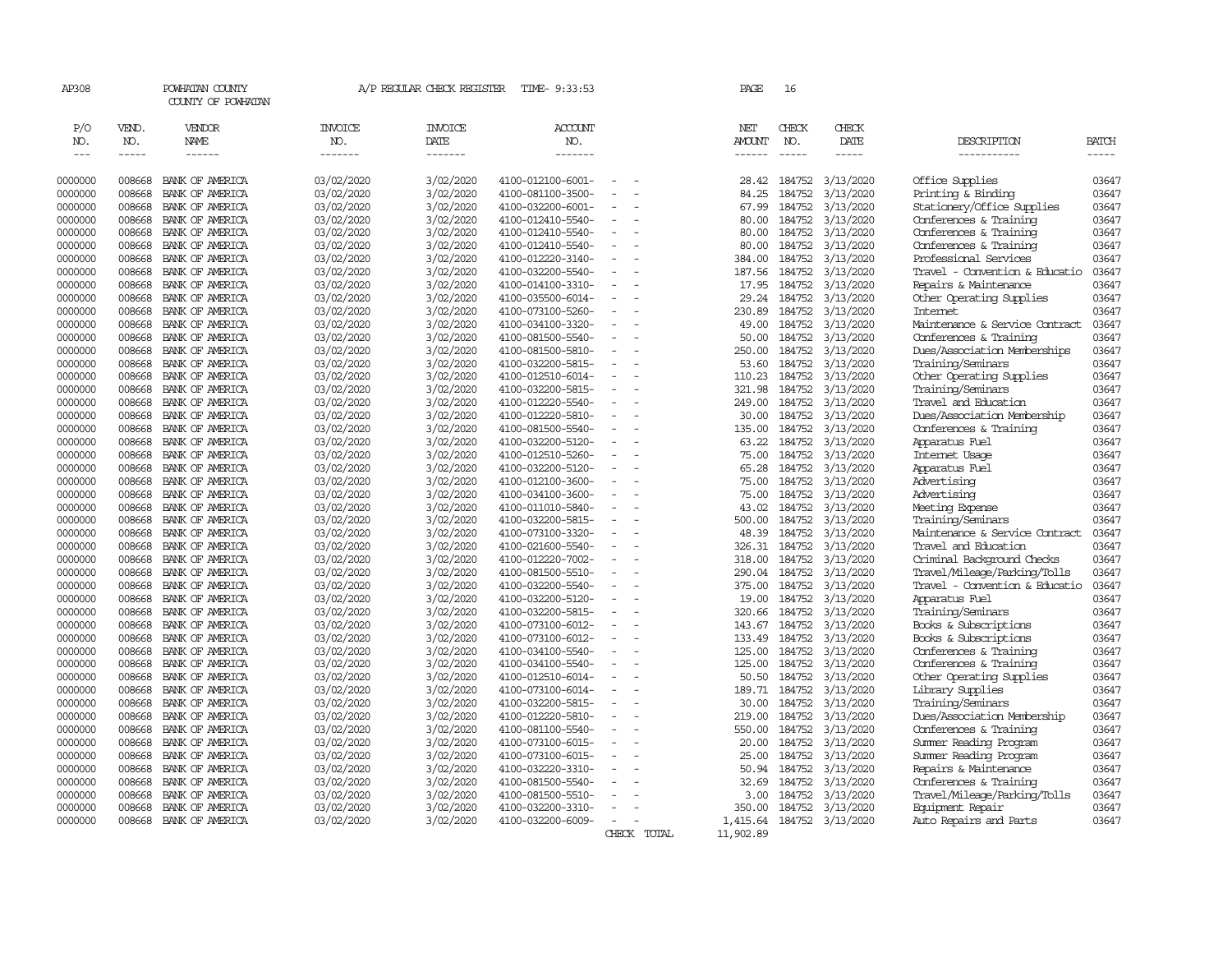AP308 POWHATAN COUNTY A/P REGULAR CHECK REGISTER TIME- 9:33:53 PAGE 16

COUNTY OF POWHATAN

| P/O NO. | VEND. NO. | VENDOR NAME | INVOICE NO. | INVOICE DATE | ACCOUNT NO. | | NET AMOUNT | CHECK NO. | CHECK DATE | DESCRIPTION | BATCH |
|---|---|---|---|---|---|---|---|---|---|---|---|
| 0000000 | 008668 | BANK OF AMERICA | 03/02/2020 | 3/02/2020 | 4100-012100-6001- | - - | 28.42 | 184752 | 3/13/2020 | Office Supplies | 03647 |
| 0000000 | 008668 | BANK OF AMERICA | 03/02/2020 | 3/02/2020 | 4100-081100-3500- | - - | 84.25 | 184752 | 3/13/2020 | Printing & Binding | 03647 |
| 0000000 | 008668 | BANK OF AMERICA | 03/02/2020 | 3/02/2020 | 4100-032200-6001- | - - | 67.99 | 184752 | 3/13/2020 | Stationery/Office Supplies | 03647 |
| 0000000 | 008668 | BANK OF AMERICA | 03/02/2020 | 3/02/2020 | 4100-012410-5540- | - - | 80.00 | 184752 | 3/13/2020 | Conferences & Training | 03647 |
| 0000000 | 008668 | BANK OF AMERICA | 03/02/2020 | 3/02/2020 | 4100-012410-5540- | - - | 80.00 | 184752 | 3/13/2020 | Conferences & Training | 03647 |
| 0000000 | 008668 | BANK OF AMERICA | 03/02/2020 | 3/02/2020 | 4100-012410-5540- | - - | 80.00 | 184752 | 3/13/2020 | Conferences & Training | 03647 |
| 0000000 | 008668 | BANK OF AMERICA | 03/02/2020 | 3/02/2020 | 4100-012220-3140- | - - | 384.00 | 184752 | 3/13/2020 | Professional Services | 03647 |
| 0000000 | 008668 | BANK OF AMERICA | 03/02/2020 | 3/02/2020 | 4100-032200-5540- | - - | 187.56 | 184752 | 3/13/2020 | Travel - Convention & Educatio | 03647 |
| 0000000 | 008668 | BANK OF AMERICA | 03/02/2020 | 3/02/2020 | 4100-014100-3310- | - - | 17.95 | 184752 | 3/13/2020 | Repairs & Maintenance | 03647 |
| 0000000 | 008668 | BANK OF AMERICA | 03/02/2020 | 3/02/2020 | 4100-035500-6014- | - - | 29.24 | 184752 | 3/13/2020 | Other Operating Supplies | 03647 |
| 0000000 | 008668 | BANK OF AMERICA | 03/02/2020 | 3/02/2020 | 4100-073100-5260- | - - | 230.89 | 184752 | 3/13/2020 | Internet | 03647 |
| 0000000 | 008668 | BANK OF AMERICA | 03/02/2020 | 3/02/2020 | 4100-034100-3320- | - - | 49.00 | 184752 | 3/13/2020 | Maintenance & Service Contract | 03647 |
| 0000000 | 008668 | BANK OF AMERICA | 03/02/2020 | 3/02/2020 | 4100-081500-5540- | - - | 50.00 | 184752 | 3/13/2020 | Conferences & Training | 03647 |
| 0000000 | 008668 | BANK OF AMERICA | 03/02/2020 | 3/02/2020 | 4100-081500-5810- | - - | 250.00 | 184752 | 3/13/2020 | Dues/Association Memberships | 03647 |
| 0000000 | 008668 | BANK OF AMERICA | 03/02/2020 | 3/02/2020 | 4100-032200-5815- | - - | 53.60 | 184752 | 3/13/2020 | Training/Seminars | 03647 |
| 0000000 | 008668 | BANK OF AMERICA | 03/02/2020 | 3/02/2020 | 4100-012510-6014- | - - | 110.23 | 184752 | 3/13/2020 | Other Operating Supplies | 03647 |
| 0000000 | 008668 | BANK OF AMERICA | 03/02/2020 | 3/02/2020 | 4100-032200-5815- | - - | 321.98 | 184752 | 3/13/2020 | Training/Seminars | 03647 |
| 0000000 | 008668 | BANK OF AMERICA | 03/02/2020 | 3/02/2020 | 4100-012220-5540- | - - | 249.00 | 184752 | 3/13/2020 | Travel and Education | 03647 |
| 0000000 | 008668 | BANK OF AMERICA | 03/02/2020 | 3/02/2020 | 4100-012220-5810- | - - | 30.00 | 184752 | 3/13/2020 | Dues/Association Membership | 03647 |
| 0000000 | 008668 | BANK OF AMERICA | 03/02/2020 | 3/02/2020 | 4100-081500-5540- | - - | 135.00 | 184752 | 3/13/2020 | Conferences & Training | 03647 |
| 0000000 | 008668 | BANK OF AMERICA | 03/02/2020 | 3/02/2020 | 4100-032200-5120- | - - | 63.22 | 184752 | 3/13/2020 | Apparatus Fuel | 03647 |
| 0000000 | 008668 | BANK OF AMERICA | 03/02/2020 | 3/02/2020 | 4100-012510-5260- | - - | 75.00 | 184752 | 3/13/2020 | Internet Usage | 03647 |
| 0000000 | 008668 | BANK OF AMERICA | 03/02/2020 | 3/02/2020 | 4100-032200-5120- | - - | 65.28 | 184752 | 3/13/2020 | Apparatus Fuel | 03647 |
| 0000000 | 008668 | BANK OF AMERICA | 03/02/2020 | 3/02/2020 | 4100-012100-3600- | - - | 75.00 | 184752 | 3/13/2020 | Advertising | 03647 |
| 0000000 | 008668 | BANK OF AMERICA | 03/02/2020 | 3/02/2020 | 4100-034100-3600- | - - | 75.00 | 184752 | 3/13/2020 | Advertising | 03647 |
| 0000000 | 008668 | BANK OF AMERICA | 03/02/2020 | 3/02/2020 | 4100-011010-5840- | - - | 43.02 | 184752 | 3/13/2020 | Meeting Expense | 03647 |
| 0000000 | 008668 | BANK OF AMERICA | 03/02/2020 | 3/02/2020 | 4100-032200-5815- | - - | 500.00 | 184752 | 3/13/2020 | Training/Seminars | 03647 |
| 0000000 | 008668 | BANK OF AMERICA | 03/02/2020 | 3/02/2020 | 4100-073100-3320- | - - | 48.39 | 184752 | 3/13/2020 | Maintenance & Service Contract | 03647 |
| 0000000 | 008668 | BANK OF AMERICA | 03/02/2020 | 3/02/2020 | 4100-021600-5540- | - - | 326.31 | 184752 | 3/13/2020 | Travel and Education | 03647 |
| 0000000 | 008668 | BANK OF AMERICA | 03/02/2020 | 3/02/2020 | 4100-012220-7002- | - - | 318.00 | 184752 | 3/13/2020 | Criminal Background Checks | 03647 |
| 0000000 | 008668 | BANK OF AMERICA | 03/02/2020 | 3/02/2020 | 4100-081500-5510- | - - | 290.04 | 184752 | 3/13/2020 | Travel/Mileage/Parking/Tolls | 03647 |
| 0000000 | 008668 | BANK OF AMERICA | 03/02/2020 | 3/02/2020 | 4100-032200-5540- | - - | 375.00 | 184752 | 3/13/2020 | Travel - Convention & Educatio | 03647 |
| 0000000 | 008668 | BANK OF AMERICA | 03/02/2020 | 3/02/2020 | 4100-032200-5120- | - - | 19.00 | 184752 | 3/13/2020 | Apparatus Fuel | 03647 |
| 0000000 | 008668 | BANK OF AMERICA | 03/02/2020 | 3/02/2020 | 4100-032200-5815- | - - | 320.66 | 184752 | 3/13/2020 | Training/Seminars | 03647 |
| 0000000 | 008668 | BANK OF AMERICA | 03/02/2020 | 3/02/2020 | 4100-073100-6012- | - - | 143.67 | 184752 | 3/13/2020 | Books & Subscriptions | 03647 |
| 0000000 | 008668 | BANK OF AMERICA | 03/02/2020 | 3/02/2020 | 4100-073100-6012- | - - | 133.49 | 184752 | 3/13/2020 | Books & Subscriptions | 03647 |
| 0000000 | 008668 | BANK OF AMERICA | 03/02/2020 | 3/02/2020 | 4100-034100-5540- | - - | 125.00 | 184752 | 3/13/2020 | Conferences & Training | 03647 |
| 0000000 | 008668 | BANK OF AMERICA | 03/02/2020 | 3/02/2020 | 4100-034100-5540- | - - | 125.00 | 184752 | 3/13/2020 | Conferences & Training | 03647 |
| 0000000 | 008668 | BANK OF AMERICA | 03/02/2020 | 3/02/2020 | 4100-012510-6014- | - - | 50.50 | 184752 | 3/13/2020 | Other Operating Supplies | 03647 |
| 0000000 | 008668 | BANK OF AMERICA | 03/02/2020 | 3/02/2020 | 4100-073100-6014- | - - | 189.71 | 184752 | 3/13/2020 | Library Supplies | 03647 |
| 0000000 | 008668 | BANK OF AMERICA | 03/02/2020 | 3/02/2020 | 4100-032200-5815- | - - | 30.00 | 184752 | 3/13/2020 | Training/Seminars | 03647 |
| 0000000 | 008668 | BANK OF AMERICA | 03/02/2020 | 3/02/2020 | 4100-012220-5810- | - - | 219.00 | 184752 | 3/13/2020 | Dues/Association Membership | 03647 |
| 0000000 | 008668 | BANK OF AMERICA | 03/02/2020 | 3/02/2020 | 4100-081100-5540- | - - | 550.00 | 184752 | 3/13/2020 | Conferences & Training | 03647 |
| 0000000 | 008668 | BANK OF AMERICA | 03/02/2020 | 3/02/2020 | 4100-073100-6015- | - - | 20.00 | 184752 | 3/13/2020 | Summer Reading Program | 03647 |
| 0000000 | 008668 | BANK OF AMERICA | 03/02/2020 | 3/02/2020 | 4100-073100-6015- | - - | 25.00 | 184752 | 3/13/2020 | Summer Reading Program | 03647 |
| 0000000 | 008668 | BANK OF AMERICA | 03/02/2020 | 3/02/2020 | 4100-032220-3310- | - - | 50.94 | 184752 | 3/13/2020 | Repairs & Maintenance | 03647 |
| 0000000 | 008668 | BANK OF AMERICA | 03/02/2020 | 3/02/2020 | 4100-081500-5540- | - - | 32.69 | 184752 | 3/13/2020 | Conferences & Training | 03647 |
| 0000000 | 008668 | BANK OF AMERICA | 03/02/2020 | 3/02/2020 | 4100-081500-5510- | - - | 3.00 | 184752 | 3/13/2020 | Travel/Mileage/Parking/Tolls | 03647 |
| 0000000 | 008668 | BANK OF AMERICA | 03/02/2020 | 3/02/2020 | 4100-032200-3310- | - - | 350.00 | 184752 | 3/13/2020 | Equipment Repair | 03647 |
| 0000000 | 008668 | BANK OF AMERICA | 03/02/2020 | 3/02/2020 | 4100-032200-6009- | - - | 1,415.64 | 184752 | 3/13/2020 | Auto Repairs and Parts | 03647 |
| | | | | | | CHECK TOTAL | 11,902.89 | | | | |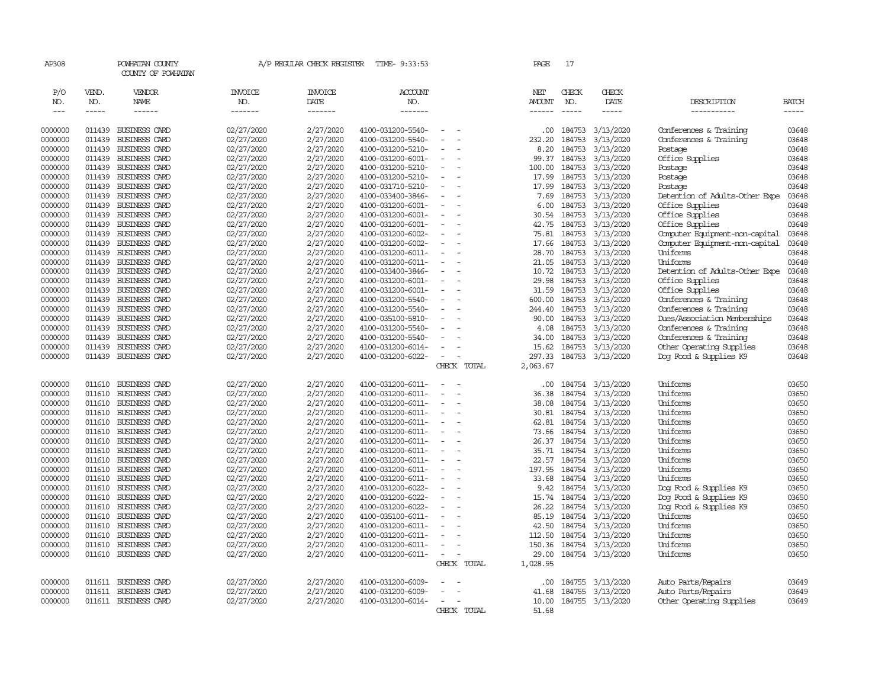AP308 POWHATAN COUNTY A/P REGULAR CHECK REGISTER TIME- 9:33:53 PAGE 17

COUNTY OF POWHATAN

| P/O NO. | VEND. NO. | VENDOR NAME | INVOICE NO. | INVOICE DATE | ACCOUNT NO. | | NET AMOUNT | CHECK NO. | CHECK DATE | DESCRIPTION | BATCH |
|---|---|---|---|---|---|---|---|---|---|---|---|
| --- | ----- | ------ | ------- | ------- | ------- | | ------ | ----- | ----- | ----------- | ----- |
| 0000000 | 011439 | BUSINESS CARD | 02/27/2020 | 2/27/2020 | 4100-031200-5540- | - - | .00 | 184753 | 3/13/2020 | Conferences & Training | 03648 |
| 0000000 | 011439 | BUSINESS CARD | 02/27/2020 | 2/27/2020 | 4100-031200-5540- | - - | 232.20 | 184753 | 3/13/2020 | Conferences & Training | 03648 |
| 0000000 | 011439 | BUSINESS CARD | 02/27/2020 | 2/27/2020 | 4100-031200-5210- | - - | 8.20 | 184753 | 3/13/2020 | Postage | 03648 |
| 0000000 | 011439 | BUSINESS CARD | 02/27/2020 | 2/27/2020 | 4100-031200-6001- | - - | 99.37 | 184753 | 3/13/2020 | Office Supplies | 03648 |
| 0000000 | 011439 | BUSINESS CARD | 02/27/2020 | 2/27/2020 | 4100-031200-5210- | - - | 100.00 | 184753 | 3/13/2020 | Postage | 03648 |
| 0000000 | 011439 | BUSINESS CARD | 02/27/2020 | 2/27/2020 | 4100-031200-5210- | - - | 17.99 | 184753 | 3/13/2020 | Postage | 03648 |
| 0000000 | 011439 | BUSINESS CARD | 02/27/2020 | 2/27/2020 | 4100-031710-5210- | - - | 17.99 | 184753 | 3/13/2020 | Postage | 03648 |
| 0000000 | 011439 | BUSINESS CARD | 02/27/2020 | 2/27/2020 | 4100-033400-3846- | - - | 7.69 | 184753 | 3/13/2020 | Detention of Adults-Other Expe | 03648 |
| 0000000 | 011439 | BUSINESS CARD | 02/27/2020 | 2/27/2020 | 4100-031200-6001- | - - | 6.00 | 184753 | 3/13/2020 | Office Supplies | 03648 |
| 0000000 | 011439 | BUSINESS CARD | 02/27/2020 | 2/27/2020 | 4100-031200-6001- | - - | 30.54 | 184753 | 3/13/2020 | Office Supplies | 03648 |
| 0000000 | 011439 | BUSINESS CARD | 02/27/2020 | 2/27/2020 | 4100-031200-6001- | - - | 42.75 | 184753 | 3/13/2020 | Office Supplies | 03648 |
| 0000000 | 011439 | BUSINESS CARD | 02/27/2020 | 2/27/2020 | 4100-031200-6002- | - - | 75.81 | 184753 | 3/13/2020 | Computer Equipment-non-capital | 03648 |
| 0000000 | 011439 | BUSINESS CARD | 02/27/2020 | 2/27/2020 | 4100-031200-6002- | - - | 17.66 | 184753 | 3/13/2020 | Computer Equipment-non-capital | 03648 |
| 0000000 | 011439 | BUSINESS CARD | 02/27/2020 | 2/27/2020 | 4100-031200-6011- | - - | 28.70 | 184753 | 3/13/2020 | Uniforms | 03648 |
| 0000000 | 011439 | BUSINESS CARD | 02/27/2020 | 2/27/2020 | 4100-031200-6011- | - - | 21.05 | 184753 | 3/13/2020 | Uniforms | 03648 |
| 0000000 | 011439 | BUSINESS CARD | 02/27/2020 | 2/27/2020 | 4100-033400-3846- | - - | 10.72 | 184753 | 3/13/2020 | Detention of Adults-Other Expe | 03648 |
| 0000000 | 011439 | BUSINESS CARD | 02/27/2020 | 2/27/2020 | 4100-031200-6001- | - - | 29.98 | 184753 | 3/13/2020 | Office Supplies | 03648 |
| 0000000 | 011439 | BUSINESS CARD | 02/27/2020 | 2/27/2020 | 4100-031200-6001- | - - | 31.59 | 184753 | 3/13/2020 | Office Supplies | 03648 |
| 0000000 | 011439 | BUSINESS CARD | 02/27/2020 | 2/27/2020 | 4100-031200-5540- | - - | 600.00 | 184753 | 3/13/2020 | Conferences & Training | 03648 |
| 0000000 | 011439 | BUSINESS CARD | 02/27/2020 | 2/27/2020 | 4100-031200-5540- | - - | 244.40 | 184753 | 3/13/2020 | Conferences & Training | 03648 |
| 0000000 | 011439 | BUSINESS CARD | 02/27/2020 | 2/27/2020 | 4100-035100-5810- | - - | 90.00 | 184753 | 3/13/2020 | Dues/Association Memberships | 03648 |
| 0000000 | 011439 | BUSINESS CARD | 02/27/2020 | 2/27/2020 | 4100-031200-5540- | - - | 4.08 | 184753 | 3/13/2020 | Conferences & Training | 03648 |
| 0000000 | 011439 | BUSINESS CARD | 02/27/2020 | 2/27/2020 | 4100-031200-5540- | - - | 34.00 | 184753 | 3/13/2020 | Conferences & Training | 03648 |
| 0000000 | 011439 | BUSINESS CARD | 02/27/2020 | 2/27/2020 | 4100-031200-6014- | - - | 15.62 | 184753 | 3/13/2020 | Other Operating Supplies | 03648 |
| 0000000 | 011439 | BUSINESS CARD | 02/27/2020 | 2/27/2020 | 4100-031200-6022- | - - | 297.33 | 184753 | 3/13/2020 | Dog Food & Supplies K9 | 03648 |
| | | | | | | CHECK TOTAL | 2,063.67 | | | | |
| 0000000 | 011610 | BUSINESS CARD | 02/27/2020 | 2/27/2020 | 4100-031200-6011- | - - | .00 | 184754 | 3/13/2020 | Uniforms | 03650 |
| 0000000 | 011610 | BUSINESS CARD | 02/27/2020 | 2/27/2020 | 4100-031200-6011- | - - | 36.38 | 184754 | 3/13/2020 | Uniforms | 03650 |
| 0000000 | 011610 | BUSINESS CARD | 02/27/2020 | 2/27/2020 | 4100-031200-6011- | - - | 38.08 | 184754 | 3/13/2020 | Uniforms | 03650 |
| 0000000 | 011610 | BUSINESS CARD | 02/27/2020 | 2/27/2020 | 4100-031200-6011- | - - | 30.81 | 184754 | 3/13/2020 | Uniforms | 03650 |
| 0000000 | 011610 | BUSINESS CARD | 02/27/2020 | 2/27/2020 | 4100-031200-6011- | - - | 62.81 | 184754 | 3/13/2020 | Uniforms | 03650 |
| 0000000 | 011610 | BUSINESS CARD | 02/27/2020 | 2/27/2020 | 4100-031200-6011- | - - | 73.66 | 184754 | 3/13/2020 | Uniforms | 03650 |
| 0000000 | 011610 | BUSINESS CARD | 02/27/2020 | 2/27/2020 | 4100-031200-6011- | - - | 26.37 | 184754 | 3/13/2020 | Uniforms | 03650 |
| 0000000 | 011610 | BUSINESS CARD | 02/27/2020 | 2/27/2020 | 4100-031200-6011- | - - | 35.71 | 184754 | 3/13/2020 | Uniforms | 03650 |
| 0000000 | 011610 | BUSINESS CARD | 02/27/2020 | 2/27/2020 | 4100-031200-6011- | - - | 22.57 | 184754 | 3/13/2020 | Uniforms | 03650 |
| 0000000 | 011610 | BUSINESS CARD | 02/27/2020 | 2/27/2020 | 4100-031200-6011- | - - | 197.95 | 184754 | 3/13/2020 | Uniforms | 03650 |
| 0000000 | 011610 | BUSINESS CARD | 02/27/2020 | 2/27/2020 | 4100-031200-6011- | - - | 33.68 | 184754 | 3/13/2020 | Uniforms | 03650 |
| 0000000 | 011610 | BUSINESS CARD | 02/27/2020 | 2/27/2020 | 4100-031200-6022- | - - | 9.42 | 184754 | 3/13/2020 | Dog Food & Supplies K9 | 03650 |
| 0000000 | 011610 | BUSINESS CARD | 02/27/2020 | 2/27/2020 | 4100-031200-6022- | - - | 15.74 | 184754 | 3/13/2020 | Dog Food & Supplies K9 | 03650 |
| 0000000 | 011610 | BUSINESS CARD | 02/27/2020 | 2/27/2020 | 4100-031200-6022- | - - | 26.22 | 184754 | 3/13/2020 | Dog Food & Supplies K9 | 03650 |
| 0000000 | 011610 | BUSINESS CARD | 02/27/2020 | 2/27/2020 | 4100-035100-6011- | - - | 85.19 | 184754 | 3/13/2020 | Uniforms | 03650 |
| 0000000 | 011610 | BUSINESS CARD | 02/27/2020 | 2/27/2020 | 4100-031200-6011- | - - | 42.50 | 184754 | 3/13/2020 | Uniforms | 03650 |
| 0000000 | 011610 | BUSINESS CARD | 02/27/2020 | 2/27/2020 | 4100-031200-6011- | - - | 112.50 | 184754 | 3/13/2020 | Uniforms | 03650 |
| 0000000 | 011610 | BUSINESS CARD | 02/27/2020 | 2/27/2020 | 4100-031200-6011- | - - | 150.36 | 184754 | 3/13/2020 | Uniforms | 03650 |
| 0000000 | 011610 | BUSINESS CARD | 02/27/2020 | 2/27/2020 | 4100-031200-6011- | - - | 29.00 | 184754 | 3/13/2020 | Uniforms | 03650 |
| | | | | | | CHECK TOTAL | 1,028.95 | | | | |
| 0000000 | 011611 | BUSINESS CARD | 02/27/2020 | 2/27/2020 | 4100-031200-6009- | - - | .00 | 184755 | 3/13/2020 | Auto Parts/Repairs | 03649 |
| 0000000 | 011611 | BUSINESS CARD | 02/27/2020 | 2/27/2020 | 4100-031200-6009- | - - | 41.68 | 184755 | 3/13/2020 | Auto Parts/Repairs | 03649 |
| 0000000 | 011611 | BUSINESS CARD | 02/27/2020 | 2/27/2020 | 4100-031200-6014- | - - | 10.00 | 184755 | 3/13/2020 | Other Operating Supplies | 03649 |
| | | | | | | CHECK TOTAL | 51.68 | | | | |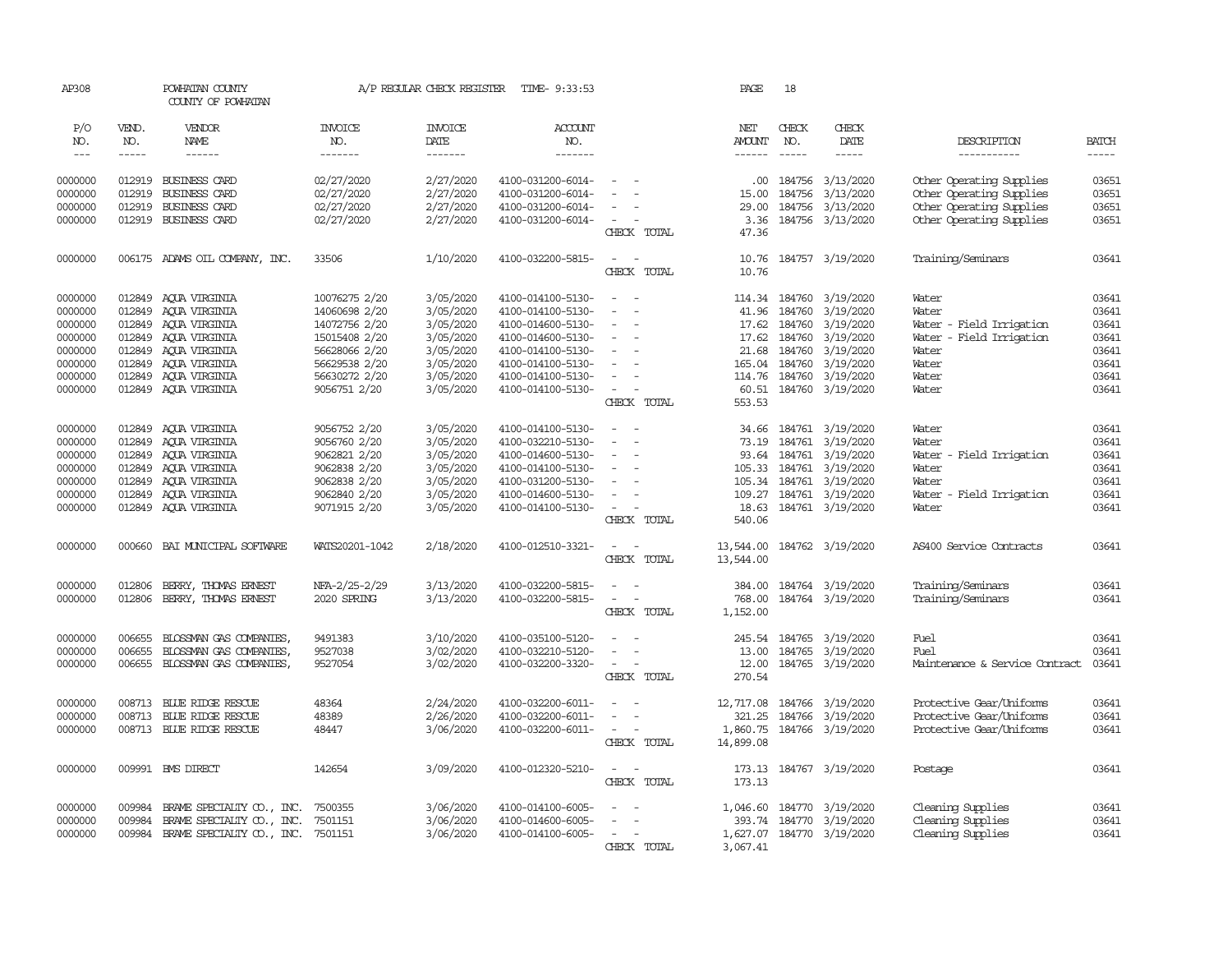AP308 POWHATAN COUNTY A/P REGULAR CHECK REGISTER TIME- 9:33:53 PAGE 18

COUNTY OF POWHATAN

| P/O NO. | VEND. NO. | VENDOR NAME | INVOICE NO. | INVOICE DATE | ACCOUNT NO. | | NET AMOUNT | CHECK NO. | CHECK DATE | DESCRIPTION | BATCH |
|---|---|---|---|---|---|---|---|---|---|---|---|
| 0000000 | 012919 | BUSINESS CARD | 02/27/2020 | 2/27/2020 | 4100-031200-6014- | - - | .00 | 184756 | 3/13/2020 | Other Operating Supplies | 03651 |
| 0000000 | 012919 | BUSINESS CARD | 02/27/2020 | 2/27/2020 | 4100-031200-6014- | - - | 15.00 | 184756 | 3/13/2020 | Other Operating Supplies | 03651 |
| 0000000 | 012919 | BUSINESS CARD | 02/27/2020 | 2/27/2020 | 4100-031200-6014- | - - | 29.00 | 184756 | 3/13/2020 | Other Operating Supplies | 03651 |
| 0000000 | 012919 | BUSINESS CARD | 02/27/2020 | 2/27/2020 | 4100-031200-6014- | - - | 3.36 | 184756 | 3/13/2020 | Other Operating Supplies | 03651 |
| | | | | | | CHECK TOTAL | 47.36 | | | | |
| 0000000 | 006175 | ADAMS OIL COMPANY, INC. | 33506 | 1/10/2020 | 4100-032200-5815- | - - | 10.76 | 184757 | 3/19/2020 | Training/Seminars | 03641 |
| | | | | | | CHECK TOTAL | 10.76 | | | | |
| 0000000 | 012849 | AQUA VIRGINIA | 10076275 2/20 | 3/05/2020 | 4100-014100-5130- | - - | 114.34 | 184760 | 3/19/2020 | Water | 03641 |
| 0000000 | 012849 | AQUA VIRGINIA | 14060698 2/20 | 3/05/2020 | 4100-014100-5130- | - - | 41.96 | 184760 | 3/19/2020 | Water | 03641 |
| 0000000 | 012849 | AQUA VIRGINIA | 14072756 2/20 | 3/05/2020 | 4100-014600-5130- | - - | 17.62 | 184760 | 3/19/2020 | Water - Field Irrigation | 03641 |
| 0000000 | 012849 | AQUA VIRGINIA | 15015408 2/20 | 3/05/2020 | 4100-014600-5130- | - - | 17.62 | 184760 | 3/19/2020 | Water - Field Irrigation | 03641 |
| 0000000 | 012849 | AQUA VIRGINIA | 56628066 2/20 | 3/05/2020 | 4100-014100-5130- | - - | 21.68 | 184760 | 3/19/2020 | Water | 03641 |
| 0000000 | 012849 | AQUA VIRGINIA | 56629538 2/20 | 3/05/2020 | 4100-014100-5130- | - - | 165.04 | 184760 | 3/19/2020 | Water | 03641 |
| 0000000 | 012849 | AQUA VIRGINIA | 56630272 2/20 | 3/05/2020 | 4100-014100-5130- | - - | 114.76 | 184760 | 3/19/2020 | Water | 03641 |
| 0000000 | 012849 | AQUA VIRGINIA | 9056751 2/20 | 3/05/2020 | 4100-014100-5130- | - - | 60.51 | 184760 | 3/19/2020 | Water | 03641 |
| | | | | | | CHECK TOTAL | 553.53 | | | | |
| 0000000 | 012849 | AQUA VIRGINIA | 9056752 2/20 | 3/05/2020 | 4100-014100-5130- | - - | 34.66 | 184761 | 3/19/2020 | Water | 03641 |
| 0000000 | 012849 | AQUA VIRGINIA | 9056760 2/20 | 3/05/2020 | 4100-032210-5130- | - - | 73.19 | 184761 | 3/19/2020 | Water | 03641 |
| 0000000 | 012849 | AQUA VIRGINIA | 9062821 2/20 | 3/05/2020 | 4100-014600-5130- | - - | 93.64 | 184761 | 3/19/2020 | Water - Field Irrigation | 03641 |
| 0000000 | 012849 | AQUA VIRGINIA | 9062838 2/20 | 3/05/2020 | 4100-014100-5130- | - - | 105.33 | 184761 | 3/19/2020 | Water | 03641 |
| 0000000 | 012849 | AQUA VIRGINIA | 9062838 2/20 | 3/05/2020 | 4100-031200-5130- | - - | 105.34 | 184761 | 3/19/2020 | Water | 03641 |
| 0000000 | 012849 | AQUA VIRGINIA | 9062840 2/20 | 3/05/2020 | 4100-014600-5130- | - - | 109.27 | 184761 | 3/19/2020 | Water - Field Irrigation | 03641 |
| 0000000 | 012849 | AQUA VIRGINIA | 9071915 2/20 | 3/05/2020 | 4100-014100-5130- | - - | 18.63 | 184761 | 3/19/2020 | Water | 03641 |
| | | | | | | CHECK TOTAL | 540.06 | | | | |
| 0000000 | 000660 | BAI MUNICIPAL SOFTWARE | WATS20201-1042 | 2/18/2020 | 4100-012510-3321- | - - | 13,544.00 | 184762 | 3/19/2020 | AS400 Service Contracts | 03641 |
| | | | | | | CHECK TOTAL | 13,544.00 | | | | |
| 0000000 | 012806 | BERRY, THOMAS ERNEST | NFA-2/25-2/29 | 3/13/2020 | 4100-032200-5815- | - - | 384.00 | 184764 | 3/19/2020 | Training/Seminars | 03641 |
| 0000000 | 012806 | BERRY, THOMAS ERNEST | 2020 SPRING | 3/13/2020 | 4100-032200-5815- | - - | 768.00 | 184764 | 3/19/2020 | Training/Seminars | 03641 |
| | | | | | | CHECK TOTAL | 1,152.00 | | | | |
| 0000000 | 006655 | BLOSSMAN GAS COMPANIES, | 9491383 | 3/10/2020 | 4100-035100-5120- | - - | 245.54 | 184765 | 3/19/2020 | Fuel | 03641 |
| 0000000 | 006655 | BLOSSMAN GAS COMPANIES, | 9527038 | 3/02/2020 | 4100-032210-5120- | - - | 13.00 | 184765 | 3/19/2020 | Fuel | 03641 |
| 0000000 | 006655 | BLOSSMAN GAS COMPANIES, | 9527054 | 3/02/2020 | 4100-032200-3320- | - - | 12.00 | 184765 | 3/19/2020 | Maintenance & Service Contract | 03641 |
| | | | | | | CHECK TOTAL | 270.54 | | | | |
| 0000000 | 008713 | BLUE RIDGE RESCUE | 48364 | 2/24/2020 | 4100-032200-6011- | - - | 12,717.08 | 184766 | 3/19/2020 | Protective Gear/Uniforms | 03641 |
| 0000000 | 008713 | BLUE RIDGE RESCUE | 48389 | 2/26/2020 | 4100-032200-6011- | - - | 321.25 | 184766 | 3/19/2020 | Protective Gear/Uniforms | 03641 |
| 0000000 | 008713 | BLUE RIDGE RESCUE | 48447 | 3/06/2020 | 4100-032200-6011- | - - | 1,860.75 | 184766 | 3/19/2020 | Protective Gear/Uniforms | 03641 |
| | | | | | | CHECK TOTAL | 14,899.08 | | | | |
| 0000000 | 009991 | BMS DIRECT | 142654 | 3/09/2020 | 4100-012320-5210- | - - | 173.13 | 184767 | 3/19/2020 | Postage | 03641 |
| | | | | | | CHECK TOTAL | 173.13 | | | | |
| 0000000 | 009984 | BRAME SPECIALTY CO., INC. | 7500355 | 3/06/2020 | 4100-014100-6005- | - - | 1,046.60 | 184770 | 3/19/2020 | Cleaning Supplies | 03641 |
| 0000000 | 009984 | BRAME SPECIALTY CO., INC. | 7501151 | 3/06/2020 | 4100-014600-6005- | - - | 393.74 | 184770 | 3/19/2020 | Cleaning Supplies | 03641 |
| 0000000 | 009984 | BRAME SPECIALTY CO., INC. | 7501151 | 3/06/2020 | 4100-014100-6005- | - - | 1,627.07 | 184770 | 3/19/2020 | Cleaning Supplies | 03641 |
| | | | | | | CHECK TOTAL | 3,067.41 | | | | |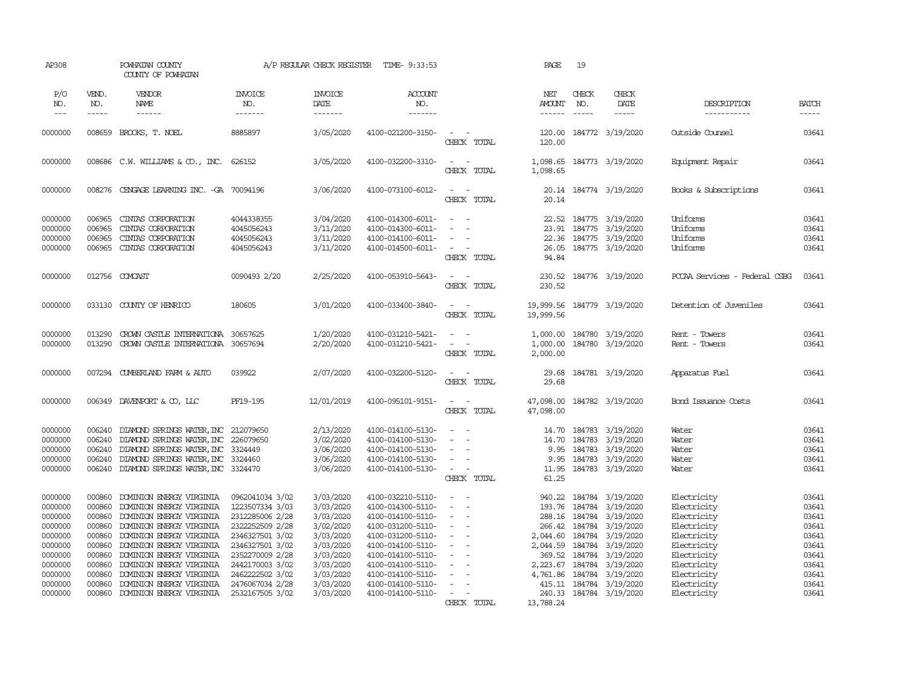AP308 POWHATAN COUNTY A/P REGULAR CHECK REGISTER TIME- 9:33:53 PAGE 19

COUNTY OF POWHATAN

| P/O NO. | VEND. NO. | VENDOR NAME | INVOICE NO. | INVOICE DATE | ACCOUNT NO. | | NET AMOUNT | CHECK NO. | CHECK DATE | DESCRIPTION | BATCH |
|---|---|---|---|---|---|---|---|---|---|---|---|
| 0000000 | 008659 | BROOKS, T. NOEL | 8885897 | 3/05/2020 | 4100-021200-3150- | - - | 120.00 | 184772 | 3/19/2020 | Outside Counsel | 03641 |
| | | | | | | CHECK TOTAL | 120.00 | | | | |
| 0000000 | 008686 | C.W. WILLIAMS & CO., INC. | 626152 | 3/05/2020 | 4100-032200-3310- | - - | 1,098.65 | 184773 | 3/19/2020 | Equipment Repair | 03641 |
| | | | | | | CHECK TOTAL | 1,098.65 | | | | |
| 0000000 | 008276 | CENGAGE LEARNING INC. -GA | 70094196 | 3/06/2020 | 4100-073100-6012- | - - | 20.14 | 184774 | 3/19/2020 | Books & Subscriptions | 03641 |
| | | | | | | CHECK TOTAL | 20.14 | | | | |
| 0000000 | 006965 | CINTAS CORPORATION | 4044338355 | 3/04/2020 | 4100-014300-6011- | - - | 22.52 | 184775 | 3/19/2020 | Uniforms | 03641 |
| 0000000 | 006965 | CINTAS CORPORATION | 4045056243 | 3/11/2020 | 4100-014300-6011- | - - | 23.91 | 184775 | 3/19/2020 | Uniforms | 03641 |
| 0000000 | 006965 | CINTAS CORPORATION | 4045056243 | 3/11/2020 | 4100-014100-6011- | - - | 22.36 | 184775 | 3/19/2020 | Uniforms | 03641 |
| 0000000 | 006965 | CINTAS CORPORATION | 4045056243 | 3/11/2020 | 4100-014500-6011- | - - | 26.05 | 184775 | 3/19/2020 | Uniforms | 03641 |
| | | | | | | CHECK TOTAL | 94.84 | | | | |
| 0000000 | 012756 | COMCAST | 0090493 2/20 | 2/25/2020 | 4100-053910-5643- | - - | 230.52 | 184776 | 3/19/2020 | PCCAA Services - Federal CSBG | 03641 |
| | | | | | | CHECK TOTAL | 230.52 | | | | |
| 0000000 | 033130 | COUNTY OF HENRICO | 180605 | 3/01/2020 | 4100-033400-3840- | - - | 19,999.56 | 184779 | 3/19/2020 | Detention of Juveniles | 03641 |
| | | | | | | CHECK TOTAL | 19,999.56 | | | | |
| 0000000 | 013290 | CROWN CASTLE INTERNATIONA | 30657625 | 1/20/2020 | 4100-031210-5421- | - - | 1,000.00 | 184780 | 3/19/2020 | Rent - Towers | 03641 |
| 0000000 | 013290 | CROWN CASTLE INTERNATIONA | 30657694 | 2/20/2020 | 4100-031210-5421- | - - | 1,000.00 | 184780 | 3/19/2020 | Rent - Towers | 03641 |
| | | | | | | CHECK TOTAL | 2,000.00 | | | | |
| 0000000 | 007294 | CUMBERLAND FARM & AUTO | 039922 | 2/07/2020 | 4100-032200-5120- | - - | 29.68 | 184781 | 3/19/2020 | Apparatus Fuel | 03641 |
| | | | | | | CHECK TOTAL | 29.68 | | | | |
| 0000000 | 006349 | DAVENPORT & CO, LLC | PF19-195 | 12/01/2019 | 4100-095101-9151- | - - | 47,098.00 | 184782 | 3/19/2020 | Bond Issuance Costs | 03641 |
| | | | | | | CHECK TOTAL | 47,098.00 | | | | |
| 0000000 | 006240 | DIAMOND SPRINGS WATER, INC | 212079650 | 2/13/2020 | 4100-014100-5130- | - - | 14.70 | 184783 | 3/19/2020 | Water | 03641 |
| 0000000 | 006240 | DIAMOND SPRINGS WATER, INC | 226079650 | 3/02/2020 | 4100-014100-5130- | - - | 14.70 | 184783 | 3/19/2020 | Water | 03641 |
| 0000000 | 006240 | DIAMOND SPRINGS WATER, INC | 3324449 | 3/06/2020 | 4100-014100-5130- | - - | 9.95 | 184783 | 3/19/2020 | Water | 03641 |
| 0000000 | 006240 | DIAMOND SPRINGS WATER, INC | 3324460 | 3/06/2020 | 4100-014100-5130- | - - | 9.95 | 184783 | 3/19/2020 | Water | 03641 |
| 0000000 | 006240 | DIAMOND SPRINGS WATER, INC | 3324470 | 3/06/2020 | 4100-014100-5130- | - - | 11.95 | 184783 | 3/19/2020 | Water | 03641 |
| | | | | | | CHECK TOTAL | 61.25 | | | | |
| 0000000 | 000860 | DOMINION ENERGY VIRGINIA | 0962041034 3/02 | 3/03/2020 | 4100-032210-5110- | - - | 940.22 | 184784 | 3/19/2020 | Electricity | 03641 |
| 0000000 | 000860 | DOMINION ENERGY VIRGINIA | 1223507334 3/03 | 3/03/2020 | 4100-014300-5110- | - - | 193.76 | 184784 | 3/19/2020 | Electricity | 03641 |
| 0000000 | 000860 | DOMINION ENERGY VIRGINIA | 2312285006 2/28 | 3/03/2020 | 4100-014100-5110- | - - | 288.16 | 184784 | 3/19/2020 | Electricity | 03641 |
| 0000000 | 000860 | DOMINION ENERGY VIRGINIA | 2322252509 2/28 | 3/02/2020 | 4100-031200-5110- | - - | 266.42 | 184784 | 3/19/2020 | Electricity | 03641 |
| 0000000 | 000860 | DOMINION ENERGY VIRGINIA | 2346327501 3/02 | 3/03/2020 | 4100-031200-5110- | - - | 2,044.60 | 184784 | 3/19/2020 | Electricity | 03641 |
| 0000000 | 000860 | DOMINION ENERGY VIRGINIA | 2346327501 3/02 | 3/03/2020 | 4100-014100-5110- | - - | 2,044.59 | 184784 | 3/19/2020 | Electricity | 03641 |
| 0000000 | 000860 | DOMINION ENERGY VIRGINIA | 2352270009 2/28 | 3/03/2020 | 4100-014100-5110- | - - | 369.52 | 184784 | 3/19/2020 | Electricity | 03641 |
| 0000000 | 000860 | DOMINION ENERGY VIRGINIA | 2442170003 3/02 | 3/03/2020 | 4100-014100-5110- | - - | 2,223.67 | 184784 | 3/19/2020 | Electricity | 03641 |
| 0000000 | 000860 | DOMINION ENERGY VIRGINIA | 2462222502 3/02 | 3/03/2020 | 4100-014100-5110- | - - | 4,761.86 | 184784 | 3/19/2020 | Electricity | 03641 |
| 0000000 | 000860 | DOMINION ENERGY VIRGINIA | 2476067034 2/28 | 3/03/2020 | 4100-014100-5110- | - - | 415.11 | 184784 | 3/19/2020 | Electricity | 03641 |
| 0000000 | 000860 | DOMINION ENERGY VIRGINIA | 2532167505 3/02 | 3/03/2020 | 4100-014100-5110- | - - | 240.33 | 184784 | 3/19/2020 | Electricity | 03641 |
| | | | | | | CHECK TOTAL | 13,788.24 | | | | |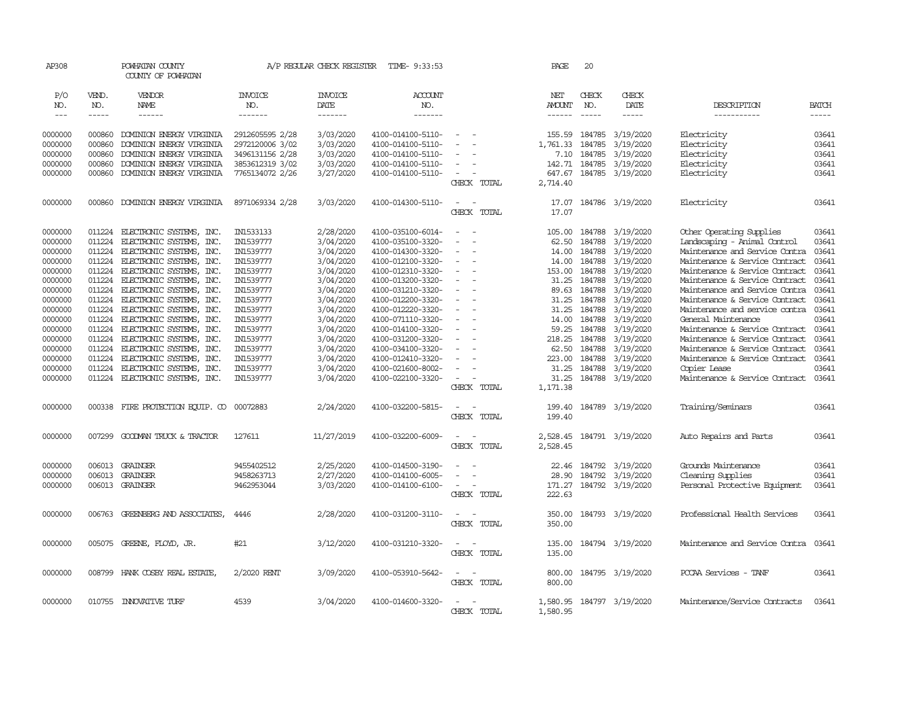AP308 POWHATAN COUNTY A/P REGULAR CHECK REGISTER TIME- 9:33:53 PAGE 20

COUNTY OF POWHATAN

| P/O NO. | VEND. NO. | VENDOR NAME | INVOICE NO. | INVOICE DATE | ACCOUNT NO. | | NET AMOUNT | CHECK NO. | CHECK DATE | DESCRIPTION | BATCH |
|---|---|---|---|---|---|---|---|---|---|---|---|
| 0000000 | 000860 | DOMINION ENERGY VIRGINIA | 2912605595 2/28 | 3/03/2020 | 4100-014100-5110- | - - | 155.59 | 184785 | 3/19/2020 | Electricity | 03641 |
| 0000000 | 000860 | DOMINION ENERGY VIRGINIA | 2972120006 3/02 | 3/03/2020 | 4100-014100-5110- | - - | 1,761.33 | 184785 | 3/19/2020 | Electricity | 03641 |
| 0000000 | 000860 | DOMINION ENERGY VIRGINIA | 3496131156 2/28 | 3/03/2020 | 4100-014100-5110- | - - | 7.10 | 184785 | 3/19/2020 | Electricity | 03641 |
| 0000000 | 000860 | DOMINION ENERGY VIRGINIA | 3853612319 3/02 | 3/03/2020 | 4100-014100-5110- | - - | 142.71 | 184785 | 3/19/2020 | Electricity | 03641 |
| 0000000 | 000860 | DOMINION ENERGY VIRGINIA | 7765134072 2/26 | 3/27/2020 | 4100-014100-5110- | - - | 647.67 | 184785 | 3/19/2020 | Electricity | 03641 |
| | | | | | | CHECK TOTAL | 2,714.40 | | | | |
| 0000000 | 000860 | DOMINION ENERGY VIRGINIA | 8971069334 2/28 | 3/03/2020 | 4100-014300-5110- | - - | 17.07 | 184786 | 3/19/2020 | Electricity | 03641 |
| | | | | | | CHECK TOTAL | 17.07 | | | | |
| 0000000 | 011224 | ELECTRONIC SYSTEMS, INC. | IN1533133 | 2/28/2020 | 4100-035100-6014- | - - | 105.00 | 184788 | 3/19/2020 | Other Operating Supplies | 03641 |
| 0000000 | 011224 | ELECTRONIC SYSTEMS, INC. | IN1539777 | 3/04/2020 | 4100-035100-3320- | - - | 62.50 | 184788 | 3/19/2020 | Landscaping - Animal Control | 03641 |
| 0000000 | 011224 | ELECTRONIC SYSTEMS, INC. | IN1539777 | 3/04/2020 | 4100-014300-3320- | - - | 14.00 | 184788 | 3/19/2020 | Maintenance and Service Contra | 03641 |
| 0000000 | 011224 | ELECTRONIC SYSTEMS, INC. | IN1539777 | 3/04/2020 | 4100-012100-3320- | - - | 14.00 | 184788 | 3/19/2020 | Maintenance & Service Contract | 03641 |
| 0000000 | 011224 | ELECTRONIC SYSTEMS, INC. | IN1539777 | 3/04/2020 | 4100-012310-3320- | - - | 153.00 | 184788 | 3/19/2020 | Maintenance & Service Contract | 03641 |
| 0000000 | 011224 | ELECTRONIC SYSTEMS, INC. | IN1539777 | 3/04/2020 | 4100-013200-3320- | - - | 31.25 | 184788 | 3/19/2020 | Maintenance & Service Contract | 03641 |
| 0000000 | 011224 | ELECTRONIC SYSTEMS, INC. | IN1539777 | 3/04/2020 | 4100-031210-3320- | - - | 89.63 | 184788 | 3/19/2020 | Maintenance and Service Contra | 03641 |
| 0000000 | 011224 | ELECTRONIC SYSTEMS, INC. | IN1539777 | 3/04/2020 | 4100-012200-3320- | - - | 31.25 | 184788 | 3/19/2020 | Maintenance & Service Contract | 03641 |
| 0000000 | 011224 | ELECTRONIC SYSTEMS, INC. | IN1539777 | 3/04/2020 | 4100-012220-3320- | - - | 31.25 | 184788 | 3/19/2020 | Maintenance and service contra | 03641 |
| 0000000 | 011224 | ELECTRONIC SYSTEMS, INC. | IN1539777 | 3/04/2020 | 4100-071110-3320- | - - | 14.00 | 184788 | 3/19/2020 | General Maintenance | 03641 |
| 0000000 | 011224 | ELECTRONIC SYSTEMS, INC. | IN1539777 | 3/04/2020 | 4100-014100-3320- | - - | 59.25 | 184788 | 3/19/2020 | Maintenance & Service Contract | 03641 |
| 0000000 | 011224 | ELECTRONIC SYSTEMS, INC. | IN1539777 | 3/04/2020 | 4100-031200-3320- | - - | 218.25 | 184788 | 3/19/2020 | Maintenance & Service Contract | 03641 |
| 0000000 | 011224 | ELECTRONIC SYSTEMS, INC. | IN1539777 | 3/04/2020 | 4100-034100-3320- | - - | 62.50 | 184788 | 3/19/2020 | Maintenance & Service Contract | 03641 |
| 0000000 | 011224 | ELECTRONIC SYSTEMS, INC. | IN1539777 | 3/04/2020 | 4100-012410-3320- | - - | 223.00 | 184788 | 3/19/2020 | Maintenance & Service Contract | 03641 |
| 0000000 | 011224 | ELECTRONIC SYSTEMS, INC. | IN1539777 | 3/04/2020 | 4100-021600-8002- | - - | 31.25 | 184788 | 3/19/2020 | Copier Lease | 03641 |
| 0000000 | 011224 | ELECTRONIC SYSTEMS, INC. | IN1539777 | 3/04/2020 | 4100-022100-3320- | - - | 31.25 | 184788 | 3/19/2020 | Maintenance & Service Contract | 03641 |
| | | | | | | CHECK TOTAL | 1,171.38 | | | | |
| 0000000 | 000338 | FIRE PROTECTION EQUIP. CO | 00072883 | 2/24/2020 | 4100-032200-5815- | - - | 199.40 | 184789 | 3/19/2020 | Training/Seminars | 03641 |
| | | | | | | CHECK TOTAL | 199.40 | | | | |
| 0000000 | 007299 | GOODMAN TRUCK & TRACTOR | 127611 | 11/27/2019 | 4100-032200-6009- | - - | 2,528.45 | 184791 | 3/19/2020 | Auto Repairs and Parts | 03641 |
| | | | | | | CHECK TOTAL | 2,528.45 | | | | |
| 0000000 | 006013 | GRAINGER | 9455402512 | 2/25/2020 | 4100-014500-3190- | - - | 22.46 | 184792 | 3/19/2020 | Grounds Maintenance | 03641 |
| 0000000 | 006013 | GRAINGER | 9458263713 | 2/27/2020 | 4100-014100-6005- | - - | 28.90 | 184792 | 3/19/2020 | Cleaning Supplies | 03641 |
| 0000000 | 006013 | GRAINGER | 9462953044 | 3/03/2020 | 4100-014100-6100- | - - | 171.27 | 184792 | 3/19/2020 | Personal Protective Equipment | 03641 |
| | | | | | | CHECK TOTAL | 222.63 | | | | |
| 0000000 | 006763 | GREENBERG AND ASSOCIATES, | 4446 | 2/28/2020 | 4100-031200-3110- | - - | 350.00 | 184793 | 3/19/2020 | Professional Health Services | 03641 |
| | | | | | | CHECK TOTAL | 350.00 | | | | |
| 0000000 | 005075 | GREENE, FLOYD, JR. | #21 | 3/12/2020 | 4100-031210-3320- | - - | 135.00 | 184794 | 3/19/2020 | Maintenance and Service Contra | 03641 |
| | | | | | | CHECK TOTAL | 135.00 | | | | |
| 0000000 | 008799 | HANK COSBY REAL ESTATE, | 2/2020 RENT | 3/09/2020 | 4100-053910-5642- | - - | 800.00 | 184795 | 3/19/2020 | PCCAA Services - TANF | 03641 |
| | | | | | | CHECK TOTAL | 800.00 | | | | |
| 0000000 | 010755 | INNOVATIVE TURF | 4539 | 3/04/2020 | 4100-014600-3320- | - - | 1,580.95 | 184797 | 3/19/2020 | Maintenance/Service Contracts | 03641 |
| | | | | | | CHECK TOTAL | 1,580.95 | | | | |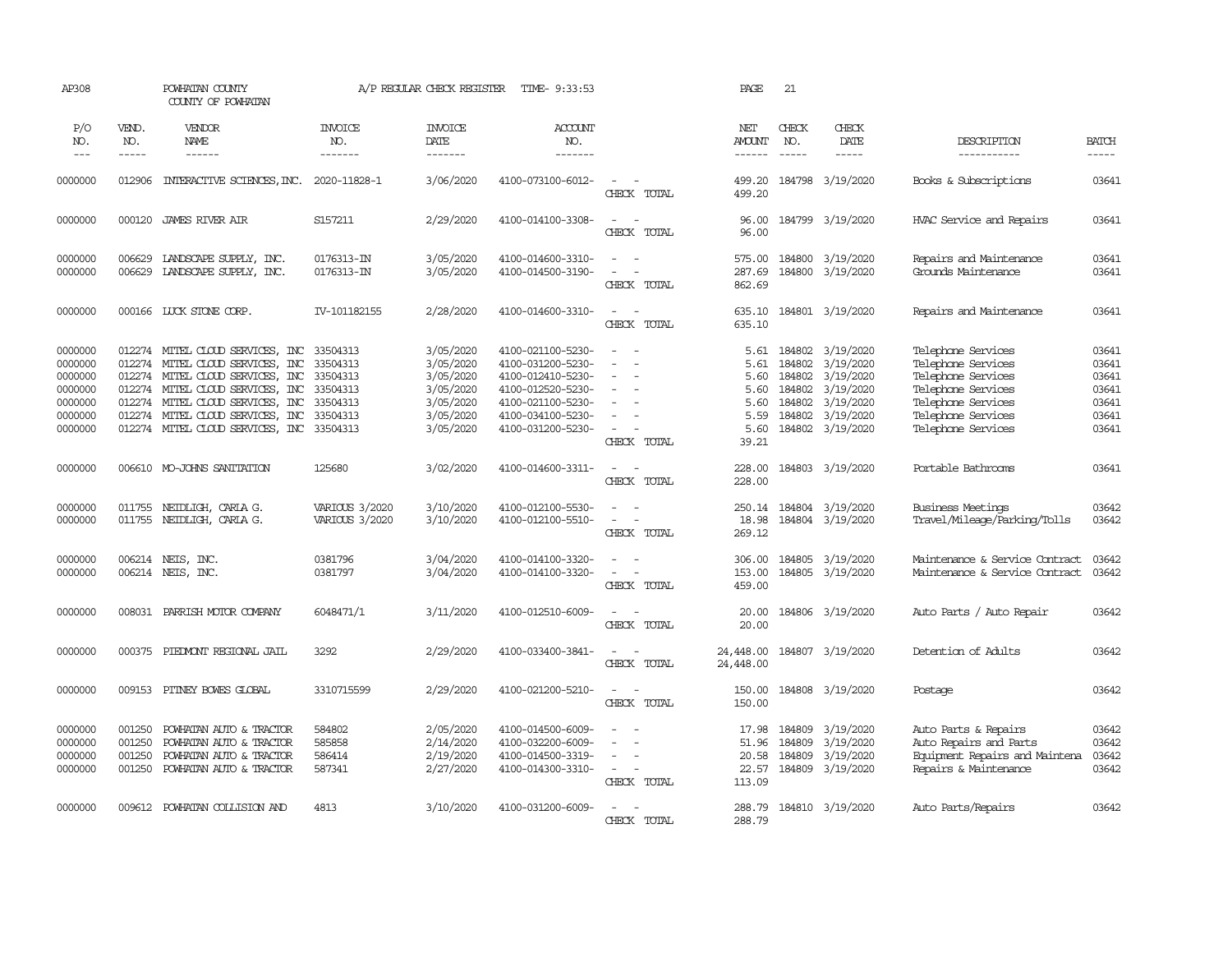AP308 POWHATAN COUNTY A/P REGULAR CHECK REGISTER TIME- 9:33:53 PAGE 21

COUNTY OF POWHATAN

| P/O NO. | VEND. NO. | VENDOR NAME | INVOICE NO. | INVOICE DATE | ACCOUNT NO. | | NET AMOUNT | CHECK NO. | CHECK DATE | DESCRIPTION | BATCH |
|---|---|---|---|---|---|---|---|---|---|---|---|
| --- | ----- | ------ | ------- | ------- | ------- | | ------ | ----- | ----- | ----------- | ----- |
| 0000000 | 012906 | INTERACTIVE SCIENCES, INC. | 2020-11828-1 | 3/06/2020 | 4100-073100-6012- | - - | 499.20 | 184798 | 3/19/2020 | Books & Subscriptions | 03641 |
| | | | | | | CHECK TOTAL | 499.20 | | | | |
| 0000000 | 000120 | JAMES RIVER AIR | S157211 | 2/29/2020 | 4100-014100-3308- | - - | 96.00 | 184799 | 3/19/2020 | HVAC Service and Repairs | 03641 |
| | | | | | | CHECK TOTAL | 96.00 | | | | |
| 0000000 | 006629 | LANDSCAPE SUPPLY, INC. | 0176313-IN | 3/05/2020 | 4100-014600-3310- | - - | 575.00 | 184800 | 3/19/2020 | Repairs and Maintenance | 03641 |
| 0000000 | 006629 | LANDSCAPE SUPPLY, INC. | 0176313-IN | 3/05/2020 | 4100-014500-3190- | - - | 287.69 | 184800 | 3/19/2020 | Grounds Maintenance | 03641 |
| | | | | | | CHECK TOTAL | 862.69 | | | | |
| 0000000 | 000166 | LUCK STONE CORP. | IV-101182155 | 2/28/2020 | 4100-014600-3310- | - - | 635.10 | 184801 | 3/19/2020 | Repairs and Maintenance | 03641 |
| | | | | | | CHECK TOTAL | 635.10 | | | | |
| 0000000 | 012274 | MITEL CLOUD SERVICES, INC | 33504313 | 3/05/2020 | 4100-021100-5230- | - - | 5.61 | 184802 | 3/19/2020 | Telephone Services | 03641 |
| 0000000 | 012274 | MITEL CLOUD SERVICES, INC | 33504313 | 3/05/2020 | 4100-031200-5230- | - - | 5.61 | 184802 | 3/19/2020 | Telephone Services | 03641 |
| 0000000 | 012274 | MITEL CLOUD SERVICES, INC | 33504313 | 3/05/2020 | 4100-012410-5230- | - - | 5.60 | 184802 | 3/19/2020 | Telephone Services | 03641 |
| 0000000 | 012274 | MITEL CLOUD SERVICES, INC | 33504313 | 3/05/2020 | 4100-012520-5230- | - - | 5.60 | 184802 | 3/19/2020 | Telephone Services | 03641 |
| 0000000 | 012274 | MITEL CLOUD SERVICES, INC | 33504313 | 3/05/2020 | 4100-021100-5230- | - - | 5.60 | 184802 | 3/19/2020 | Telephone Services | 03641 |
| 0000000 | 012274 | MITEL CLOUD SERVICES, INC | 33504313 | 3/05/2020 | 4100-034100-5230- | - - | 5.59 | 184802 | 3/19/2020 | Telephone Services | 03641 |
| 0000000 | 012274 | MITEL CLOUD SERVICES, INC | 33504313 | 3/05/2020 | 4100-031200-5230- | - - | 5.60 | 184802 | 3/19/2020 | Telephone Services | 03641 |
| | | | | | | CHECK TOTAL | 39.21 | | | | |
| 0000000 | 006610 | MO-JOHNS SANITATION | 125680 | 3/02/2020 | 4100-014600-3311- | - - | 228.00 | 184803 | 3/19/2020 | Portable Bathrooms | 03641 |
| | | | | | | CHECK TOTAL | 228.00 | | | | |
| 0000000 | 011755 | NEIDLIGH, CARLA G. | VARIOUS 3/2020 | 3/10/2020 | 4100-012100-5530- | - - | 250.14 | 184804 | 3/19/2020 | Business Meetings | 03642 |
| 0000000 | 011755 | NEIDLIGH, CARLA G. | VARIOUS 3/2020 | 3/10/2020 | 4100-012100-5510- | - - | 18.98 | 184804 | 3/19/2020 | Travel/Mileage/Parking/Tolls | 03642 |
| | | | | | | CHECK TOTAL | 269.12 | | | | |
| 0000000 | 006214 | NEIS, INC. | 0381796 | 3/04/2020 | 4100-014100-3320- | - - | 306.00 | 184805 | 3/19/2020 | Maintenance & Service Contract | 03642 |
| 0000000 | 006214 | NEIS, INC. | 0381797 | 3/04/2020 | 4100-014100-3320- | - - | 153.00 | 184805 | 3/19/2020 | Maintenance & Service Contract | 03642 |
| | | | | | | CHECK TOTAL | 459.00 | | | | |
| 0000000 | 008031 | PARRISH MOTOR COMPANY | 6048471/1 | 3/11/2020 | 4100-012510-6009- | - - | 20.00 | 184806 | 3/19/2020 | Auto Parts / Auto Repair | 03642 |
| | | | | | | CHECK TOTAL | 20.00 | | | | |
| 0000000 | 000375 | PIEDMONT REGIONAL JAIL | 3292 | 2/29/2020 | 4100-033400-3841- | - - | 24,448.00 | 184807 | 3/19/2020 | Detention of Adults | 03642 |
| | | | | | | CHECK TOTAL | 24,448.00 | | | | |
| 0000000 | 009153 | PITNEY BOWES GLOBAL | 3310715599 | 2/29/2020 | 4100-021200-5210- | - - | 150.00 | 184808 | 3/19/2020 | Postage | 03642 |
| | | | | | | CHECK TOTAL | 150.00 | | | | |
| 0000000 | 001250 | POWHATAN AUTO & TRACTOR | 584802 | 2/05/2020 | 4100-014500-6009- | - - | 17.98 | 184809 | 3/19/2020 | Auto Parts & Repairs | 03642 |
| 0000000 | 001250 | POWHATAN AUTO & TRACTOR | 585858 | 2/14/2020 | 4100-032200-6009- | - - | 51.96 | 184809 | 3/19/2020 | Auto Repairs and Parts | 03642 |
| 0000000 | 001250 | POWHATAN AUTO & TRACTOR | 586414 | 2/19/2020 | 4100-014500-3319- | - - | 20.58 | 184809 | 3/19/2020 | Equipment Repairs and Maintena | 03642 |
| 0000000 | 001250 | POWHATAN AUTO & TRACTOR | 587341 | 2/27/2020 | 4100-014300-3310- | - - | 22.57 | 184809 | 3/19/2020 | Repairs & Maintenance | 03642 |
| | | | | | | CHECK TOTAL | 113.09 | | | | |
| 0000000 | 009612 | POWHATAN COLLISION AND | 4813 | 3/10/2020 | 4100-031200-6009- | - - | 288.79 | 184810 | 3/19/2020 | Auto Parts/Repairs | 03642 |
| | | | | | | CHECK TOTAL | 288.79 | | | | |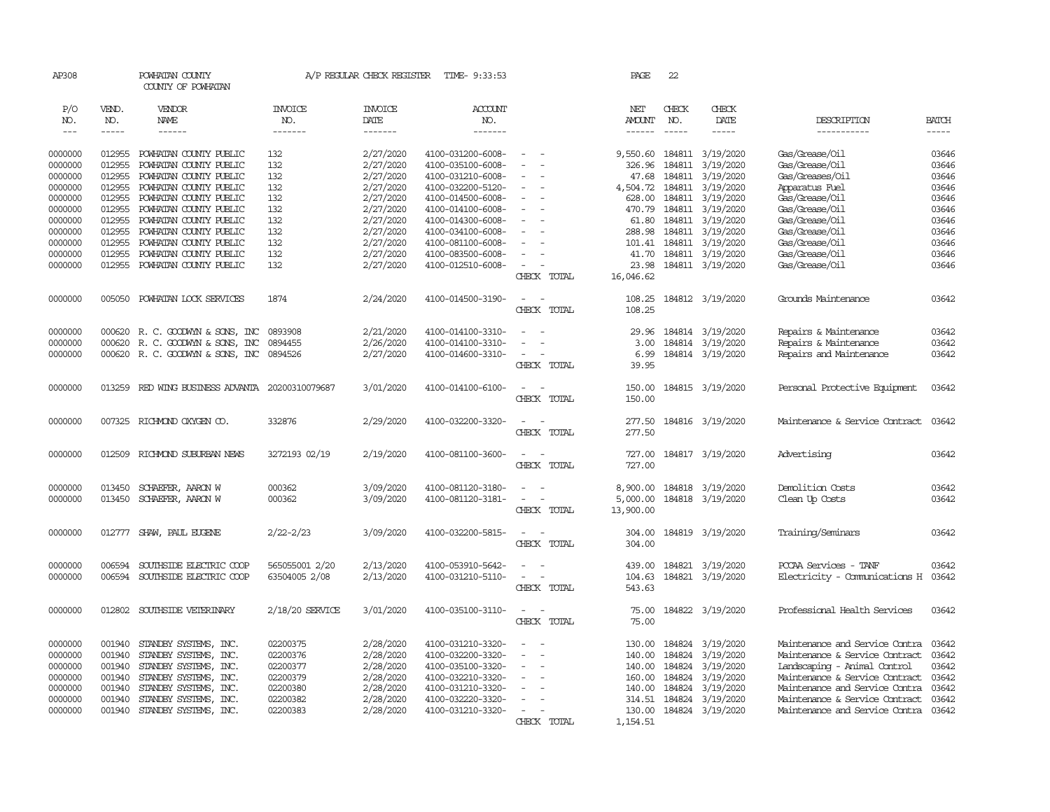AP308 POWHATAN COUNTY A/P REGULAR CHECK REGISTER TIME- 9:33:53 PAGE 22

COUNTY OF POWHATAN

| P/O NO. | VEND. NO. | VENDOR NAME | INVOICE NO. | INVOICE DATE | ACCOUNT NO. | | NET AMOUNT | CHECK NO. | CHECK DATE | DESCRIPTION | BATCH |
|---|---|---|---|---|---|---|---|---|---|---|---|
| --- | ----- | ------ | ------- | ------- | ------- | | ------ | ----- | ----- | ----------- | ----- |
| 0000000 | 012955 | POWHATAN COUNTY PUBLIC | 132 | 2/27/2020 | 4100-031200-6008- | - - | 9,550.60 | 184811 | 3/19/2020 | Gas/Grease/Oil | 03646 |
| 0000000 | 012955 | POWHATAN COUNTY PUBLIC | 132 | 2/27/2020 | 4100-035100-6008- | - - | 326.96 | 184811 | 3/19/2020 | Gas/Grease/Oil | 03646 |
| 0000000 | 012955 | POWHATAN COUNTY PUBLIC | 132 | 2/27/2020 | 4100-031210-6008- | - - | 47.68 | 184811 | 3/19/2020 | Gas/Greases/Oil | 03646 |
| 0000000 | 012955 | POWHATAN COUNTY PUBLIC | 132 | 2/27/2020 | 4100-032200-5120- | - - | 4,504.72 | 184811 | 3/19/2020 | Apparatus Fuel | 03646 |
| 0000000 | 012955 | POWHATAN COUNTY PUBLIC | 132 | 2/27/2020 | 4100-014500-6008- | - - | 628.00 | 184811 | 3/19/2020 | Gas/Grease/Oil | 03646 |
| 0000000 | 012955 | POWHATAN COUNTY PUBLIC | 132 | 2/27/2020 | 4100-014100-6008- | - - | 470.79 | 184811 | 3/19/2020 | Gas/Grease/Oil | 03646 |
| 0000000 | 012955 | POWHATAN COUNTY PUBLIC | 132 | 2/27/2020 | 4100-014300-6008- | - - | 61.80 | 184811 | 3/19/2020 | Gas/Grease/Oil | 03646 |
| 0000000 | 012955 | POWHATAN COUNTY PUBLIC | 132 | 2/27/2020 | 4100-034100-6008- | - - | 288.98 | 184811 | 3/19/2020 | Gas/Grease/Oil | 03646 |
| 0000000 | 012955 | POWHATAN COUNTY PUBLIC | 132 | 2/27/2020 | 4100-081100-6008- | - - | 101.41 | 184811 | 3/19/2020 | Gas/Grease/Oil | 03646 |
| 0000000 | 012955 | POWHATAN COUNTY PUBLIC | 132 | 2/27/2020 | 4100-083500-6008- | - - | 41.70 | 184811 | 3/19/2020 | Gas/Grease/Oil | 03646 |
| 0000000 | 012955 | POWHATAN COUNTY PUBLIC | 132 | 2/27/2020 | 4100-012510-6008- | - - | 23.98 | 184811 | 3/19/2020 | Gas/Grease/Oil | 03646 |
| | | | | | | CHECK TOTAL | 16,046.62 | | | | |
| 0000000 | 005050 | POWHATAN LOCK SERVICES | 1874 | 2/24/2020 | 4100-014500-3190- | - - | 108.25 | 184812 | 3/19/2020 | Grounds Maintenance | 03642 |
| | | | | | | CHECK TOTAL | 108.25 | | | | |
| 0000000 | 000620 | R. C. GOODWYN & SONS, INC | 0893908 | 2/21/2020 | 4100-014100-3310- | - - | 29.96 | 184814 | 3/19/2020 | Repairs & Maintenance | 03642 |
| 0000000 | 000620 | R. C. GOODWYN & SONS, INC | 0894455 | 2/26/2020 | 4100-014100-3310- | - - | 3.00 | 184814 | 3/19/2020 | Repairs & Maintenance | 03642 |
| 0000000 | 000620 | R. C. GOODWYN & SONS, INC | 0894526 | 2/27/2020 | 4100-014600-3310- | - - | 6.99 | 184814 | 3/19/2020 | Repairs and Maintenance | 03642 |
| | | | | | | CHECK TOTAL | 39.95 | | | | |
| 0000000 | 013259 | RED WING BUSINESS ADVANTA | 20200310079687 | 3/01/2020 | 4100-014100-6100- | - - | 150.00 | 184815 | 3/19/2020 | Personal Protective Equipment | 03642 |
| | | | | | | CHECK TOTAL | 150.00 | | | | |
| 0000000 | 007325 | RICHMOND OXYGEN CO. | 332876 | 2/29/2020 | 4100-032200-3320- | - - | 277.50 | 184816 | 3/19/2020 | Maintenance & Service Contract | 03642 |
| | | | | | | CHECK TOTAL | 277.50 | | | | |
| 0000000 | 012509 | RICHMOND SUBURBAN NEWS | 3272193 02/19 | 2/19/2020 | 4100-081100-3600- | - - | 727.00 | 184817 | 3/19/2020 | Advertising | 03642 |
| | | | | | | CHECK TOTAL | 727.00 | | | | |
| 0000000 | 013450 | SCHAEFER, AARON W | 000362 | 3/09/2020 | 4100-081120-3180- | - - | 8,900.00 | 184818 | 3/19/2020 | Demolition Costs | 03642 |
| 0000000 | 013450 | SCHAEFER, AARON W | 000362 | 3/09/2020 | 4100-081120-3181- | - - | 5,000.00 | 184818 | 3/19/2020 | Clean Up Costs | 03642 |
| | | | | | | CHECK TOTAL | 13,900.00 | | | | |
| 0000000 | 012777 | SHAW, PAUL EUGENE | 2/22-2/23 | 3/09/2020 | 4100-032200-5815- | - - | 304.00 | 184819 | 3/19/2020 | Training/Seminars | 03642 |
| | | | | | | CHECK TOTAL | 304.00 | | | | |
| 0000000 | 006594 | SOUTHSIDE ELECTRIC COOP | 565055001 2/20 | 2/13/2020 | 4100-053910-5642- | - - | 439.00 | 184821 | 3/19/2020 | PCCAA Services - TANF | 03642 |
| 0000000 | 006594 | SOUTHSIDE ELECTRIC COOP | 63504005 2/08 | 2/13/2020 | 4100-031210-5110- | - - | 104.63 | 184821 | 3/19/2020 | Electricity - Communications H | 03642 |
| | | | | | | CHECK TOTAL | 543.63 | | | | |
| 0000000 | 012802 | SOUTHSIDE VETERINARY | 2/18/20 SERVICE | 3/01/2020 | 4100-035100-3110- | - - | 75.00 | 184822 | 3/19/2020 | Professional Health Services | 03642 |
| | | | | | | CHECK TOTAL | 75.00 | | | | |
| 0000000 | 001940 | STANDBY SYSTEMS, INC. | 02200375 | 2/28/2020 | 4100-031210-3320- | - - | 130.00 | 184824 | 3/19/2020 | Maintenance and Service Contra | 03642 |
| 0000000 | 001940 | STANDBY SYSTEMS, INC. | 02200376 | 2/28/2020 | 4100-032200-3320- | - - | 140.00 | 184824 | 3/19/2020 | Maintenance & Service Contract | 03642 |
| 0000000 | 001940 | STANDBY SYSTEMS, INC. | 02200377 | 2/28/2020 | 4100-035100-3320- | - - | 140.00 | 184824 | 3/19/2020 | Landscaping - Animal Control | 03642 |
| 0000000 | 001940 | STANDBY SYSTEMS, INC. | 02200379 | 2/28/2020 | 4100-032210-3320- | - - | 160.00 | 184824 | 3/19/2020 | Maintenance & Service Contract | 03642 |
| 0000000 | 001940 | STANDBY SYSTEMS, INC. | 02200380 | 2/28/2020 | 4100-031210-3320- | - - | 140.00 | 184824 | 3/19/2020 | Maintenance and Service Contra | 03642 |
| 0000000 | 001940 | STANDBY SYSTEMS, INC. | 02200382 | 2/28/2020 | 4100-032220-3320- | - - | 314.51 | 184824 | 3/19/2020 | Maintenance & Service Contract | 03642 |
| 0000000 | 001940 | STANDBY SYSTEMS, INC. | 02200383 | 2/28/2020 | 4100-031210-3320- | - - | 130.00 | 184824 | 3/19/2020 | Maintenance and Service Contra | 03642 |
| | | | | | | CHECK TOTAL | 1,154.51 | | | | |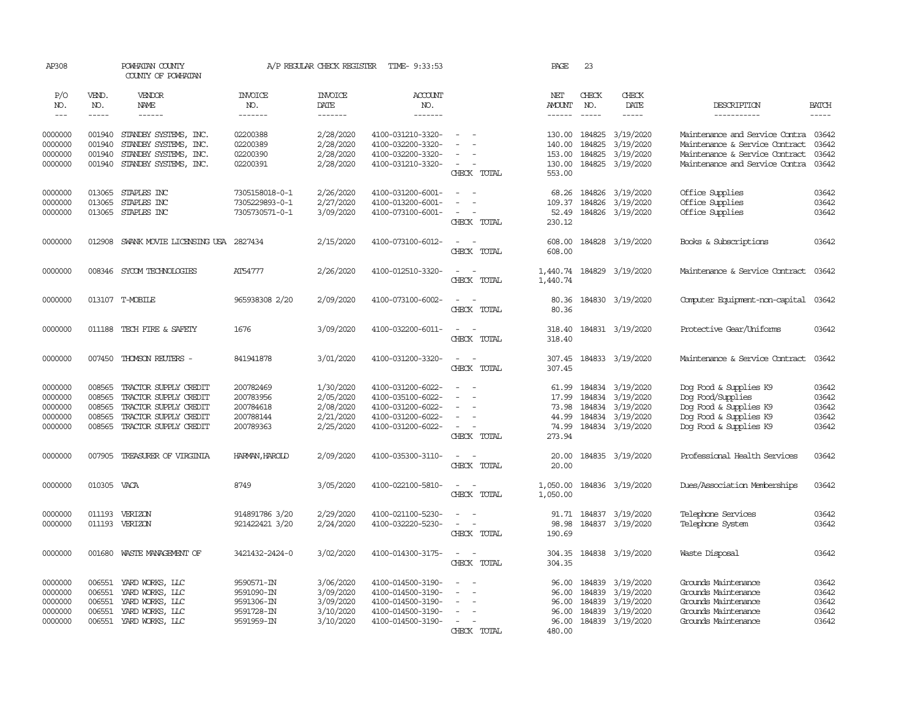AP308 POWHATAN COUNTY A/P REGULAR CHECK REGISTER TIME- 9:33:53 PAGE 23

COUNTY OF POWHATAN

| P/O NO. | VEND. NO. | VENDOR NAME | INVOICE NO. | INVOICE DATE | ACCOUNT NO. | | NET AMOUNT | CHECK NO. | CHECK DATE | DESCRIPTION | BATCH |
|---|---|---|---|---|---|---|---|---|---|---|---|
| 0000000 | 001940 | STANDBY SYSTEMS, INC. | 02200388 | 2/28/2020 | 4100-031210-3320- | - - | 130.00 | 184825 | 3/19/2020 | Maintenance and Service Contra | 03642 |
| 0000000 | 001940 | STANDBY SYSTEMS, INC. | 02200389 | 2/28/2020 | 4100-032200-3320- | - - | 140.00 | 184825 | 3/19/2020 | Maintenance & Service Contract | 03642 |
| 0000000 | 001940 | STANDBY SYSTEMS, INC. | 02200390 | 2/28/2020 | 4100-032200-3320- | - - | 153.00 | 184825 | 3/19/2020 | Maintenance & Service Contract | 03642 |
| 0000000 | 001940 | STANDBY SYSTEMS, INC. | 02200391 | 2/28/2020 | 4100-031210-3320- | - - | 130.00 | 184825 | 3/19/2020 | Maintenance and Service Contra | 03642 |
| | | | | | | CHECK TOTAL | 553.00 | | | | |
| 0000000 | 013065 | STAPLES INC | 7305158018-0-1 | 2/26/2020 | 4100-031200-6001- | - - | 68.26 | 184826 | 3/19/2020 | Office Supplies | 03642 |
| 0000000 | 013065 | STAPLES INC | 7305229893-0-1 | 2/27/2020 | 4100-013200-6001- | - - | 109.37 | 184826 | 3/19/2020 | Office Supplies | 03642 |
| 0000000 | 013065 | STAPLES INC | 7305730571-0-1 | 3/09/2020 | 4100-073100-6001- | - - | 52.49 | 184826 | 3/19/2020 | Office Supplies | 03642 |
| | | | | | | CHECK TOTAL | 230.12 | | | | |
| 0000000 | 012908 | SWANK MOVIE LICENSING USA | 2827434 | 2/15/2020 | 4100-073100-6012- | - - | 608.00 | 184828 | 3/19/2020 | Books & Subscriptions | 03642 |
| | | | | | | CHECK TOTAL | 608.00 | | | | |
| 0000000 | 008346 | SYCOM TECHNOLOGIES | AT54777 | 2/26/2020 | 4100-012510-3320- | - - | 1,440.74 | 184829 | 3/19/2020 | Maintenance & Service Contract | 03642 |
| | | | | | | CHECK TOTAL | 1,440.74 | | | | |
| 0000000 | 013107 | T-MOBILE | 965938308 2/20 | 2/09/2020 | 4100-073100-6002- | - - | 80.36 | 184830 | 3/19/2020 | Computer Equipment-non-capital | 03642 |
| | | | | | | CHECK TOTAL | 80.36 | | | | |
| 0000000 | 011188 | TECH FIRE & SAFETY | 1676 | 3/09/2020 | 4100-032200-6011- | - - | 318.40 | 184831 | 3/19/2020 | Protective Gear/Uniforms | 03642 |
| | | | | | | CHECK TOTAL | 318.40 | | | | |
| 0000000 | 007450 | THOMSON REUTERS - | 841941878 | 3/01/2020 | 4100-031200-3320- | - - | 307.45 | 184833 | 3/19/2020 | Maintenance & Service Contract | 03642 |
| | | | | | | CHECK TOTAL | 307.45 | | | | |
| 0000000 | 008565 | TRACTOR SUPPLY CREDIT | 200782469 | 1/30/2020 | 4100-031200-6022- | - - | 61.99 | 184834 | 3/19/2020 | Dog Food & Supplies K9 | 03642 |
| 0000000 | 008565 | TRACTOR SUPPLY CREDIT | 200783956 | 2/05/2020 | 4100-035100-6022- | - - | 17.99 | 184834 | 3/19/2020 | Dog Food/Supplies | 03642 |
| 0000000 | 008565 | TRACTOR SUPPLY CREDIT | 200784618 | 2/08/2020 | 4100-031200-6022- | - - | 73.98 | 184834 | 3/19/2020 | Dog Food & Supplies K9 | 03642 |
| 0000000 | 008565 | TRACTOR SUPPLY CREDIT | 200788144 | 2/21/2020 | 4100-031200-6022- | - - | 44.99 | 184834 | 3/19/2020 | Dog Food & Supplies K9 | 03642 |
| 0000000 | 008565 | TRACTOR SUPPLY CREDIT | 200789363 | 2/25/2020 | 4100-031200-6022- | - - | 74.99 | 184834 | 3/19/2020 | Dog Food & Supplies K9 | 03642 |
| | | | | | | CHECK TOTAL | 273.94 | | | | |
| 0000000 | 007905 | TREASURER OF VIRGINIA | HARMAN,HAROLD | 2/09/2020 | 4100-035300-3110- | - - | 20.00 | 184835 | 3/19/2020 | Professional Health Services | 03642 |
| | | | | | | CHECK TOTAL | 20.00 | | | | |
| 0000000 | 010305 | VACA | 8749 | 3/05/2020 | 4100-022100-5810- | - - | 1,050.00 | 184836 | 3/19/2020 | Dues/Association Memberships | 03642 |
| | | | | | | CHECK TOTAL | 1,050.00 | | | | |
| 0000000 | 011193 | VERIZON | 914891786 3/20 | 2/29/2020 | 4100-021100-5230- | - - | 91.71 | 184837 | 3/19/2020 | Telephone Services | 03642 |
| 0000000 | 011193 | VERIZON | 921422421 3/20 | 2/24/2020 | 4100-032220-5230- | - - | 98.98 | 184837 | 3/19/2020 | Telephone System | 03642 |
| | | | | | | CHECK TOTAL | 190.69 | | | | |
| 0000000 | 001680 | WASTE MANAGEMENT OF | 3421432-2424-0 | 3/02/2020 | 4100-014300-3175- | - - | 304.35 | 184838 | 3/19/2020 | Waste Disposal | 03642 |
| | | | | | | CHECK TOTAL | 304.35 | | | | |
| 0000000 | 006551 | YARD WORKS, LLC | 9590571-IN | 3/06/2020 | 4100-014500-3190- | - - | 96.00 | 184839 | 3/19/2020 | Grounds Maintenance | 03642 |
| 0000000 | 006551 | YARD WORKS, LLC | 9591090-IN | 3/09/2020 | 4100-014500-3190- | - - | 96.00 | 184839 | 3/19/2020 | Grounds Maintenance | 03642 |
| 0000000 | 006551 | YARD WORKS, LLC | 9591306-IN | 3/09/2020 | 4100-014500-3190- | - - | 96.00 | 184839 | 3/19/2020 | Grounds Maintenance | 03642 |
| 0000000 | 006551 | YARD WORKS, LLC | 9591728-IN | 3/10/2020 | 4100-014500-3190- | - - | 96.00 | 184839 | 3/19/2020 | Grounds Maintenance | 03642 |
| 0000000 | 006551 | YARD WORKS, LLC | 9591959-IN | 3/10/2020 | 4100-014500-3190- | - - | 96.00 | 184839 | 3/19/2020 | Grounds Maintenance | 03642 |
| | | | | | | CHECK TOTAL | 480.00 | | | | |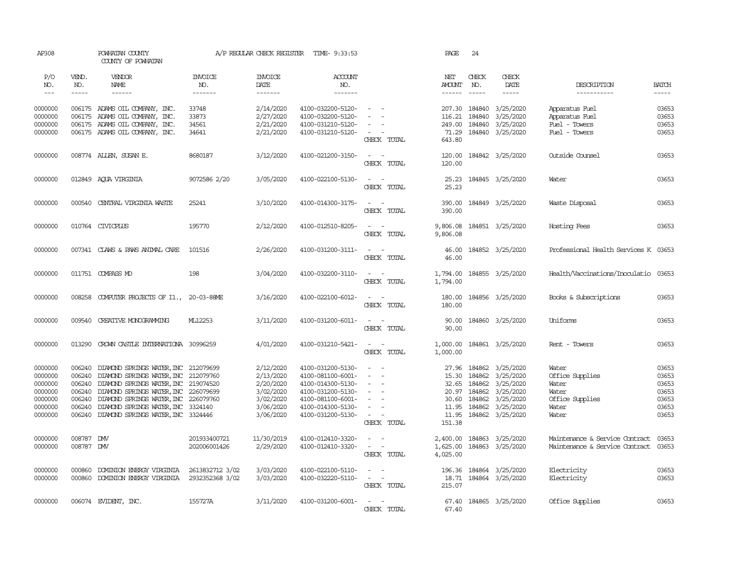AP308 POWHATAN COUNTY A/P REGULAR CHECK REGISTER TIME- 9:33:53 PAGE 24

COUNTY OF POWHATAN

| P/O NO. | VEND. NO. | VENDOR NAME | INVOICE NO. | INVOICE DATE | ACCOUNT NO. | | NET AMOUNT | CHECK NO. | CHECK DATE | DESCRIPTION | BATCH |
|---|---|---|---|---|---|---|---|---|---|---|---|
| --- | ----- | ------ | ------- | ------- | ------- | | ------ | ----- | ----- | ----------- | ----- |
| 0000000 | 006175 | ADAMS OIL COMPANY, INC. | 33748 | 2/14/2020 | 4100-032200-5120- | - - | 207.30 | 184840 | 3/25/2020 | Apparatus Fuel | 03653 |
| 0000000 | 006175 | ADAMS OIL COMPANY, INC. | 33873 | 2/27/2020 | 4100-032200-5120- | - - | 116.21 | 184840 | 3/25/2020 | Apparatus Fuel | 03653 |
| 0000000 | 006175 | ADAMS OIL COMPANY, INC. | 34561 | 2/21/2020 | 4100-031210-5120- | - - | 249.00 | 184840 | 3/25/2020 | Fuel - Towers | 03653 |
| 0000000 | 006175 | ADAMS OIL COMPANY, INC. | 34641 | 2/21/2020 | 4100-031210-5120- | - - | 71.29 | 184840 | 3/25/2020 | Fuel - Towers | 03653 |
| | | | | | | CHECK TOTAL | 643.80 | | | | |
| 0000000 | 008774 | ALLEN, SUSAN E. | 8680187 | 3/12/2020 | 4100-021200-3150- | - - | 120.00 | 184842 | 3/25/2020 | Outside Counsel | 03653 |
| | | | | | | CHECK TOTAL | 120.00 | | | | |
| 0000000 | 012849 | AQUA VIRGINIA | 9072586 2/20 | 3/05/2020 | 4100-022100-5130- | - - | 25.23 | 184845 | 3/25/2020 | Water | 03653 |
| | | | | | | CHECK TOTAL | 25.23 | | | | |
| 0000000 | 000540 | CENTRAL VIRGINIA WASTE | 25241 | 3/10/2020 | 4100-014300-3175- | - - | 390.00 | 184849 | 3/25/2020 | Waste Disposal | 03653 |
| | | | | | | CHECK TOTAL | 390.00 | | | | |
| 0000000 | 010764 | CIVICPLUS | 195770 | 2/12/2020 | 4100-012510-8205- | - - | 9,806.08 | 184851 | 3/25/2020 | Hosting Fees | 03653 |
| | | | | | | CHECK TOTAL | 9,806.08 | | | | |
| 0000000 | 007341 | CLAWS & PAWS ANIMAL CARE | 101516 | 2/26/2020 | 4100-031200-3111- | - - | 46.00 | 184852 | 3/25/2020 | Professional Health Services K | 03653 |
| | | | | | | CHECK TOTAL | 46.00 | | | | |
| 0000000 | 011751 | COMPASS MD | 198 | 3/04/2020 | 4100-032200-3110- | - - | 1,794.00 | 184855 | 3/25/2020 | Health/Vaccinations/Inoculatio | 03653 |
| | | | | | | CHECK TOTAL | 1,794.00 | | | | |
| 0000000 | 008258 | COMPUTER PROJECTS OF IL., | 20-03-88ME | 3/16/2020 | 4100-022100-6012- | - - | 180.00 | 184856 | 3/25/2020 | Books & Subscriptions | 03653 |
| | | | | | | CHECK TOTAL | 180.00 | | | | |
| 0000000 | 009540 | CREATIVE MONOGRAMMING | ML12253 | 3/11/2020 | 4100-031200-6011- | - - | 90.00 | 184860 | 3/25/2020 | Uniforms | 03653 |
| | | | | | | CHECK TOTAL | 90.00 | | | | |
| 0000000 | 013290 | CROWN CASTLE INTERNATIONA | 30996259 | 4/01/2020 | 4100-031210-5421- | - - | 1,000.00 | 184861 | 3/25/2020 | Rent - Towers | 03653 |
| | | | | | | CHECK TOTAL | 1,000.00 | | | | |
| 0000000 | 006240 | DIAMOND SPRINGS WATER, INC | 212079699 | 2/12/2020 | 4100-031200-5130- | - - | 27.96 | 184862 | 3/25/2020 | Water | 03653 |
| 0000000 | 006240 | DIAMOND SPRINGS WATER, INC | 212079760 | 2/13/2020 | 4100-081100-6001- | - - | 15.30 | 184862 | 3/25/2020 | Office Supplies | 03653 |
| 0000000 | 006240 | DIAMOND SPRINGS WATER, INC | 219074520 | 2/20/2020 | 4100-014300-5130- | - - | 32.65 | 184862 | 3/25/2020 | Water | 03653 |
| 0000000 | 006240 | DIAMOND SPRINGS WATER, INC | 226079699 | 3/02/2020 | 4100-031200-5130- | - - | 20.97 | 184862 | 3/25/2020 | Water | 03653 |
| 0000000 | 006240 | DIAMOND SPRINGS WATER, INC | 226079760 | 3/02/2020 | 4100-081100-6001- | - - | 30.60 | 184862 | 3/25/2020 | Office Supplies | 03653 |
| 0000000 | 006240 | DIAMOND SPRINGS WATER, INC | 3324140 | 3/06/2020 | 4100-014300-5130- | - - | 11.95 | 184862 | 3/25/2020 | Water | 03653 |
| 0000000 | 006240 | DIAMOND SPRINGS WATER, INC | 3324446 | 3/06/2020 | 4100-031200-5130- | - - | 11.95 | 184862 | 3/25/2020 | Water | 03653 |
| | | | | | | CHECK TOTAL | 151.38 | | | | |
| 0000000 | 008787 | DMV | 201933400721 | 11/30/2019 | 4100-012410-3320- | - - | 2,400.00 | 184863 | 3/25/2020 | Maintenance & Service Contract | 03653 |
| 0000000 | 008787 | DMV | 202006001426 | 2/29/2020 | 4100-012410-3320- | - - | 1,625.00 | 184863 | 3/25/2020 | Maintenance & Service Contract | 03653 |
| | | | | | | CHECK TOTAL | 4,025.00 | | | | |
| 0000000 | 000860 | DOMINION ENERGY VIRGINIA | 2613832712 3/02 | 3/03/2020 | 4100-022100-5110- | - - | 196.36 | 184864 | 3/25/2020 | Electricity | 03653 |
| 0000000 | 000860 | DOMINION ENERGY VIRGINIA | 2932352368 3/02 | 3/03/2020 | 4100-032220-5110- | - - | 18.71 | 184864 | 3/25/2020 | Electricity | 03653 |
| | | | | | | CHECK TOTAL | 215.07 | | | | |
| 0000000 | 006074 | EVIDENT, INC. | 155727A | 3/11/2020 | 4100-031200-6001- | - - | 67.40 | 184865 | 3/25/2020 | Office Supplies | 03653 |
| | | | | | | CHECK TOTAL | 67.40 | | | | |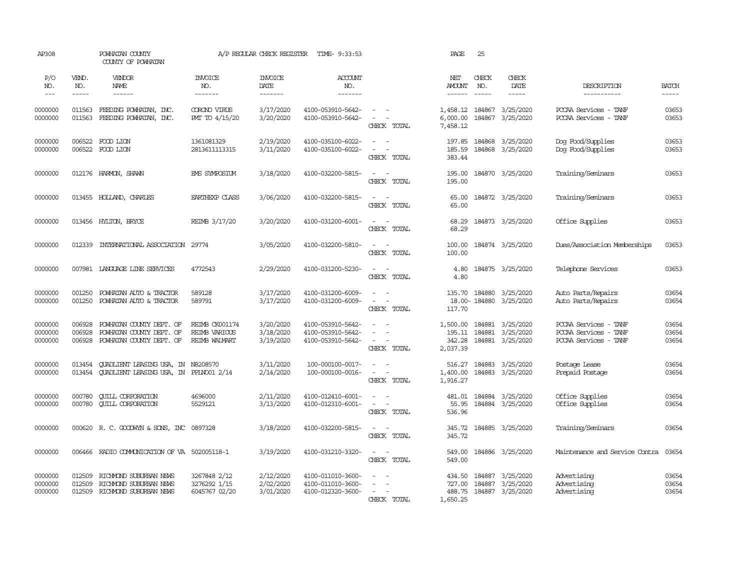AP308 POWHATAN COUNTY A/P REGULAR CHECK REGISTER TIME- 9:33:53 PAGE 25

COUNTY OF POWHATAN

| P/O NO. | VEND. NO. | VENDOR NAME | INVOICE NO. | INVOICE DATE | ACCOUNT NO. | | NET AMOUNT | CHECK NO. | CHECK DATE | DESCRIPTION | BATCH |
|---|---|---|---|---|---|---|---|---|---|---|---|
| 0000000 | 011563 | FEEDING POWHATAN, INC. | CORONO VIRUS | 3/17/2020 | 4100-053910-5642- | - - | 1,458.12 | 184867 | 3/25/2020 | PCCAA Services - TANF | 03653 |
| 0000000 | 011563 | FEEDING POWHATAN, INC. | PMT TO 4/15/20 | 3/20/2020 | 4100-053910-5642- | - - | 6,000.00 | 184867 | 3/25/2020 | PCCAA Services - TANF | 03653 |
| | | | | | | CHECK TOTAL | 7,458.12 | | | | |
| 0000000 | 006522 | FOOD LION | 1361081329 | 2/19/2020 | 4100-035100-6022- | - - | 197.85 | 184868 | 3/25/2020 | Dog Food/Supplies | 03653 |
| 0000000 | 006522 | FOOD LION | 2813611113315 | 3/11/2020 | 4100-035100-6022- | - - | 185.59 | 184868 | 3/25/2020 | Dog Food/Supplies | 03653 |
| | | | | | | CHECK TOTAL | 383.44 | | | | |
| 0000000 | 012176 | HARMON, SHAWN | EMS SYMPOSIUM | 3/18/2020 | 4100-032200-5815- | - - | 195.00 | 184870 | 3/25/2020 | Training/Seminars | 03653 |
| | | | | | | CHECK TOTAL | 195.00 | | | | |
| 0000000 | 013455 | HOLLAND, CHARLES | EARTHEXP CLASS | 3/06/2020 | 4100-032200-5815- | - - | 65.00 | 184872 | 3/25/2020 | Training/Seminars | 03653 |
| | | | | | | CHECK TOTAL | 65.00 | | | | |
| 0000000 | 013456 | HYLTON, BRYCE | REIMB 3/17/20 | 3/20/2020 | 4100-031200-6001- | - - | 68.29 | 184873 | 3/25/2020 | Office Supplies | 03653 |
| | | | | | | CHECK TOTAL | 68.29 | | | | |
| 0000000 | 012339 | INTERNATIONAL ASSOCIATION | 29774 | 3/05/2020 | 4100-032200-5810- | - - | 100.00 | 184874 | 3/25/2020 | Dues/Association Memberships | 03653 |
| | | | | | | CHECK TOTAL | 100.00 | | | | |
| 0000000 | 007981 | LANGUAGE LINE SERVICES | 4772543 | 2/29/2020 | 4100-031200-5230- | - - | 4.80 | 184875 | 3/25/2020 | Telephone Services | 03653 |
| | | | | | | CHECK TOTAL | 4.80 | | | | |
| 0000000 | 001250 | POWHATAN AUTO & TRACTOR | 589128 | 3/17/2020 | 4100-031200-6009- | - - | 135.70 | 184880 | 3/25/2020 | Auto Parts/Repairs | 03654 |
| 0000000 | 001250 | POWHATAN AUTO & TRACTOR | 589791 | 3/17/2020 | 4100-031200-6009- | - - | 18.00- | 184880 | 3/25/2020 | Auto Parts/Repairs | 03654 |
| | | | | | | CHECK TOTAL | 117.70 | | | | |
| 0000000 | 006928 | POWHATAN COUNTY DEPT. OF | REIMB CK001174 | 3/20/2020 | 4100-053910-5642- | - - | 1,500.00 | 184881 | 3/25/2020 | PCCAA Services - TANF | 03654 |
| 0000000 | 006928 | POWHATAN COUNTY DEPT. OF | REIMB VARIOUS | 3/18/2020 | 4100-053910-5642- | - - | 195.11 | 184881 | 3/25/2020 | PCCAA Services - TANF | 03654 |
| 0000000 | 006928 | POWHATAN COUNTY DEPT. OF | REIMB WALMART | 3/19/2020 | 4100-053910-5642- | - - | 342.28 | 184881 | 3/25/2020 | PCCAA Services - TANF | 03654 |
| | | | | | | CHECK TOTAL | 2,037.39 | | | | |
| 0000000 | 013454 | QUADLIENT LEASING USA, IN | N8208570 | 3/11/2020 | 100-000100-0017- | - - | 516.27 | 184883 | 3/25/2020 | Postage Lease | 03654 |
| 0000000 | 013454 | QUADLIENT LEASING USA, IN | PPLN001 2/14 | 2/14/2020 | 100-000100-0016- | - - | 1,400.00 | 184883 | 3/25/2020 | Prepaid Postage | 03654 |
| | | | | | | CHECK TOTAL | 1,916.27 | | | | |
| 0000000 | 000780 | QUILL CORPORATION | 4696000 | 2/11/2020 | 4100-012410-6001- | - - | 481.01 | 184884 | 3/25/2020 | Office Supplies | 03654 |
| 0000000 | 000780 | QUILL CORPORATION | 5529121 | 3/13/2020 | 4100-012310-6001- | - - | 55.95 | 184884 | 3/25/2020 | Office Supplies | 03654 |
| | | | | | | CHECK TOTAL | 536.96 | | | | |
| 0000000 | 000620 | R. C. GOODWYN & SONS, INC | 0897328 | 3/18/2020 | 4100-032200-5815- | - - | 345.72 | 184885 | 3/25/2020 | Training/Seminars | 03654 |
| | | | | | | CHECK TOTAL | 345.72 | | | | |
| 0000000 | 006466 | RADIO COMMUNICATION OF VA | 502005118-1 | 3/19/2020 | 4100-031210-3320- | - - | 549.00 | 184886 | 3/25/2020 | Maintenance and Service Contra | 03654 |
| | | | | | | CHECK TOTAL | 549.00 | | | | |
| 0000000 | 012509 | RICHMOND SUBURBAN NEWS | 3267848 2/12 | 2/12/2020 | 4100-011010-3600- | - - | 434.50 | 184887 | 3/25/2020 | Advertising | 03654 |
| 0000000 | 012509 | RICHMOND SUBURBAN NEWS | 3276292 1/15 | 2/02/2020 | 4100-011010-3600- | - - | 727.00 | 184887 | 3/25/2020 | Advertising | 03654 |
| 0000000 | 012509 | RICHMOND SUBURBAN NEWS | 6045767 02/20 | 3/01/2020 | 4100-012320-3600- | - - | 488.75 | 184887 | 3/25/2020 | Advertising | 03654 |
| | | | | | | CHECK TOTAL | 1,650.25 | | | | |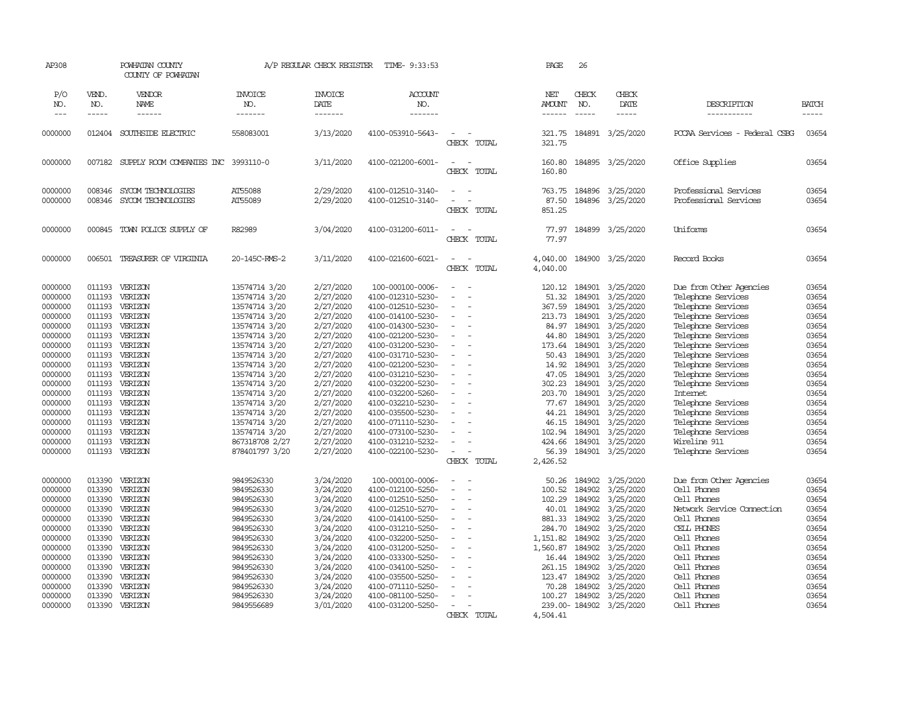AP308 POWHATAN COUNTY A/P REGULAR CHECK REGISTER TIME- 9:33:53 PAGE 26

COUNTY OF POWHATAN

| P/O NO. | VEND. NO. | VENDOR NAME | INVOICE NO. | INVOICE DATE | ACCOUNT NO. | | NET AMOUNT | CHECK NO. | CHECK DATE | DESCRIPTION | BATCH |
|---|---|---|---|---|---|---|---|---|---|---|---|
| 0000000 | 012404 | SOUTHSIDE ELECTRIC | 558083001 | 3/13/2020 | 4100-053910-5643- | - - | 321.75 | 184891 | 3/25/2020 | PCCAA Services - Federal CSBG | 03654 |
| | | | | | | CHECK TOTAL | 321.75 | | | | |
| 0000000 | 007182 | SUPPLY ROOM COMPANIES INC | 3993110-0 | 3/11/2020 | 4100-021200-6001- | - - | 160.80 | 184895 | 3/25/2020 | Office Supplies | 03654 |
| | | | | | | CHECK TOTAL | 160.80 | | | | |
| 0000000 | 008346 | SYCOM TECHNOLOGIES | AT55088 | 2/29/2020 | 4100-012510-3140- | - - | 763.75 | 184896 | 3/25/2020 | Professional Services | 03654 |
| 0000000 | 008346 | SYCOM TECHNOLOGIES | AT55089 | 2/29/2020 | 4100-012510-3140- | - - | 87.50 | 184896 | 3/25/2020 | Professional Services | 03654 |
| | | | | | | CHECK TOTAL | 851.25 | | | | |
| 0000000 | 000845 | TOWN POLICE SUPPLY OF | R82989 | 3/04/2020 | 4100-031200-6011- | - - | 77.97 | 184899 | 3/25/2020 | Uniforms | 03654 |
| | | | | | | CHECK TOTAL | 77.97 | | | | |
| 0000000 | 006501 | TREASURER OF VIRGINIA | 20-145C-RMS-2 | 3/11/2020 | 4100-021600-6021- | - - | 4,040.00 | 184900 | 3/25/2020 | Record Books | 03654 |
| | | | | | | CHECK TOTAL | 4,040.00 | | | | |
| 0000000 | 011193 | VERIZON | 13574714 3/20 | 2/27/2020 | 100-000100-0006- | - - | 120.12 | 184901 | 3/25/2020 | Due from Other Agencies | 03654 |
| 0000000 | 011193 | VERIZON | 13574714 3/20 | 2/27/2020 | 4100-012310-5230- | - - | 51.32 | 184901 | 3/25/2020 | Telephone Services | 03654 |
| 0000000 | 011193 | VERIZON | 13574714 3/20 | 2/27/2020 | 4100-012510-5230- | - - | 367.59 | 184901 | 3/25/2020 | Telephone Services | 03654 |
| 0000000 | 011193 | VERIZON | 13574714 3/20 | 2/27/2020 | 4100-014100-5230- | - - | 213.73 | 184901 | 3/25/2020 | Telephone Services | 03654 |
| 0000000 | 011193 | VERIZON | 13574714 3/20 | 2/27/2020 | 4100-014300-5230- | - - | 84.97 | 184901 | 3/25/2020 | Telephone Services | 03654 |
| 0000000 | 011193 | VERIZON | 13574714 3/20 | 2/27/2020 | 4100-021200-5230- | - - | 44.80 | 184901 | 3/25/2020 | Telephone Services | 03654 |
| 0000000 | 011193 | VERIZON | 13574714 3/20 | 2/27/2020 | 4100-031200-5230- | - - | 173.64 | 184901 | 3/25/2020 | Telephone Services | 03654 |
| 0000000 | 011193 | VERIZON | 13574714 3/20 | 2/27/2020 | 4100-031710-5230- | - - | 50.43 | 184901 | 3/25/2020 | Telephone Services | 03654 |
| 0000000 | 011193 | VERIZON | 13574714 3/20 | 2/27/2020 | 4100-021200-5230- | - - | 14.92 | 184901 | 3/25/2020 | Telephone Services | 03654 |
| 0000000 | 011193 | VERIZON | 13574714 3/20 | 2/27/2020 | 4100-031210-5230- | - - | 47.05 | 184901 | 3/25/2020 | Telephone Services | 03654 |
| 0000000 | 011193 | VERIZON | 13574714 3/20 | 2/27/2020 | 4100-032200-5230- | - - | 302.23 | 184901 | 3/25/2020 | Telephone Services | 03654 |
| 0000000 | 011193 | VERIZON | 13574714 3/20 | 2/27/2020 | 4100-032200-5260- | - - | 203.70 | 184901 | 3/25/2020 | Internet | 03654 |
| 0000000 | 011193 | VERIZON | 13574714 3/20 | 2/27/2020 | 4100-032210-5230- | - - | 77.67 | 184901 | 3/25/2020 | Telephone Services | 03654 |
| 0000000 | 011193 | VERIZON | 13574714 3/20 | 2/27/2020 | 4100-035500-5230- | - - | 44.21 | 184901 | 3/25/2020 | Telephone Services | 03654 |
| 0000000 | 011193 | VERIZON | 13574714 3/20 | 2/27/2020 | 4100-071110-5230- | - - | 46.15 | 184901 | 3/25/2020 | Telephone Services | 03654 |
| 0000000 | 011193 | VERIZON | 13574714 3/20 | 2/27/2020 | 4100-073100-5230- | - - | 102.94 | 184901 | 3/25/2020 | Telephone Services | 03654 |
| 0000000 | 011193 | VERIZON | 867318708 2/27 | 2/27/2020 | 4100-031210-5232- | - - | 424.66 | 184901 | 3/25/2020 | Wireline 911 | 03654 |
| 0000000 | 011193 | VERIZON | 878401797 3/20 | 2/27/2020 | 4100-022100-5230- | - - | 56.39 | 184901 | 3/25/2020 | Telephone Services | 03654 |
| | | | | | | CHECK TOTAL | 2,426.52 | | | | |
| 0000000 | 013390 | VERIZON | 9849526330 | 3/24/2020 | 100-000100-0006- | - - | 50.26 | 184902 | 3/25/2020 | Due from Other Agencies | 03654 |
| 0000000 | 013390 | VERIZON | 9849526330 | 3/24/2020 | 4100-012100-5250- | - - | 100.52 | 184902 | 3/25/2020 | Cell Phones | 03654 |
| 0000000 | 013390 | VERIZON | 9849526330 | 3/24/2020 | 4100-012510-5250- | - - | 102.29 | 184902 | 3/25/2020 | Cell Phones | 03654 |
| 0000000 | 013390 | VERIZON | 9849526330 | 3/24/2020 | 4100-012510-5270- | - - | 40.01 | 184902 | 3/25/2020 | Network Service Connection | 03654 |
| 0000000 | 013390 | VERIZON | 9849526330 | 3/24/2020 | 4100-014100-5250- | - - | 881.33 | 184902 | 3/25/2020 | Cell Phones | 03654 |
| 0000000 | 013390 | VERIZON | 9849526330 | 3/24/2020 | 4100-031210-5250- | - - | 284.70 | 184902 | 3/25/2020 | CELL PHONES | 03654 |
| 0000000 | 013390 | VERIZON | 9849526330 | 3/24/2020 | 4100-032200-5250- | - - | 1,151.82 | 184902 | 3/25/2020 | Cell Phones | 03654 |
| 0000000 | 013390 | VERIZON | 9849526330 | 3/24/2020 | 4100-031200-5250- | - - | 1,560.87 | 184902 | 3/25/2020 | Cell Phones | 03654 |
| 0000000 | 013390 | VERIZON | 9849526330 | 3/24/2020 | 4100-033300-5250- | - - | 16.44 | 184902 | 3/25/2020 | Cell Phones | 03654 |
| 0000000 | 013390 | VERIZON | 9849526330 | 3/24/2020 | 4100-034100-5250- | - - | 261.15 | 184902 | 3/25/2020 | Cell Phones | 03654 |
| 0000000 | 013390 | VERIZON | 9849526330 | 3/24/2020 | 4100-035500-5250- | - - | 123.47 | 184902 | 3/25/2020 | Cell Phones | 03654 |
| 0000000 | 013390 | VERIZON | 9849526330 | 3/24/2020 | 4100-071110-5250- | - - | 70.28 | 184902 | 3/25/2020 | Cell Phones | 03654 |
| 0000000 | 013390 | VERIZON | 9849526330 | 3/24/2020 | 4100-081100-5250- | - - | 100.27 | 184902 | 3/25/2020 | Cell Phones | 03654 |
| 0000000 | 013390 | VERIZON | 9849556689 | 3/01/2020 | 4100-031200-5250- | - - | 239.00- | 184902 | 3/25/2020 | Cell Phones | 03654 |
| | | | | | | CHECK TOTAL | 4,504.41 | | | | |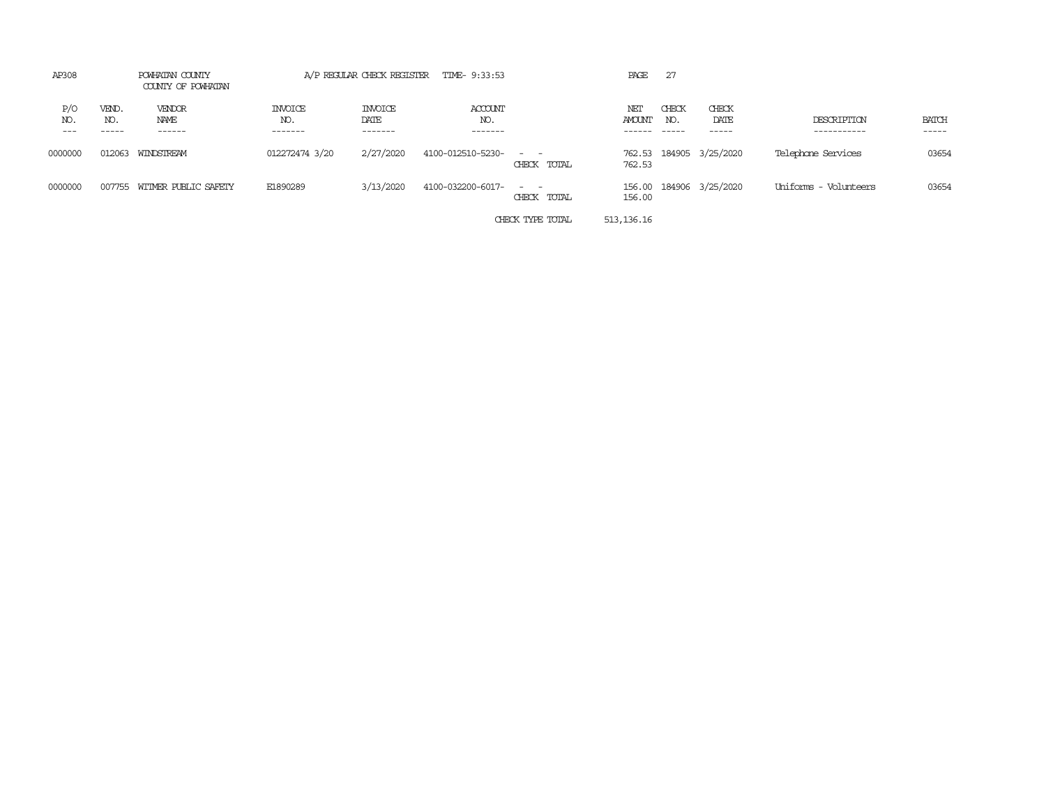AP308 POWHATAN COUNTY A/P REGULAR CHECK REGISTER TIME- 9:33:53

COUNTY OF POWHATAN

| P/O NO. | VEND. NO. | VENDOR NAME | INVOICE NO. | INVOICE DATE | ACCOUNT NO. | | NET AMOUNT | CHECK NO. | CHECK DATE | DESCRIPTION | BATCH |
|---|---|---|---|---|---|---|---|---|---|---|---|
| 0000000 | 012063 | WINDSTREAM | 012272474 3/20 | 2/27/2020 | 4100-012510-5230- | - - | 762.53 | 184905 | 3/25/2020 | Telephone Services | 03654 |
| | | | | | | CHECK TOTAL | 762.53 | | | | |
| 0000000 | 007755 | WITMER PUBLIC SAFETY | E1890289 | 3/13/2020 | 4100-032200-6017- | - - | 156.00 | 184906 | 3/25/2020 | Uniforms - Volunteers | 03654 |
| | | | | | | CHECK TOTAL | 156.00 | | | | |
| | | | | | | CHECK TYPE TOTAL | 513,136.16 | | | | |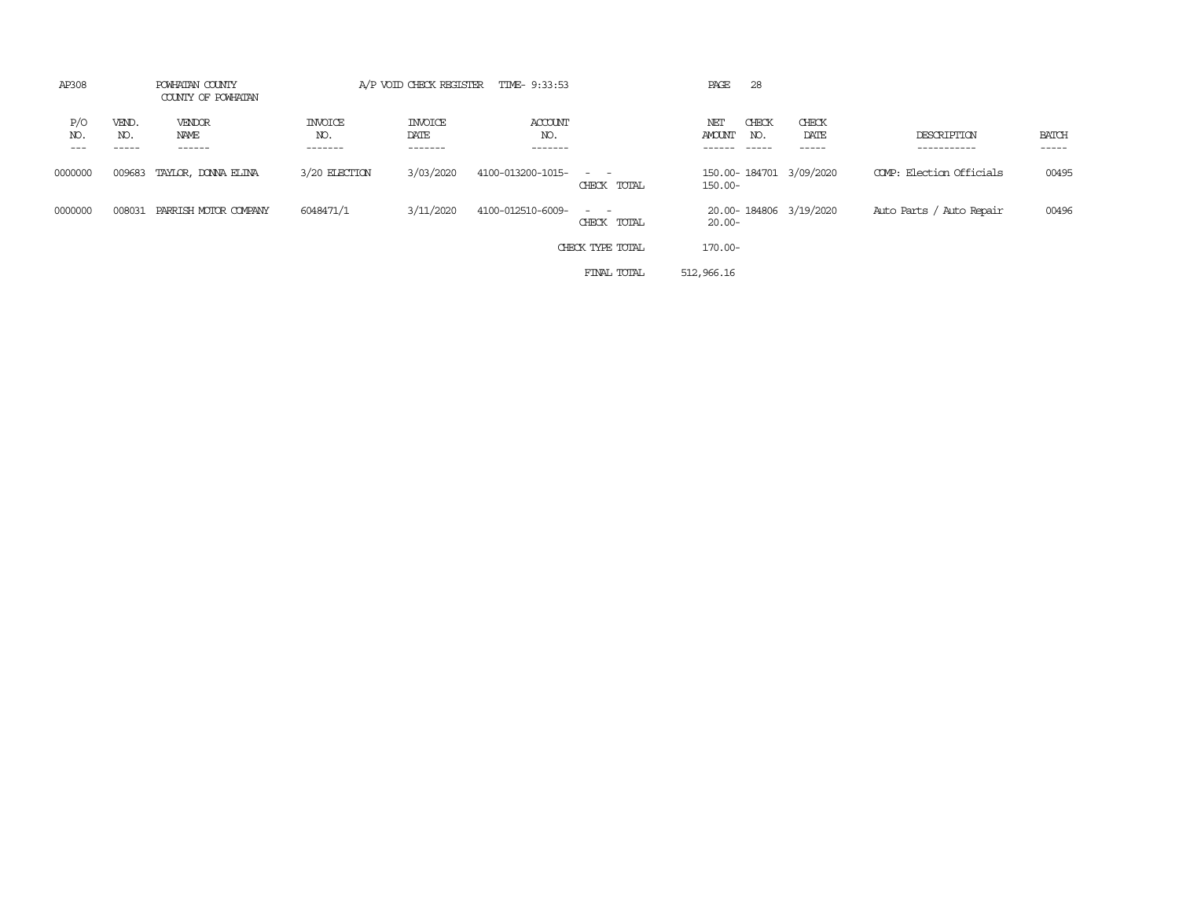AP308 POWHATAN COUNTY A/P VOID CHECK REGISTER TIME- 9:33:53 PAGE 28

COUNTY OF POWHATAN

| P/O NO. | VEND. NO. | VENDOR NAME | INVOICE NO. | INVOICE DATE | ACCOUNT NO. | | NET AMOUNT | CHECK NO. | CHECK DATE | DESCRIPTION | BATCH |
|---|---|---|---|---|---|---|---|---|---|---|---|
| 0000000 | 009683 | TAYLOR, DONNA ELINA | 3/20 ELECTION | 3/03/2020 | 4100-013200-1015- | - - | 150.00- | 184701 | 3/09/2020 | COMP: Election Officials | 00495 |
| | | | | | | CHECK TOTAL | 150.00- | | | | |
| 0000000 | 008031 | PARRISH MOTOR COMPANY | 6048471/1 | 3/11/2020 | 4100-012510-6009- | - - | 20.00- | 184806 | 3/19/2020 | Auto Parts / Auto Repair | 00496 |
| | | | | | | CHECK TOTAL | 20.00- | | | | |
| | | | | | | CHECK TYPE TOTAL | 170.00- | | | | |
| | | | | | | FINAL TOTAL | 512,966.16 | | | | |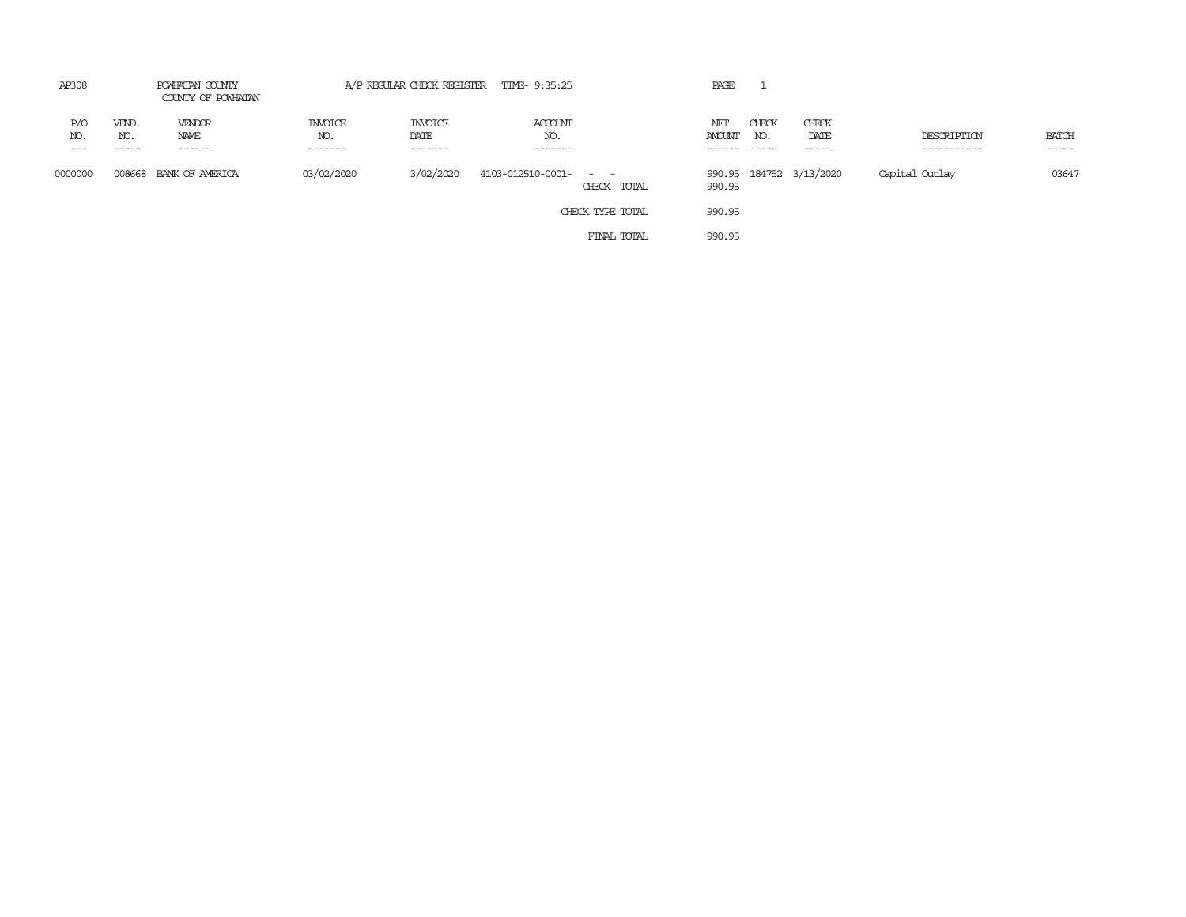AP308 POWHATAN COUNTY A/P REGULAR CHECK REGISTER TIME- 9:35:25 PAGE 1

COUNTY OF POWHATAN

| P/O NO. | VEND. NO. | VENDOR NAME | INVOICE NO. | INVOICE DATE | ACCOUNT NO. | | NET AMOUNT | CHECK NO. | CHECK DATE | DESCRIPTION | BATCH |
|---|---|---|---|---|---|---|---|---|---|---|---|
| 0000000 | 008668 | BANK OF AMERICA | 03/02/2020 | 3/02/2020 | 4103-012510-0001- | - - | 990.95 | 184752 | 3/13/2020 | Capital Outlay | 03647 |
| | | | | | | CHECK TOTAL | 990.95 | | | | |
| | | | | | | CHECK TYPE TOTAL | 990.95 | | | | |
| | | | | | | FINAL TOTAL | 990.95 | | | | |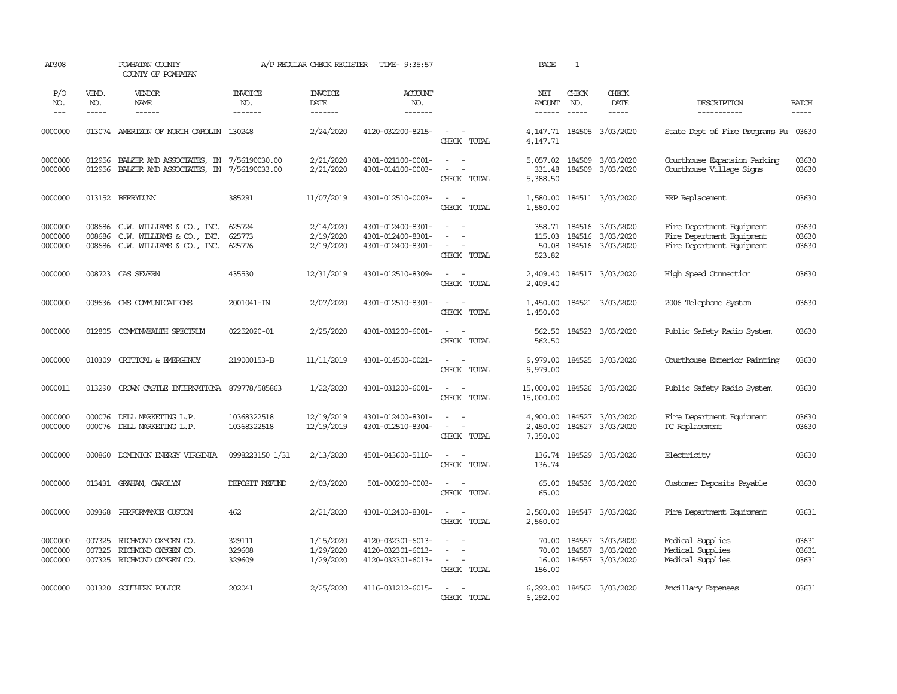AP308 POWHATAN COUNTY A/P REGULAR CHECK REGISTER TIME- 9:35:57 PAGE 1

COUNTY OF POWHATAN

| P/O NO. | VEND. NO. | VENDOR NAME | INVOICE NO. | INVOICE DATE | ACCOUNT NO. | | NET AMOUNT | CHECK NO. | CHECK DATE | DESCRIPTION | BATCH |
|---|---|---|---|---|---|---|---|---|---|---|---|
| 0000000 | 013074 | AMERIZON OF NORTH CAROLIN | 130248 | 2/24/2020 | 4120-032200-8215- | - - | 4,147.71 | 184505 | 3/03/2020 | State Dept of Fire Programs Fu | 03630 |
| | | | | | | CHECK TOTAL | 4,147.71 | | | | |
| 0000000 | 012956 | BALZER AND ASSOCIATES, IN | 7/56190030.00 | 2/21/2020 | 4301-021100-0001- | - - | 5,057.02 | 184509 | 3/03/2020 | Courthouse Expansion Parking | 03630 |
| 0000000 | 012956 | BALZER AND ASSOCIATES, IN | 7/56190033.00 | 2/21/2020 | 4301-014100-0003- | - - | 331.48 | 184509 | 3/03/2020 | Courthouse Village Signs | 03630 |
| | | | | | | CHECK TOTAL | 5,388.50 | | | | |
| 0000000 | 013152 | BERRYDUNN | 385291 | 11/07/2019 | 4301-012510-0003- | - - | 1,580.00 | 184511 | 3/03/2020 | ERP Replacement | 03630 |
| | | | | | | CHECK TOTAL | 1,580.00 | | | | |
| 0000000 | 008686 | C.W. WILLIAMS & CO., INC. | 625724 | 2/14/2020 | 4301-012400-8301- | - - | 358.71 | 184516 | 3/03/2020 | Fire Department Equipment | 03630 |
| 0000000 | 008686 | C.W. WILLIAMS & CO., INC. | 625773 | 2/19/2020 | 4301-012400-8301- | - - | 115.03 | 184516 | 3/03/2020 | Fire Department Equipment | 03630 |
| 0000000 | 008686 | C.W. WILLIAMS & CO., INC. | 625776 | 2/19/2020 | 4301-012400-8301- | - - | 50.08 | 184516 | 3/03/2020 | Fire Department Equipment | 03630 |
| | | | | | | CHECK TOTAL | 523.82 | | | | |
| 0000000 | 008723 | CAS SEVERN | 435530 | 12/31/2019 | 4301-012510-8309- | - - | 2,409.40 | 184517 | 3/03/2020 | High Speed Connection | 03630 |
| | | | | | | CHECK TOTAL | 2,409.40 | | | | |
| 0000000 | 009636 | CMS COMMUNICATIONS | 2001041-IN | 2/07/2020 | 4301-012510-8301- | - - | 1,450.00 | 184521 | 3/03/2020 | 2006 Telephone System | 03630 |
| | | | | | | CHECK TOTAL | 1,450.00 | | | | |
| 0000000 | 012805 | COMMONWEALTH SPECTRUM | 02252020-01 | 2/25/2020 | 4301-031200-6001- | - - | 562.50 | 184523 | 3/03/2020 | Public Safety Radio System | 03630 |
| | | | | | | CHECK TOTAL | 562.50 | | | | |
| 0000000 | 010309 | CRITICAL & EMERGENCY | 219000153-B | 11/11/2019 | 4301-014500-0021- | - - | 9,979.00 | 184525 | 3/03/2020 | Courthouse Exterior Painting | 03630 |
| | | | | | | CHECK TOTAL | 9,979.00 | | | | |
| 0000011 | 013290 | CROWN CASTLE INTERNATIONA | 879778/585863 | 1/22/2020 | 4301-031200-6001- | - - | 15,000.00 | 184526 | 3/03/2020 | Public Safety Radio System | 03630 |
| | | | | | | CHECK TOTAL | 15,000.00 | | | | |
| 0000000 | 000076 | DELL MARKETING L.P. | 10368322518 | 12/19/2019 | 4301-012400-8301- | - - | 4,900.00 | 184527 | 3/03/2020 | Fire Department Equipment | 03630 |
| 0000000 | 000076 | DELL MARKETING L.P. | 10368322518 | 12/19/2019 | 4301-012510-8304- | - - | 2,450.00 | 184527 | 3/03/2020 | PC Replacement | 03630 |
| | | | | | | CHECK TOTAL | 7,350.00 | | | | |
| 0000000 | 000860 | DOMINION ENERGY VIRGINIA | 0998223150 1/31 | 2/13/2020 | 4501-043600-5110- | - - | 136.74 | 184529 | 3/03/2020 | Electricity | 03630 |
| | | | | | | CHECK TOTAL | 136.74 | | | | |
| 0000000 | 013431 | GRAHAM, CAROLYN | DEPOSIT REFUND | 2/03/2020 | 501-000200-0003- | - - | 65.00 | 184536 | 3/03/2020 | Customer Deposits Payable | 03630 |
| | | | | | | CHECK TOTAL | 65.00 | | | | |
| 0000000 | 009368 | PERFORMANCE CUSTOM | 462 | 2/21/2020 | 4301-012400-8301- | - - | 2,560.00 | 184547 | 3/03/2020 | Fire Department Equipment | 03631 |
| | | | | | | CHECK TOTAL | 2,560.00 | | | | |
| 0000000 | 007325 | RICHMOND OXYGEN CO. | 329111 | 1/15/2020 | 4120-032301-6013- | - - | 70.00 | 184557 | 3/03/2020 | Medical Supplies | 03631 |
| 0000000 | 007325 | RICHMOND OXYGEN CO. | 329608 | 1/29/2020 | 4120-032301-6013- | - - | 70.00 | 184557 | 3/03/2020 | Medical Supplies | 03631 |
| 0000000 | 007325 | RICHMOND OXYGEN CO. | 329609 | 1/29/2020 | 4120-032301-6013- | - - | 16.00 | 184557 | 3/03/2020 | Medical Supplies | 03631 |
| | | | | | | CHECK TOTAL | 156.00 | | | | |
| 0000000 | 001320 | SOUTHERN POLICE | 202041 | 2/25/2020 | 4116-031212-6015- | - - | 6,292.00 | 184562 | 3/03/2020 | Ancillary Expenses | 03631 |
| | | | | | | CHECK TOTAL | 6,292.00 | | | | |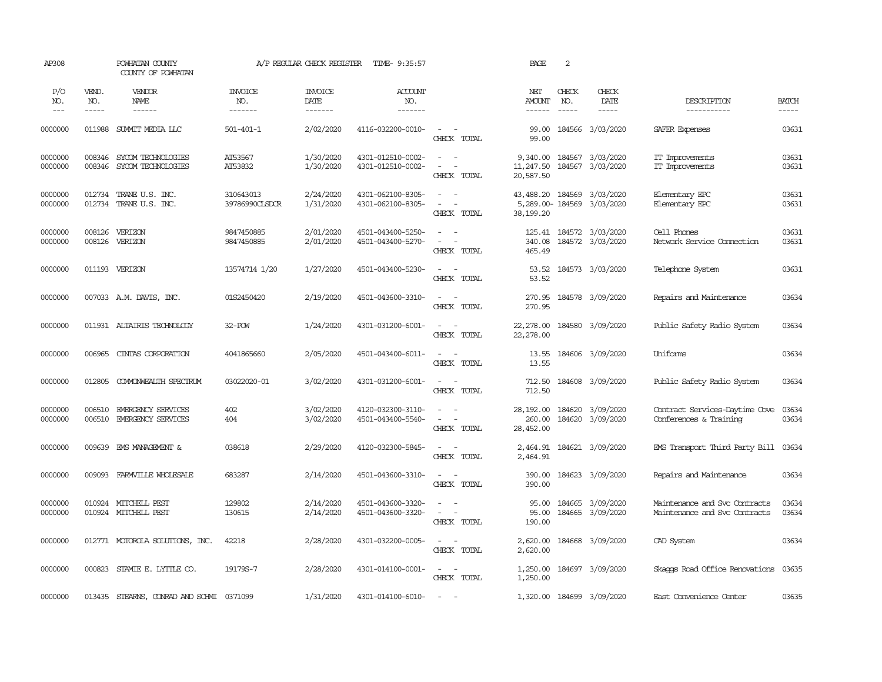AP308 POWHATAN COUNTY A/P REGULAR CHECK REGISTER TIME- 9:35:57 PAGE 2

COUNTY OF POWHATAN

| P/O NO. | VEND. NO. | VENDOR NAME | INVOICE NO. | INVOICE DATE | ACCOUNT NO. | | NET AMOUNT | CHECK NO. | CHECK DATE | DESCRIPTION | BATCH |
|---|---|---|---|---|---|---|---|---|---|---|---|
| 0000000 | 011988 | SUMMIT MEDIA LLC | 501-401-1 | 2/02/2020 | 4116-032200-0010- | - - | 99.00 | 184566 | 3/03/2020 | SAFER Expenses | 03631 |
| | | | | | | CHECK TOTAL | 99.00 | | | | |
| 0000000 | 008346 | SYCOM TECHNOLOGIES | AT53567 | 1/30/2020 | 4301-012510-0002- | - - | 9,340.00 | 184567 | 3/03/2020 | IT Improvements | 03631 |
| 0000000 | 008346 | SYCOM TECHNOLOGIES | AT53832 | 1/30/2020 | 4301-012510-0002- | - - | 11,247.50 | 184567 | 3/03/2020 | IT Improvements | 03631 |
| | | | | | | CHECK TOTAL | 20,587.50 | | | | |
| 0000000 | 012734 | TRANE U.S. INC. | 310643013 | 2/24/2020 | 4301-062100-8305- | - - | 43,488.20 | 184569 | 3/03/2020 | Elementary EPC | 03631 |
| 0000000 | 012734 | TRANE U.S. INC. | 39786990CLSDCR | 1/31/2020 | 4301-062100-8305- | - - | 5,289.00- | 184569 | 3/03/2020 | Elementary EPC | 03631 |
| | | | | | | CHECK TOTAL | 38,199.20 | | | | |
| 0000000 | 008126 | VERIZON | 9847450885 | 2/01/2020 | 4501-043400-5250- | - - | 125.41 | 184572 | 3/03/2020 | Cell Phones | 03631 |
| 0000000 | 008126 | VERIZON | 9847450885 | 2/01/2020 | 4501-043400-5270- | - - | 340.08 | 184572 | 3/03/2020 | Network Service Connection | 03631 |
| | | | | | | CHECK TOTAL | 465.49 | | | | |
| 0000000 | 011193 | VERIZON | 13574714 1/20 | 1/27/2020 | 4501-043400-5230- | - - | 53.52 | 184573 | 3/03/2020 | Telephone System | 03631 |
| | | | | | | CHECK TOTAL | 53.52 | | | | |
| 0000000 | 007033 | A.M. DAVIS, INC. | 01S2450420 | 2/19/2020 | 4501-043600-3310- | - - | 270.95 | 184578 | 3/09/2020 | Repairs and Maintenance | 03634 |
| | | | | | | CHECK TOTAL | 270.95 | | | | |
| 0000000 | 011931 | ALTAIRIS TECHNOLOGY | 32-POW | 1/24/2020 | 4301-031200-6001- | - - | 22,278.00 | 184580 | 3/09/2020 | Public Safety Radio System | 03634 |
| | | | | | | CHECK TOTAL | 22,278.00 | | | | |
| 0000000 | 006965 | CINTAS CORPORATION | 4041865660 | 2/05/2020 | 4501-043400-6011- | - - | 13.55 | 184606 | 3/09/2020 | Uniforms | 03634 |
| | | | | | | CHECK TOTAL | 13.55 | | | | |
| 0000000 | 012805 | COMMONWEALTH SPECTRUM | 03022020-01 | 3/02/2020 | 4301-031200-6001- | - - | 712.50 | 184608 | 3/09/2020 | Public Safety Radio System | 03634 |
| | | | | | | CHECK TOTAL | 712.50 | | | | |
| 0000000 | 006510 | EMERGENCY SERVICES | 402 | 3/02/2020 | 4120-032300-3110- | - - | 28,192.00 | 184620 | 3/09/2020 | Contract Services-Daytime Cove | 03634 |
| 0000000 | 006510 | EMERGENCY SERVICES | 404 | 3/02/2020 | 4501-043400-5540- | - - | 260.00 | 184620 | 3/09/2020 | Conferences & Training | 03634 |
| | | | | | | CHECK TOTAL | 28,452.00 | | | | |
| 0000000 | 009639 | EMS MANAGEMENT & | 038618 | 2/29/2020 | 4120-032300-5845- | - - | 2,464.91 | 184621 | 3/09/2020 | EMS Transport Third Party Bill | 03634 |
| | | | | | | CHECK TOTAL | 2,464.91 | | | | |
| 0000000 | 009093 | FARMVILLE WHOLESALE | 683287 | 2/14/2020 | 4501-043600-3310- | - - | 390.00 | 184623 | 3/09/2020 | Repairs and Maintenance | 03634 |
| | | | | | | CHECK TOTAL | 390.00 | | | | |
| 0000000 | 010924 | MITCHELL PEST | 129802 | 2/14/2020 | 4501-043600-3320- | - - | 95.00 | 184665 | 3/09/2020 | Maintenance and Svc Contracts | 03634 |
| 0000000 | 010924 | MITCHELL PEST | 130615 | 2/14/2020 | 4501-043600-3320- | - - | 95.00 | 184665 | 3/09/2020 | Maintenance and Svc Contracts | 03634 |
| | | | | | | CHECK TOTAL | 190.00 | | | | |
| 0000000 | 012771 | MOTOROLA SOLUTIONS, INC. | 42218 | 2/28/2020 | 4301-032200-0005- | - - | 2,620.00 | 184668 | 3/09/2020 | CAD System | 03634 |
| | | | | | | CHECK TOTAL | 2,620.00 | | | | |
| 0000000 | 000823 | STAMIE E. LYTTLE CO. | 19179S-7 | 2/28/2020 | 4301-014100-0001- | - - | 1,250.00 | 184697 | 3/09/2020 | Skaggs Road Office Renovations | 03635 |
| | | | | | | CHECK TOTAL | 1,250.00 | | | | |
| 0000000 | 013435 | STEARNS, CONRAD AND SCHMI | 0371099 | 1/31/2020 | 4301-014100-6010- | - - | 1,320.00 | 184699 | 3/09/2020 | East Convenience Center | 03635 |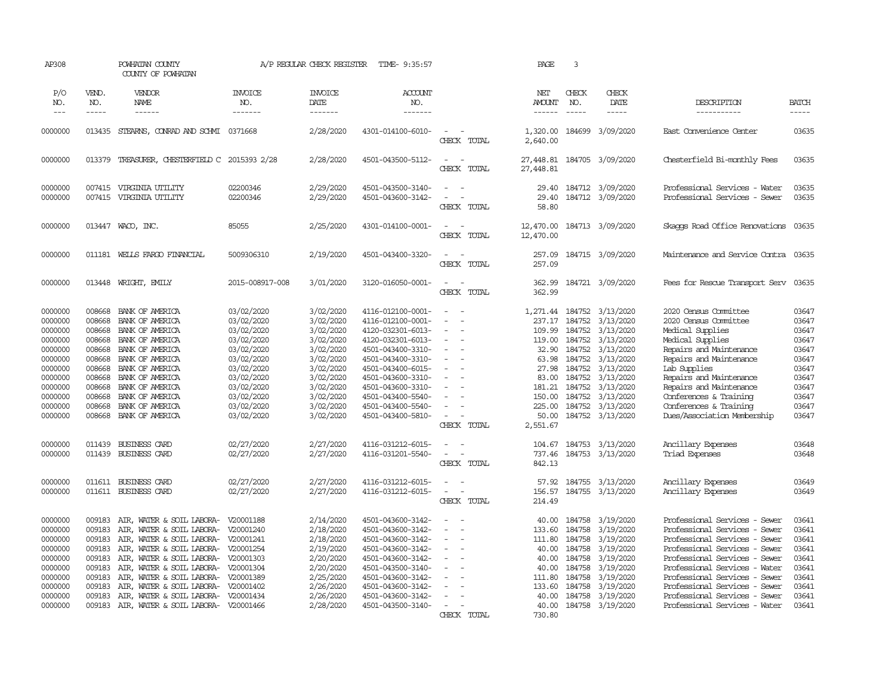AP308 POWHATAN COUNTY A/P REGULAR CHECK REGISTER TIME- 9:35:57 PAGE 3

COUNTY OF POWHATAN

| P/O NO. | VEND. NO. | VENDOR NAME | INVOICE NO. | INVOICE DATE | ACCOUNT NO. | | NET AMOUNT | CHECK NO. | CHECK DATE | DESCRIPTION | BATCH |
|---|---|---|---|---|---|---|---|---|---|---|---|
| 0000000 | 013435 | STEARNS, CONRAD AND SCHMI | 0371668 | 2/28/2020 | 4301-014100-6010- | - - | 1,320.00 | 184699 | 3/09/2020 | East Convenience Center | 03635 |
| | | | | | | CHECK TOTAL | 2,640.00 | | | | |
| 0000000 | 013379 | TREASURER, CHESTERFIELD C | 2015393 2/28 | 2/28/2020 | 4501-043500-5112- | - - | 27,448.81 | 184705 | 3/09/2020 | Chesterfield Bi-monthly Fees | 03635 |
| | | | | | | CHECK TOTAL | 27,448.81 | | | | |
| 0000000 | 007415 | VIRGINIA UTILITY | 02200346 | 2/29/2020 | 4501-043500-3140- | - - | 29.40 | 184712 | 3/09/2020 | Professional Services - Water | 03635 |
| 0000000 | 007415 | VIRGINIA UTILITY | 02200346 | 2/29/2020 | 4501-043600-3142- | - - | 29.40 | 184712 | 3/09/2020 | Professional Services - Sewer | 03635 |
| | | | | | | CHECK TOTAL | 58.80 | | | | |
| 0000000 | 013447 | WACO, INC. | 85055 | 2/25/2020 | 4301-014100-0001- | - - | 12,470.00 | 184713 | 3/09/2020 | Skaggs Road Office Renovations | 03635 |
| | | | | | | CHECK TOTAL | 12,470.00 | | | | |
| 0000000 | 011181 | WELLS FARGO FINANCIAL | 5009306310 | 2/19/2020 | 4501-043400-3320- | - - | 257.09 | 184715 | 3/09/2020 | Maintenance and Service Contra | 03635 |
| | | | | | | CHECK TOTAL | 257.09 | | | | |
| 0000000 | 013448 | WRIGHT, EMILY | 2015-008917-008 | 3/01/2020 | 3120-016050-0001- | - - | 362.99 | 184721 | 3/09/2020 | Fees for Rescue Transport Serv | 03635 |
| | | | | | | CHECK TOTAL | 362.99 | | | | |
| 0000000 | 008668 | BANK OF AMERICA | 03/02/2020 | 3/02/2020 | 4116-012100-0001- | - - | 1,271.44 | 184752 | 3/13/2020 | 2020 Census Committee | 03647 |
| 0000000 | 008668 | BANK OF AMERICA | 03/02/2020 | 3/02/2020 | 4116-012100-0001- | - - | 237.17 | 184752 | 3/13/2020 | 2020 Census Committee | 03647 |
| 0000000 | 008668 | BANK OF AMERICA | 03/02/2020 | 3/02/2020 | 4120-032301-6013- | - - | 109.99 | 184752 | 3/13/2020 | Medical Supplies | 03647 |
| 0000000 | 008668 | BANK OF AMERICA | 03/02/2020 | 3/02/2020 | 4120-032301-6013- | - - | 119.00 | 184752 | 3/13/2020 | Medical Supplies | 03647 |
| 0000000 | 008668 | BANK OF AMERICA | 03/02/2020 | 3/02/2020 | 4501-043400-3310- | - - | 32.90 | 184752 | 3/13/2020 | Repairs and Maintenance | 03647 |
| 0000000 | 008668 | BANK OF AMERICA | 03/02/2020 | 3/02/2020 | 4501-043400-3310- | - - | 63.98 | 184752 | 3/13/2020 | Repairs and Maintenance | 03647 |
| 0000000 | 008668 | BANK OF AMERICA | 03/02/2020 | 3/02/2020 | 4501-043400-6015- | - - | 27.98 | 184752 | 3/13/2020 | Lab Supplies | 03647 |
| 0000000 | 008668 | BANK OF AMERICA | 03/02/2020 | 3/02/2020 | 4501-043600-3310- | - - | 83.00 | 184752 | 3/13/2020 | Repairs and Maintenance | 03647 |
| 0000000 | 008668 | BANK OF AMERICA | 03/02/2020 | 3/02/2020 | 4501-043600-3310- | - - | 181.21 | 184752 | 3/13/2020 | Repairs and Maintenance | 03647 |
| 0000000 | 008668 | BANK OF AMERICA | 03/02/2020 | 3/02/2020 | 4501-043400-5540- | - - | 150.00 | 184752 | 3/13/2020 | Conferences & Training | 03647 |
| 0000000 | 008668 | BANK OF AMERICA | 03/02/2020 | 3/02/2020 | 4501-043400-5540- | - - | 225.00 | 184752 | 3/13/2020 | Conferences & Training | 03647 |
| 0000000 | 008668 | BANK OF AMERICA | 03/02/2020 | 3/02/2020 | 4501-043400-5810- | - - | 50.00 | 184752 | 3/13/2020 | Dues/Association Membership | 03647 |
| | | | | | | CHECK TOTAL | 2,551.67 | | | | |
| 0000000 | 011439 | BUSINESS CARD | 02/27/2020 | 2/27/2020 | 4116-031212-6015- | - - | 104.67 | 184753 | 3/13/2020 | Ancillary Expenses | 03648 |
| 0000000 | 011439 | BUSINESS CARD | 02/27/2020 | 2/27/2020 | 4116-031201-5540- | - - | 737.46 | 184753 | 3/13/2020 | Triad Expenses | 03648 |
| | | | | | | CHECK TOTAL | 842.13 | | | | |
| 0000000 | 011611 | BUSINESS CARD | 02/27/2020 | 2/27/2020 | 4116-031212-6015- | - - | 57.92 | 184755 | 3/13/2020 | Ancillary Expenses | 03649 |
| 0000000 | 011611 | BUSINESS CARD | 02/27/2020 | 2/27/2020 | 4116-031212-6015- | - - | 156.57 | 184755 | 3/13/2020 | Ancillary Expenses | 03649 |
| | | | | | | CHECK TOTAL | 214.49 | | | | |
| 0000000 | 009183 | AIR, WATER & SOIL LABORA- | V20001188 | 2/14/2020 | 4501-043600-3142- | - - | 40.00 | 184758 | 3/19/2020 | Professional Services - Sewer | 03641 |
| 0000000 | 009183 | AIR, WATER & SOIL LABORA- | V20001240 | 2/18/2020 | 4501-043600-3142- | - - | 133.60 | 184758 | 3/19/2020 | Professional Services - Sewer | 03641 |
| 0000000 | 009183 | AIR, WATER & SOIL LABORA- | V20001241 | 2/18/2020 | 4501-043600-3142- | - - | 111.80 | 184758 | 3/19/2020 | Professional Services - Sewer | 03641 |
| 0000000 | 009183 | AIR, WATER & SOIL LABORA- | V20001254 | 2/19/2020 | 4501-043600-3142- | - - | 40.00 | 184758 | 3/19/2020 | Professional Services - Sewer | 03641 |
| 0000000 | 009183 | AIR, WATER & SOIL LABORA- | V20001303 | 2/20/2020 | 4501-043600-3142- | - - | 40.00 | 184758 | 3/19/2020 | Professional Services - Sewer | 03641 |
| 0000000 | 009183 | AIR, WATER & SOIL LABORA- | V20001304 | 2/20/2020 | 4501-043500-3140- | - - | 40.00 | 184758 | 3/19/2020 | Professional Services - Water | 03641 |
| 0000000 | 009183 | AIR, WATER & SOIL LABORA- | V20001389 | 2/25/2020 | 4501-043600-3142- | - - | 111.80 | 184758 | 3/19/2020 | Professional Services - Sewer | 03641 |
| 0000000 | 009183 | AIR, WATER & SOIL LABORA- | V20001402 | 2/26/2020 | 4501-043600-3142- | - - | 133.60 | 184758 | 3/19/2020 | Professional Services - Sewer | 03641 |
| 0000000 | 009183 | AIR, WATER & SOIL LABORA- | V20001434 | 2/26/2020 | 4501-043600-3142- | - - | 40.00 | 184758 | 3/19/2020 | Professional Services - Sewer | 03641 |
| 0000000 | 009183 | AIR, WATER & SOIL LABORA- | V20001466 | 2/28/2020 | 4501-043500-3140- | - - | 40.00 | 184758 | 3/19/2020 | Professional Services - Water | 03641 |
| | | | | | | CHECK TOTAL | 730.80 | | | | |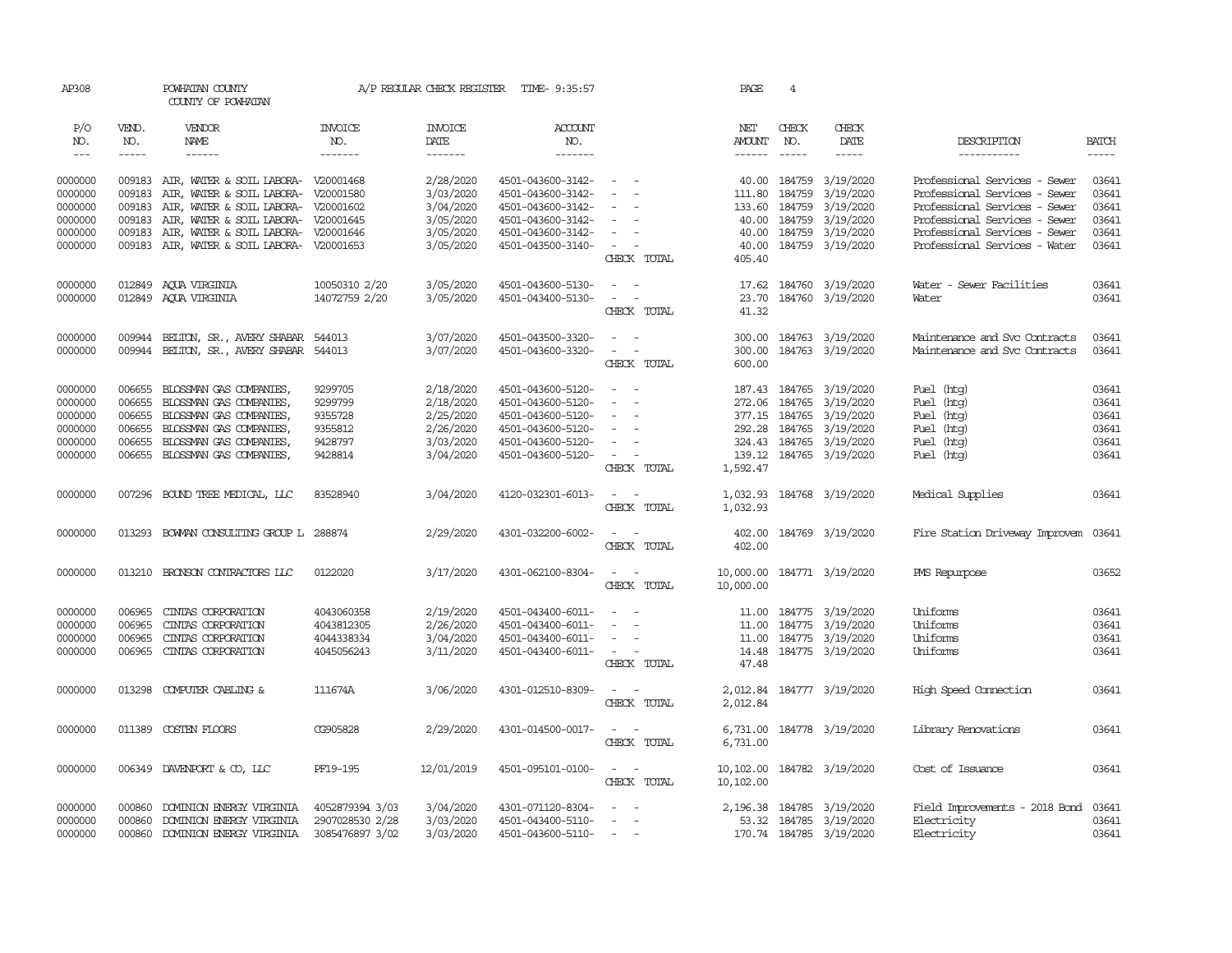AP308 POWHATAN COUNTY A/P REGULAR CHECK REGISTER TIME- 9:35:57 PAGE 4

COUNTY OF POWHATAN

| P/O NO. | VEND. NO. | VENDOR NAME | INVOICE NO. | INVOICE DATE | ACCOUNT NO. | | NET AMOUNT | CHECK NO. | CHECK DATE | DESCRIPTION | BATCH |
|---|---|---|---|---|---|---|---|---|---|---|---|
| --- | ----- | ------ | ------- | ------- | ------- | | ------ | ----- | ----- | ----------- | ----- |
| 0000000 | 009183 | AIR, WATER & SOIL LABORA- | V20001468 | 2/28/2020 | 4501-043600-3142- | - - | 40.00 | 184759 | 3/19/2020 | Professional Services - Sewer | 03641 |
| 0000000 | 009183 | AIR, WATER & SOIL LABORA- | V20001580 | 3/03/2020 | 4501-043600-3142- | - - | 111.80 | 184759 | 3/19/2020 | Professional Services - Sewer | 03641 |
| 0000000 | 009183 | AIR, WATER & SOIL LABORA- | V20001602 | 3/04/2020 | 4501-043600-3142- | - - | 133.60 | 184759 | 3/19/2020 | Professional Services - Sewer | 03641 |
| 0000000 | 009183 | AIR, WATER & SOIL LABORA- | V20001645 | 3/05/2020 | 4501-043600-3142- | - - | 40.00 | 184759 | 3/19/2020 | Professional Services - Sewer | 03641 |
| 0000000 | 009183 | AIR, WATER & SOIL LABORA- | V20001646 | 3/05/2020 | 4501-043600-3142- | - - | 40.00 | 184759 | 3/19/2020 | Professional Services - Sewer | 03641 |
| 0000000 | 009183 | AIR, WATER & SOIL LABORA- | V20001653 | 3/05/2020 | 4501-043500-3140- | - - | 40.00 | 184759 | 3/19/2020 | Professional Services - Water | 03641 |
| | | | | | | CHECK TOTAL | 405.40 | | | | |
| 0000000 | 012849 | AQUA VIRGINIA | 10050310 2/20 | 3/05/2020 | 4501-043600-5130- | - - | 17.62 | 184760 | 3/19/2020 | Water - Sewer Facilities | 03641 |
| 0000000 | 012849 | AQUA VIRGINIA | 14072759 2/20 | 3/05/2020 | 4501-043400-5130- | - - | 23.70 | 184760 | 3/19/2020 | Water | 03641 |
| | | | | | | CHECK TOTAL | 41.32 | | | | |
| 0000000 | 009944 | BELTON, SR., AVERY SHABAR | 544013 | 3/07/2020 | 4501-043500-3320- | - - | 300.00 | 184763 | 3/19/2020 | Maintenance and Svc Contracts | 03641 |
| 0000000 | 009944 | BELTON, SR., AVERY SHABAR | 544013 | 3/07/2020 | 4501-043600-3320- | - - | 300.00 | 184763 | 3/19/2020 | Maintenance and Svc Contracts | 03641 |
| | | | | | | CHECK TOTAL | 600.00 | | | | |
| 0000000 | 006655 | BLOSSMAN GAS COMPANIES, | 9299705 | 2/18/2020 | 4501-043600-5120- | - - | 187.43 | 184765 | 3/19/2020 | Fuel (htg) | 03641 |
| 0000000 | 006655 | BLOSSMAN GAS COMPANIES, | 9299799 | 2/18/2020 | 4501-043600-5120- | - - | 272.06 | 184765 | 3/19/2020 | Fuel (htg) | 03641 |
| 0000000 | 006655 | BLOSSMAN GAS COMPANIES, | 9355728 | 2/25/2020 | 4501-043600-5120- | - - | 377.15 | 184765 | 3/19/2020 | Fuel (htg) | 03641 |
| 0000000 | 006655 | BLOSSMAN GAS COMPANIES, | 9355812 | 2/26/2020 | 4501-043600-5120- | - - | 292.28 | 184765 | 3/19/2020 | Fuel (htg) | 03641 |
| 0000000 | 006655 | BLOSSMAN GAS COMPANIES, | 9428797 | 3/03/2020 | 4501-043600-5120- | - - | 324.43 | 184765 | 3/19/2020 | Fuel (htg) | 03641 |
| 0000000 | 006655 | BLOSSMAN GAS COMPANIES, | 9428814 | 3/04/2020 | 4501-043600-5120- | - - | 139.12 | 184765 | 3/19/2020 | Fuel (htg) | 03641 |
| | | | | | | CHECK TOTAL | 1,592.47 | | | | |
| 0000000 | 007296 | BOUND TREE MEDICAL, LLC | 83528940 | 3/04/2020 | 4120-032301-6013- | - - | 1,032.93 | 184768 | 3/19/2020 | Medical Supplies | 03641 |
| | | | | | | CHECK TOTAL | 1,032.93 | | | | |
| 0000000 | 013293 | BOWMAN CONSULTING GROUP L | 288874 | 2/29/2020 | 4301-032200-6002- | - - | 402.00 | 184769 | 3/19/2020 | Fire Station Driveway Improvem | 03641 |
| | | | | | | CHECK TOTAL | 402.00 | | | | |
| 0000000 | 013210 | BRONSON CONTRACTORS LLC | 0122020 | 3/17/2020 | 4301-062100-8304- | - - | 10,000.00 | 184771 | 3/19/2020 | PMS Repurpose | 03652 |
| | | | | | | CHECK TOTAL | 10,000.00 | | | | |
| 0000000 | 006965 | CINTAS CORPORATION | 4043060358 | 2/19/2020 | 4501-043400-6011- | - - | 11.00 | 184775 | 3/19/2020 | Uniforms | 03641 |
| 0000000 | 006965 | CINTAS CORPORATION | 4043812305 | 2/26/2020 | 4501-043400-6011- | - - | 11.00 | 184775 | 3/19/2020 | Uniforms | 03641 |
| 0000000 | 006965 | CINTAS CORPORATION | 4044338334 | 3/04/2020 | 4501-043400-6011- | - - | 11.00 | 184775 | 3/19/2020 | Uniforms | 03641 |
| 0000000 | 006965 | CINTAS CORPORATION | 4045056243 | 3/11/2020 | 4501-043400-6011- | - - | 14.48 | 184775 | 3/19/2020 | Uniforms | 03641 |
| | | | | | | CHECK TOTAL | 47.48 | | | | |
| 0000000 | 013298 | COMPUTER CABLING & | 111674A | 3/06/2020 | 4301-012510-8309- | - - | 2,012.84 | 184777 | 3/19/2020 | High Speed Connection | 03641 |
| | | | | | | CHECK TOTAL | 2,012.84 | | | | |
| 0000000 | 011389 | COSTEN FLOORS | CG905828 | 2/29/2020 | 4301-014500-0017- | - - | 6,731.00 | 184778 | 3/19/2020 | Library Renovations | 03641 |
| | | | | | | CHECK TOTAL | 6,731.00 | | | | |
| 0000000 | 006349 | DAVENPORT & CO, LLC | PF19-195 | 12/01/2019 | 4501-095101-0100- | - - | 10,102.00 | 184782 | 3/19/2020 | Cost of Issuance | 03641 |
| | | | | | | CHECK TOTAL | 10,102.00 | | | | |
| 0000000 | 000860 | DOMINION ENERGY VIRGINIA | 4052879394 3/03 | 3/04/2020 | 4301-071120-8304- | - - | 2,196.38 | 184785 | 3/19/2020 | Field Improvements - 2018 Bond | 03641 |
| 0000000 | 000860 | DOMINION ENERGY VIRGINIA | 2907028530 2/28 | 3/03/2020 | 4501-043400-5110- | - - | 53.32 | 184785 | 3/19/2020 | Electricity | 03641 |
| 0000000 | 000860 | DOMINION ENERGY VIRGINIA | 3085476897 3/02 | 3/03/2020 | 4501-043600-5110- | - - | 170.74 | 184785 | 3/19/2020 | Electricity | 03641 |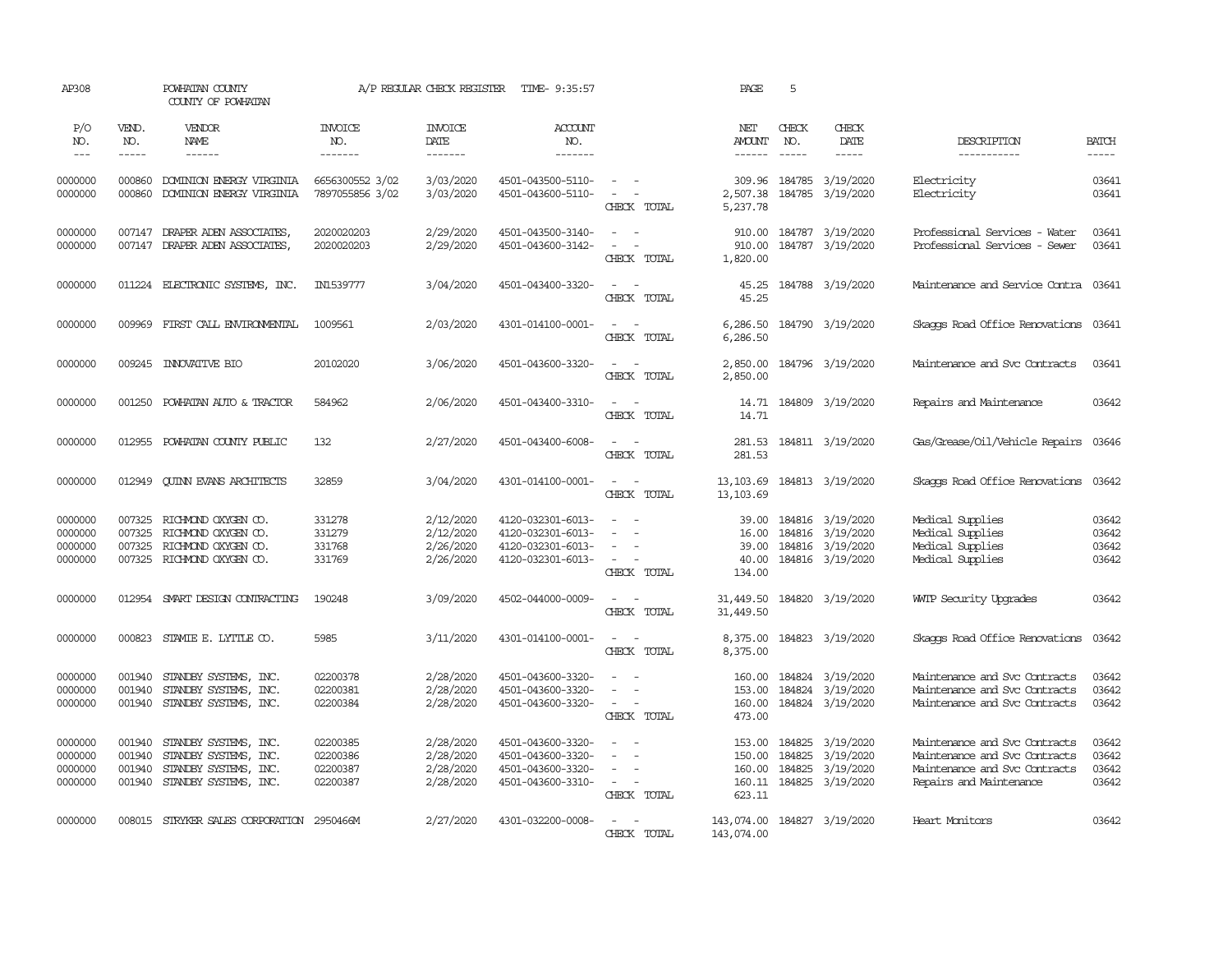AP308 POWHATAN COUNTY A/P REGULAR CHECK REGISTER TIME- 9:35:57 PAGE 5

COUNTY OF POWHATAN

| P/O NO. | VEND. NO. | VENDOR NAME | INVOICE NO. | INVOICE DATE | ACCOUNT NO. | | NET AMOUNT | CHECK NO. | CHECK DATE | DESCRIPTION | BATCH |
|---|---|---|---|---|---|---|---|---|---|---|---|
| 0000000 | 000860 | DOMINION ENERGY VIRGINIA | 6656300552 3/02 | 3/03/2020 | 4501-043500-5110- | - - | 309.96 | 184785 | 3/19/2020 | Electricity | 03641 |
| 0000000 | 000860 | DOMINION ENERGY VIRGINIA | 7897055856 3/02 | 3/03/2020 | 4501-043600-5110- | - - | 2,507.38 | 184785 | 3/19/2020 | Electricity | 03641 |
| | | | | | | CHECK TOTAL | 5,237.78 | | | | |
| 0000000 | 007147 | DRAPER ADEN ASSOCIATES, | 2020020203 | 2/29/2020 | 4501-043500-3140- | - - | 910.00 | 184787 | 3/19/2020 | Professional Services - Water | 03641 |
| 0000000 | 007147 | DRAPER ADEN ASSOCIATES, | 2020020203 | 2/29/2020 | 4501-043600-3142- | - - | 910.00 | 184787 | 3/19/2020 | Professional Services - Sewer | 03641 |
| | | | | | | CHECK TOTAL | 1,820.00 | | | | |
| 0000000 | 011224 | ELECTRONIC SYSTEMS, INC. | IN1539777 | 3/04/2020 | 4501-043400-3320- | - - | 45.25 | 184788 | 3/19/2020 | Maintenance and Service Contra | 03641 |
| | | | | | | CHECK TOTAL | 45.25 | | | | |
| 0000000 | 009969 | FIRST CALL ENVIRONMENTAL | 1009561 | 2/03/2020 | 4301-014100-0001- | - - | 6,286.50 | 184790 | 3/19/2020 | Skaggs Road Office Renovations | 03641 |
| | | | | | | CHECK TOTAL | 6,286.50 | | | | |
| 0000000 | 009245 | INNOVATIVE BIO | 20102020 | 3/06/2020 | 4501-043600-3320- | - - | 2,850.00 | 184796 | 3/19/2020 | Maintenance and Svc Contracts | 03641 |
| | | | | | | CHECK TOTAL | 2,850.00 | | | | |
| 0000000 | 001250 | POWHATAN AUTO & TRACTOR | 584962 | 2/06/2020 | 4501-043400-3310- | - - | 14.71 | 184809 | 3/19/2020 | Repairs and Maintenance | 03642 |
| | | | | | | CHECK TOTAL | 14.71 | | | | |
| 0000000 | 012955 | POWHATAN COUNTY PUBLIC | 132 | 2/27/2020 | 4501-043400-6008- | - - | 281.53 | 184811 | 3/19/2020 | Gas/Grease/Oil/Vehicle Repairs | 03646 |
| | | | | | | CHECK TOTAL | 281.53 | | | | |
| 0000000 | 012949 | QUINN EVANS ARCHITECTS | 32859 | 3/04/2020 | 4301-014100-0001- | - - | 13,103.69 | 184813 | 3/19/2020 | Skaggs Road Office Renovations | 03642 |
| | | | | | | CHECK TOTAL | 13,103.69 | | | | |
| 0000000 | 007325 | RICHMOND OXYGEN CO. | 331278 | 2/12/2020 | 4120-032301-6013- | - - | 39.00 | 184816 | 3/19/2020 | Medical Supplies | 03642 |
| 0000000 | 007325 | RICHMOND OXYGEN CO. | 331279 | 2/12/2020 | 4120-032301-6013- | - - | 16.00 | 184816 | 3/19/2020 | Medical Supplies | 03642 |
| 0000000 | 007325 | RICHMOND OXYGEN CO. | 331768 | 2/26/2020 | 4120-032301-6013- | - - | 39.00 | 184816 | 3/19/2020 | Medical Supplies | 03642 |
| 0000000 | 007325 | RICHMOND OXYGEN CO. | 331769 | 2/26/2020 | 4120-032301-6013- | - - | 40.00 | 184816 | 3/19/2020 | Medical Supplies | 03642 |
| | | | | | | CHECK TOTAL | 134.00 | | | | |
| 0000000 | 012954 | SMART DESIGN CONTRACTING | 190248 | 3/09/2020 | 4502-044000-0009- | - - | 31,449.50 | 184820 | 3/19/2020 | WWTP Security Upgrades | 03642 |
| | | | | | | CHECK TOTAL | 31,449.50 | | | | |
| 0000000 | 000823 | STAMIE E. LYTTLE CO. | 5985 | 3/11/2020 | 4301-014100-0001- | - - | 8,375.00 | 184823 | 3/19/2020 | Skaggs Road Office Renovations | 03642 |
| | | | | | | CHECK TOTAL | 8,375.00 | | | | |
| 0000000 | 001940 | STANDBY SYSTEMS, INC. | 02200378 | 2/28/2020 | 4501-043600-3320- | - - | 160.00 | 184824 | 3/19/2020 | Maintenance and Svc Contracts | 03642 |
| 0000000 | 001940 | STANDBY SYSTEMS, INC. | 02200381 | 2/28/2020 | 4501-043600-3320- | - - | 153.00 | 184824 | 3/19/2020 | Maintenance and Svc Contracts | 03642 |
| 0000000 | 001940 | STANDBY SYSTEMS, INC. | 02200384 | 2/28/2020 | 4501-043600-3320- | - - | 160.00 | 184824 | 3/19/2020 | Maintenance and Svc Contracts | 03642 |
| | | | | | | CHECK TOTAL | 473.00 | | | | |
| 0000000 | 001940 | STANDBY SYSTEMS, INC. | 02200385 | 2/28/2020 | 4501-043600-3320- | - - | 153.00 | 184825 | 3/19/2020 | Maintenance and Svc Contracts | 03642 |
| 0000000 | 001940 | STANDBY SYSTEMS, INC. | 02200386 | 2/28/2020 | 4501-043600-3320- | - - | 150.00 | 184825 | 3/19/2020 | Maintenance and Svc Contracts | 03642 |
| 0000000 | 001940 | STANDBY SYSTEMS, INC. | 02200387 | 2/28/2020 | 4501-043600-3320- | - - | 160.00 | 184825 | 3/19/2020 | Maintenance and Svc Contracts | 03642 |
| 0000000 | 001940 | STANDBY SYSTEMS, INC. | 02200387 | 2/28/2020 | 4501-043600-3310- | - - | 160.11 | 184825 | 3/19/2020 | Repairs and Maintenance | 03642 |
| | | | | | | CHECK TOTAL | 623.11 | | | | |
| 0000000 | 008015 | STRYKER SALES CORPORATION | 2950466M | 2/27/2020 | 4301-032200-0008- | - - | 143,074.00 | 184827 | 3/19/2020 | Heart Monitors | 03642 |
| | | | | | | CHECK TOTAL | 143,074.00 | | | | |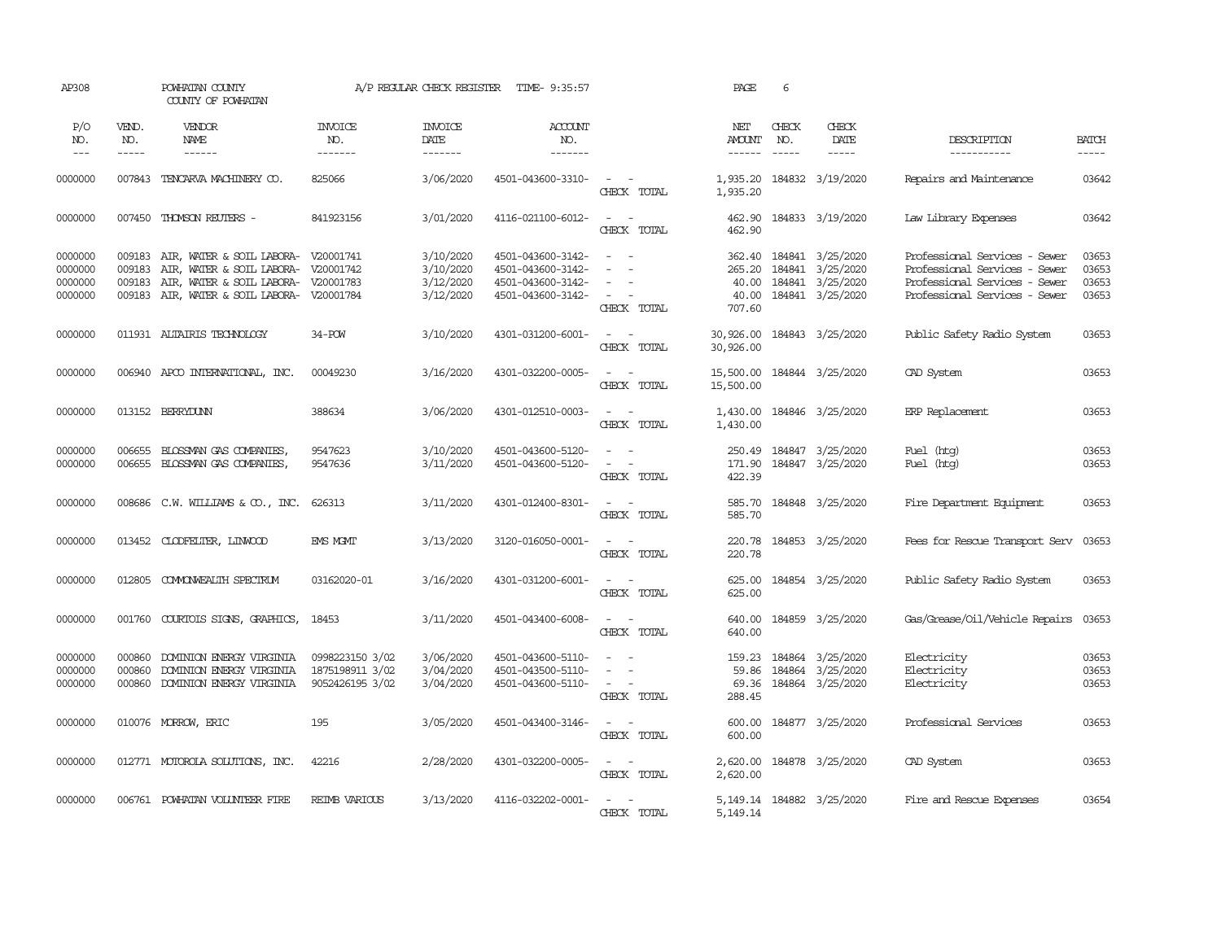AP308 POWHATAN COUNTY A/P REGULAR CHECK REGISTER TIME- 9:35:57 PAGE 6

COUNTY OF POWHATAN

| P/O NO. | VEND. NO. | VENDOR NAME | INVOICE NO. | INVOICE DATE | ACCOUNT NO. | | NET AMOUNT | CHECK NO. | CHECK DATE | DESCRIPTION | BATCH |
|---|---|---|---|---|---|---|---|---|---|---|---|
| 0000000 | 007843 | TENCARVA MACHINERY CO. | 825066 | 3/06/2020 | 4501-043600-3310- | - - | 1,935.20 | 184832 | 3/19/2020 | Repairs and Maintenance | 03642 |
| | | | | | | CHECK TOTAL | 1,935.20 | | | | |
| 0000000 | 007450 | THOMSON REUTERS - | 841923156 | 3/01/2020 | 4116-021100-6012- | - - | 462.90 | 184833 | 3/19/2020 | Law Library Expenses | 03642 |
| | | | | | | CHECK TOTAL | 462.90 | | | | |
| 0000000 | 009183 | AIR, WATER & SOIL LABORA- | V20001741 | 3/10/2020 | 4501-043600-3142- | - - | 362.40 | 184841 | 3/25/2020 | Professional Services - Sewer | 03653 |
| 0000000 | 009183 | AIR, WATER & SOIL LABORA- | V20001742 | 3/10/2020 | 4501-043600-3142- | - - | 265.20 | 184841 | 3/25/2020 | Professional Services - Sewer | 03653 |
| 0000000 | 009183 | AIR, WATER & SOIL LABORA- | V20001783 | 3/12/2020 | 4501-043600-3142- | - - | 40.00 | 184841 | 3/25/2020 | Professional Services - Sewer | 03653 |
| 0000000 | 009183 | AIR, WATER & SOIL LABORA- | V20001784 | 3/12/2020 | 4501-043600-3142- | - - | 40.00 | 184841 | 3/25/2020 | Professional Services - Sewer | 03653 |
| | | | | | | CHECK TOTAL | 707.60 | | | | |
| 0000000 | 011931 | ALTAIRIS TECHNOLOGY | 34-POW | 3/10/2020 | 4301-031200-6001- | - - | 30,926.00 | 184843 | 3/25/2020 | Public Safety Radio System | 03653 |
| | | | | | | CHECK TOTAL | 30,926.00 | | | | |
| 0000000 | 006940 | APCO INTERNATIONAL, INC. | 00049230 | 3/16/2020 | 4301-032200-0005- | - - | 15,500.00 | 184844 | 3/25/2020 | CAD System | 03653 |
| | | | | | | CHECK TOTAL | 15,500.00 | | | | |
| 0000000 | 013152 | BERRYDUNN | 388634 | 3/06/2020 | 4301-012510-0003- | - - | 1,430.00 | 184846 | 3/25/2020 | ERP Replacement | 03653 |
| | | | | | | CHECK TOTAL | 1,430.00 | | | | |
| 0000000 | 006655 | BLOSSMAN GAS COMPANIES, | 9547623 | 3/10/2020 | 4501-043600-5120- | - - | 250.49 | 184847 | 3/25/2020 | Fuel (htg) | 03653 |
| 0000000 | 006655 | BLOSSMAN GAS COMPANIES, | 9547636 | 3/11/2020 | 4501-043600-5120- | - - | 171.90 | 184847 | 3/25/2020 | Fuel (htg) | 03653 |
| | | | | | | CHECK TOTAL | 422.39 | | | | |
| 0000000 | 008686 | C.W. WILLIAMS & CO., INC. | 626313 | 3/11/2020 | 4301-012400-8301- | - - | 585.70 | 184848 | 3/25/2020 | Fire Department Equipment | 03653 |
| | | | | | | CHECK TOTAL | 585.70 | | | | |
| 0000000 | 013452 | CLODFELTER, LINWOOD | EMS MGMT | 3/13/2020 | 3120-016050-0001- | - - | 220.78 | 184853 | 3/25/2020 | Fees for Rescue Transport Serv | 03653 |
| | | | | | | CHECK TOTAL | 220.78 | | | | |
| 0000000 | 012805 | COMMONWEALTH SPECTRUM | 03162020-01 | 3/16/2020 | 4301-031200-6001- | - - | 625.00 | 184854 | 3/25/2020 | Public Safety Radio System | 03653 |
| | | | | | | CHECK TOTAL | 625.00 | | | | |
| 0000000 | 001760 | COURTOIS SIGNS, GRAPHICS, | 18453 | 3/11/2020 | 4501-043400-6008- | - - | 640.00 | 184859 | 3/25/2020 | Gas/Grease/Oil/Vehicle Repairs | 03653 |
| | | | | | | CHECK TOTAL | 640.00 | | | | |
| 0000000 | 000860 | DOMINION ENERGY VIRGINIA | 0998223150 3/02 | 3/06/2020 | 4501-043600-5110- | - - | 159.23 | 184864 | 3/25/2020 | Electricity | 03653 |
| 0000000 | 000860 | DOMINION ENERGY VIRGINIA | 1875198911 3/02 | 3/04/2020 | 4501-043500-5110- | - - | 59.86 | 184864 | 3/25/2020 | Electricity | 03653 |
| 0000000 | 000860 | DOMINION ENERGY VIRGINIA | 9052426195 3/02 | 3/04/2020 | 4501-043600-5110- | - - | 69.36 | 184864 | 3/25/2020 | Electricity | 03653 |
| | | | | | | CHECK TOTAL | 288.45 | | | | |
| 0000000 | 010076 | MORROW, ERIC | 195 | 3/05/2020 | 4501-043400-3146- | - - | 600.00 | 184877 | 3/25/2020 | Professional Services | 03653 |
| | | | | | | CHECK TOTAL | 600.00 | | | | |
| 0000000 | 012771 | MOTOROLA SOLUTIONS, INC. | 42216 | 2/28/2020 | 4301-032200-0005- | - - | 2,620.00 | 184878 | 3/25/2020 | CAD System | 03653 |
| | | | | | | CHECK TOTAL | 2,620.00 | | | | |
| 0000000 | 006761 | POWHATAN VOLUNTEER FIRE | REIMB VARIOUS | 3/13/2020 | 4116-032202-0001- | - - | 5,149.14 | 184882 | 3/25/2020 | Fire and Rescue Expenses | 03654 |
| | | | | | | CHECK TOTAL | 5,149.14 | | | | |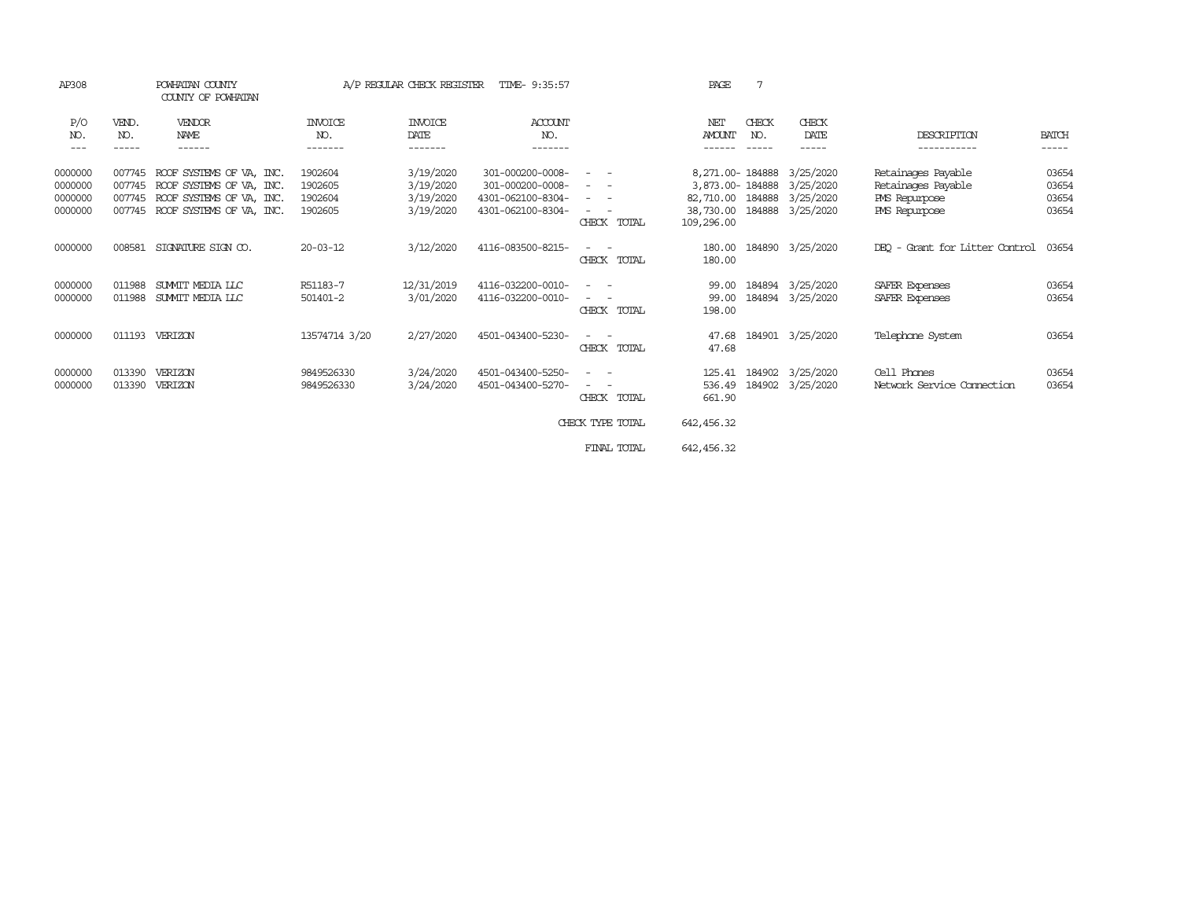AP308 POWHATAN COUNTY A/P REGULAR CHECK REGISTER TIME- 9:35:57 PAGE 7

COUNTY OF POWHATAN

| P/O NO. | VEND. NO. | VENDOR NAME | INVOICE NO. | INVOICE DATE | ACCOUNT NO. | | NET AMOUNT | CHECK NO. | CHECK DATE | DESCRIPTION | BATCH |
|---|---|---|---|---|---|---|---|---|---|---|---|
| 0000000 | 007745 | ROOF SYSTEMS OF VA, INC. | 1902604 | 3/19/2020 | 301-000200-0008- | - - | 8,271.00- | 184888 | 3/25/2020 | Retainages Payable | 03654 |
| 0000000 | 007745 | ROOF SYSTEMS OF VA, INC. | 1902605 | 3/19/2020 | 301-000200-0008- | - - | 3,873.00- | 184888 | 3/25/2020 | Retainages Payable | 03654 |
| 0000000 | 007745 | ROOF SYSTEMS OF VA, INC. | 1902604 | 3/19/2020 | 4301-062100-8304- | - - | 82,710.00 | 184888 | 3/25/2020 | PMS Repurpose | 03654 |
| 0000000 | 007745 | ROOF SYSTEMS OF VA, INC. | 1902605 | 3/19/2020 | 4301-062100-8304- | - - | 38,730.00 | 184888 | 3/25/2020 | PMS Repurpose | 03654 |
| | | | | | | CHECK TOTAL | 109,296.00 | | | | |
| 0000000 | 008581 | SIGNATURE SIGN CO. | 20-03-12 | 3/12/2020 | 4116-083500-8215- | - - | 180.00 | 184890 | 3/25/2020 | DEQ - Grant for Litter Control | 03654 |
| | | | | | | CHECK TOTAL | 180.00 | | | | |
| 0000000 | 011988 | SUMMIT MEDIA LLC | R51183-7 | 12/31/2019 | 4116-032200-0010- | - - | 99.00 | 184894 | 3/25/2020 | SAFER Expenses | 03654 |
| 0000000 | 011988 | SUMMIT MEDIA LLC | 501401-2 | 3/01/2020 | 4116-032200-0010- | - - | 99.00 | 184894 | 3/25/2020 | SAFER Expenses | 03654 |
| | | | | | | CHECK TOTAL | 198.00 | | | | |
| 0000000 | 011193 | VERIZON | 13574714 3/20 | 2/27/2020 | 4501-043400-5230- | - - | 47.68 | 184901 | 3/25/2020 | Telephone System | 03654 |
| | | | | | | CHECK TOTAL | 47.68 | | | | |
| 0000000 | 013390 | VERIZON | 9849526330 | 3/24/2020 | 4501-043400-5250- | - - | 125.41 | 184902 | 3/25/2020 | Cell Phones | 03654 |
| 0000000 | 013390 | VERIZON | 9849526330 | 3/24/2020 | 4501-043400-5270- | - - | 536.49 | 184902 | 3/25/2020 | Network Service Connection | 03654 |
| | | | | | | CHECK TOTAL | 661.90 | | | | |
| | | | | | | CHECK TYPE TOTAL | 642,456.32 | | | | |
| | | | | | | FINAL TOTAL | 642,456.32 | | | | |